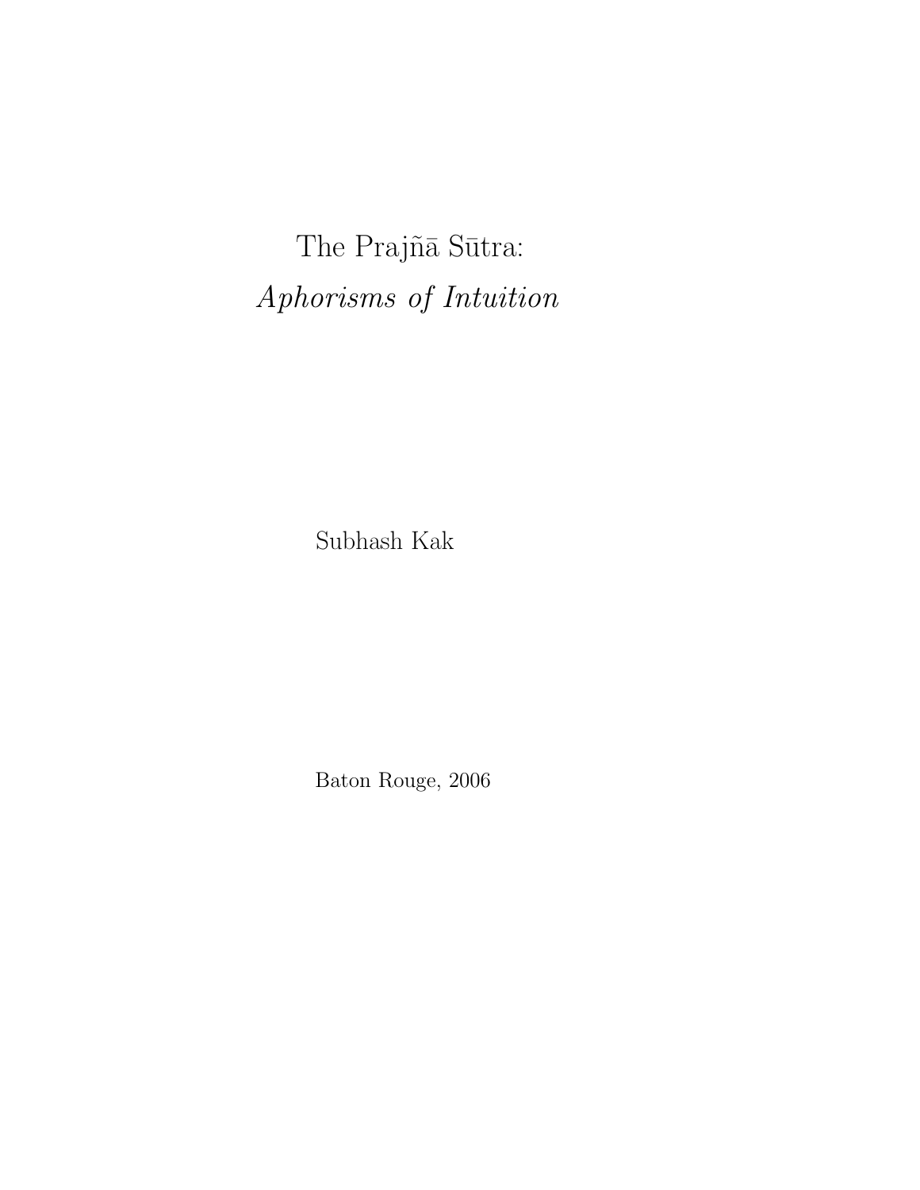# The Prajñā Sūtra: *Aphorisms of Intuition*

Subhash Kak

Baton Rouge, 2006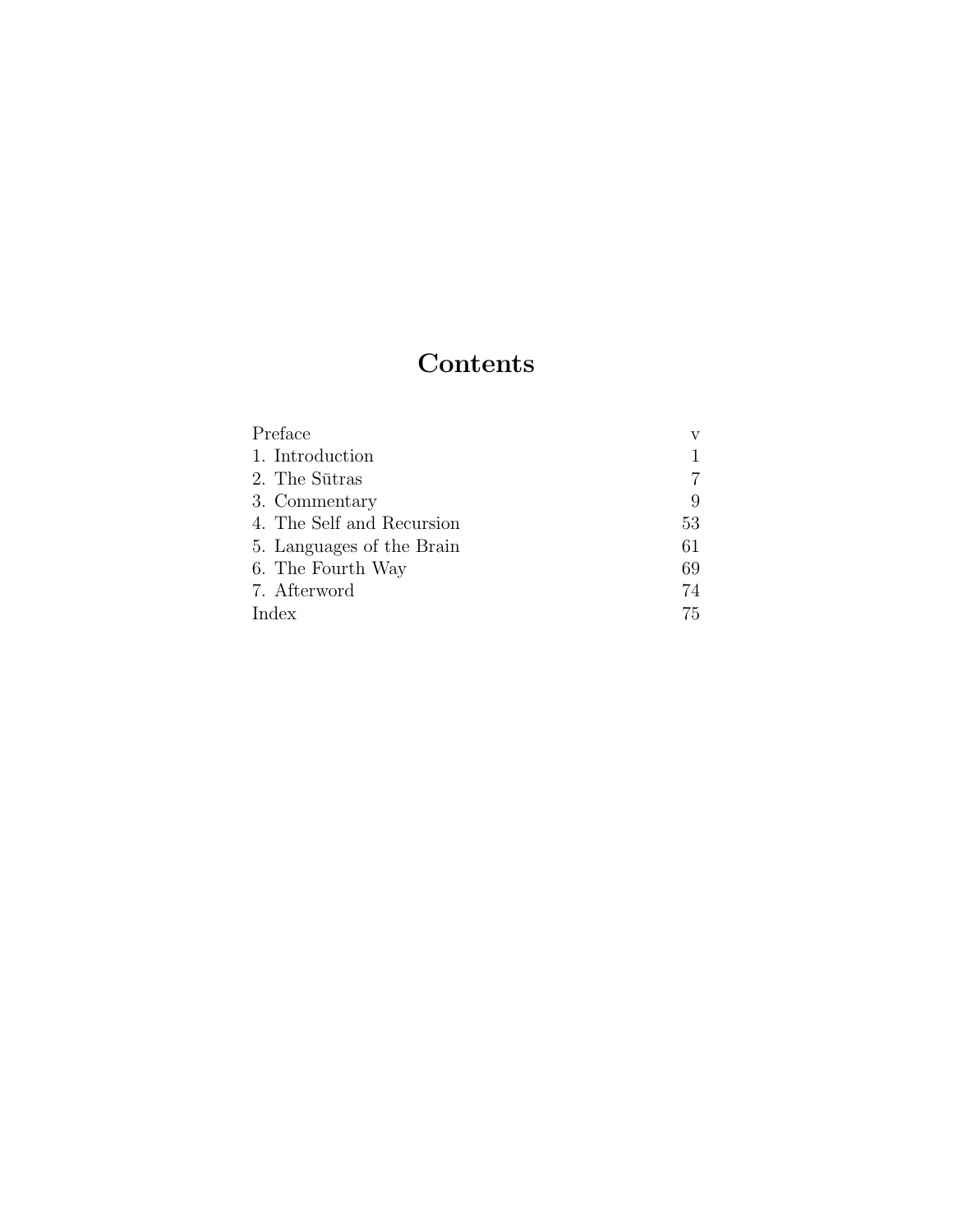# Contents

| | |
|---|---|
| Preface | v |
| 1. Introduction | 1 |
| 2. The Sūtras | 7 |
| 3. Commentary | 9 |
| 4. The Self and Recursion | 53 |
| 5. Languages of the Brain | 61 |
| 6. The Fourth Way | 69 |
| 7. Afterword | 74 |
| Index | 75 |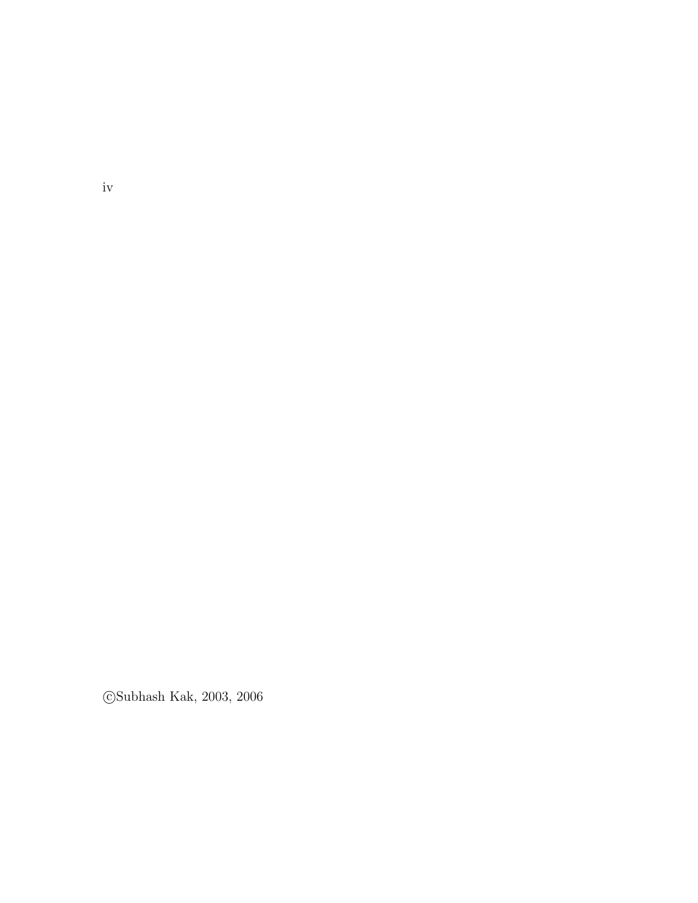©Subhash Kak, 2003, 2006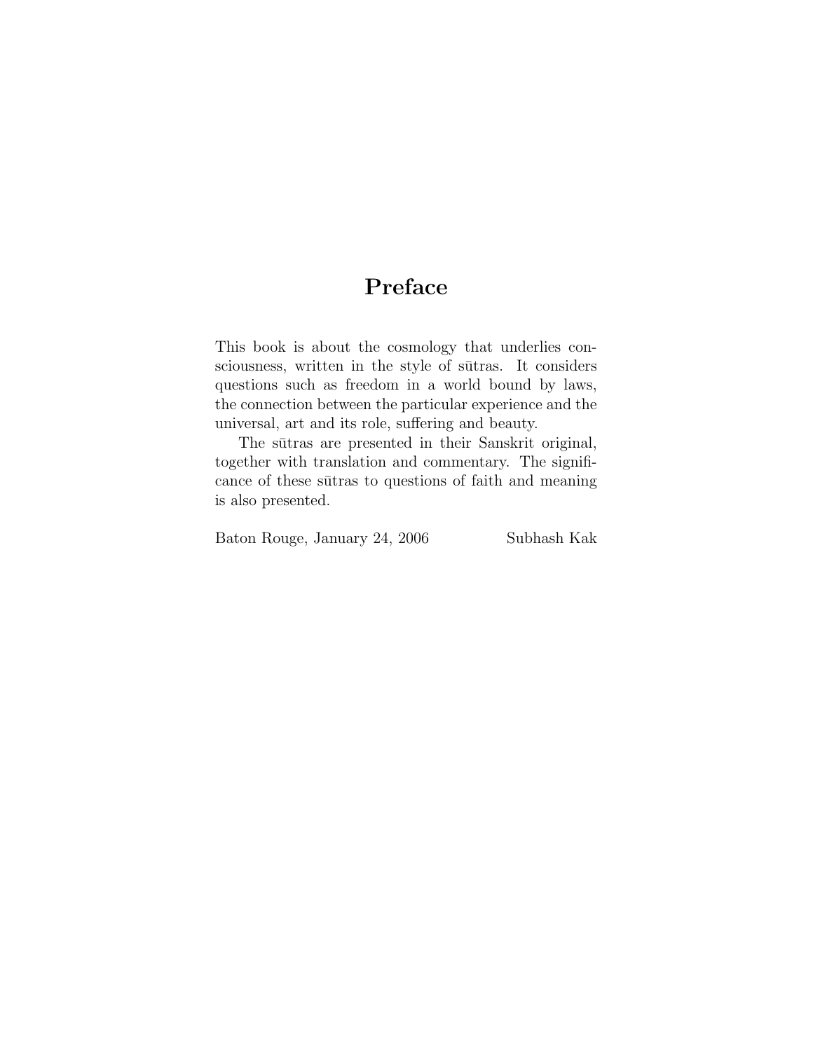# Preface

This book is about the cosmology that underlies consciousness, written in the style of sūtras. It considers questions such as freedom in a world bound by laws, the connection between the particular experience and the universal, art and its role, suffering and beauty.

The sūtras are presented in their Sanskrit original, together with translation and commentary. The significance of these sūtras to questions of faith and meaning is also presented.

Baton Rouge, January 24, 2006 Subhash Kak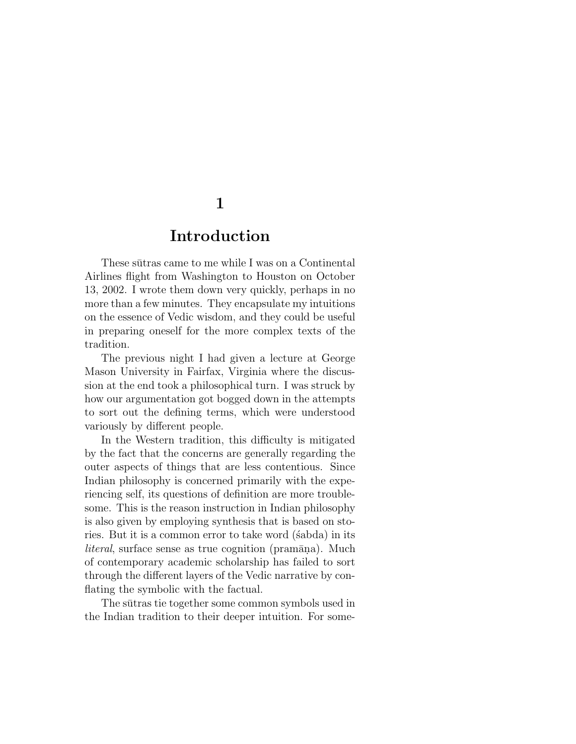# 1

# Introduction

These sūtras came to me while I was on a Continental Airlines flight from Washington to Houston on October 13, 2002. I wrote them down very quickly, perhaps in no more than a few minutes. They encapsulate my intuitions on the essence of Vedic wisdom, and they could be useful in preparing oneself for the more complex texts of the tradition.

The previous night I had given a lecture at George Mason University in Fairfax, Virginia where the discussion at the end took a philosophical turn. I was struck by how our argumentation got bogged down in the attempts to sort out the defining terms, which were understood variously by different people.

In the Western tradition, this difficulty is mitigated by the fact that the concerns are generally regarding the outer aspects of things that are less contentious. Since Indian philosophy is concerned primarily with the experiencing self, its questions of definition are more troublesome. This is the reason instruction in Indian philosophy is also given by employing synthesis that is based on stories. But it is a common error to take word (śabda) in its *literal*, surface sense as true cognition (pramāṇa). Much of contemporary academic scholarship has failed to sort through the different layers of the Vedic narrative by conflating the symbolic with the factual.

The sūtras tie together some common symbols used in the Indian tradition to their deeper intuition. For some-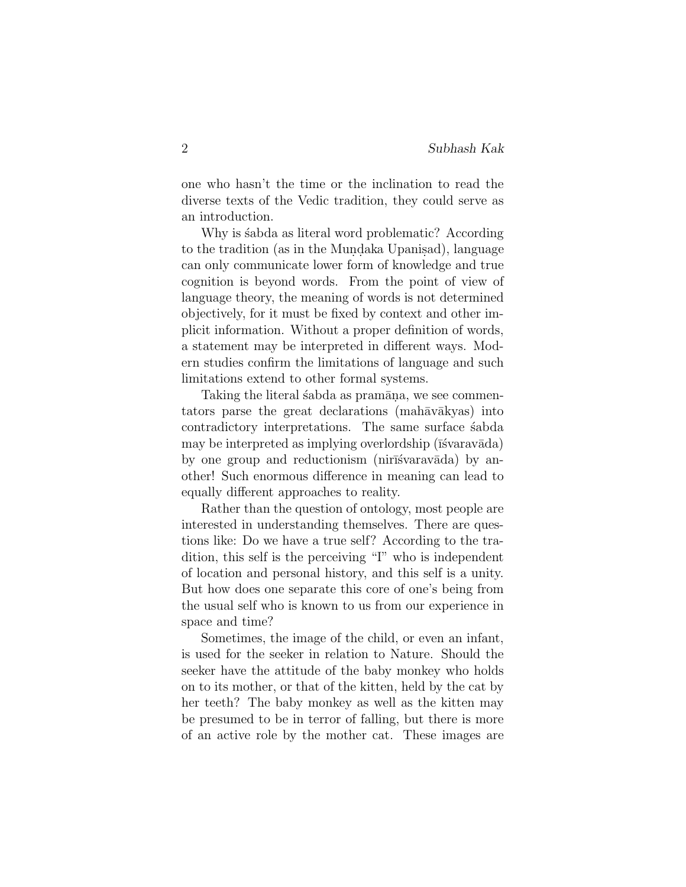one who hasn't the time or the inclination to read the diverse texts of the Vedic tradition, they could serve as an introduction.

Why is śabda as literal word problematic? According to the tradition (as in the Muṇḍaka Upaniṣad), language can only communicate lower form of knowledge and true cognition is beyond words. From the point of view of language theory, the meaning of words is not determined objectively, for it must be fixed by context and other implicit information. Without a proper definition of words, a statement may be interpreted in different ways. Modern studies confirm the limitations of language and such limitations extend to other formal systems.

Taking the literal śabda as pramāṇa, we see commentators parse the great declarations (mahāvākyas) into contradictory interpretations. The same surface śabda may be interpreted as implying overlordship (īśvaravāda) by one group and reductionism (nirīśvaravāda) by another! Such enormous difference in meaning can lead to equally different approaches to reality.

Rather than the question of ontology, most people are interested in understanding themselves. There are questions like: Do we have a true self? According to the tradition, this self is the perceiving "I" who is independent of location and personal history, and this self is a unity. But how does one separate this core of one's being from the usual self who is known to us from our experience in space and time?

Sometimes, the image of the child, or even an infant, is used for the seeker in relation to Nature. Should the seeker have the attitude of the baby monkey who holds on to its mother, or that of the kitten, held by the cat by her teeth? The baby monkey as well as the kitten may be presumed to be in terror of falling, but there is more of an active role by the mother cat. These images are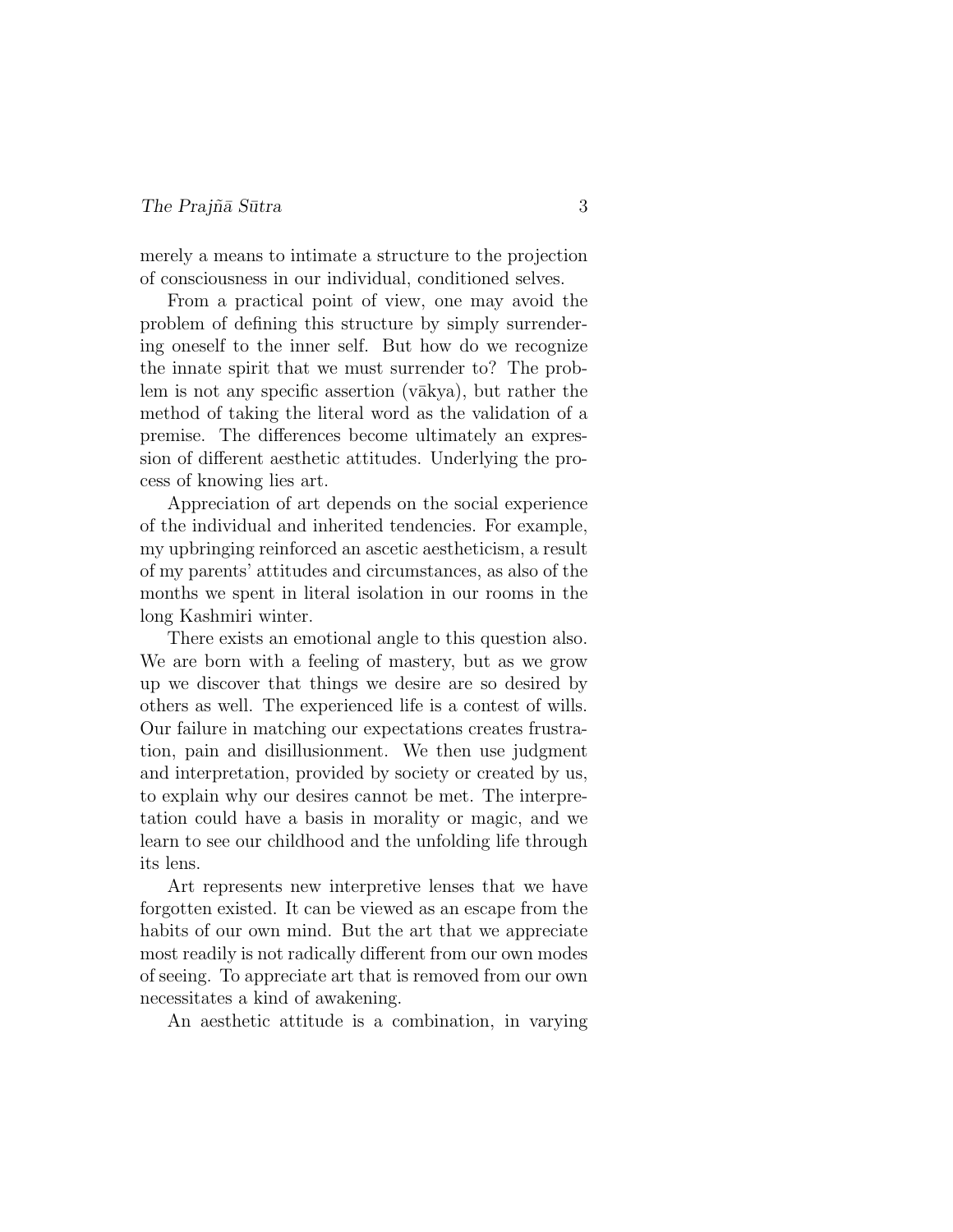merely a means to intimate a structure to the projection of consciousness in our individual, conditioned selves.

From a practical point of view, one may avoid the problem of defining this structure by simply surrendering oneself to the inner self. But how do we recognize the innate spirit that we must surrender to? The problem is not any specific assertion (vākya), but rather the method of taking the literal word as the validation of a premise. The differences become ultimately an expression of different aesthetic attitudes. Underlying the process of knowing lies art.

Appreciation of art depends on the social experience of the individual and inherited tendencies. For example, my upbringing reinforced an ascetic aestheticism, a result of my parents' attitudes and circumstances, as also of the months we spent in literal isolation in our rooms in the long Kashmiri winter.

There exists an emotional angle to this question also. We are born with a feeling of mastery, but as we grow up we discover that things we desire are so desired by others as well. The experienced life is a contest of wills. Our failure in matching our expectations creates frustration, pain and disillusionment. We then use judgment and interpretation, provided by society or created by us, to explain why our desires cannot be met. The interpretation could have a basis in morality or magic, and we learn to see our childhood and the unfolding life through its lens.

Art represents new interpretive lenses that we have forgotten existed. It can be viewed as an escape from the habits of our own mind. But the art that we appreciate most readily is not radically different from our own modes of seeing. To appreciate art that is removed from our own necessitates a kind of awakening.

An aesthetic attitude is a combination, in varying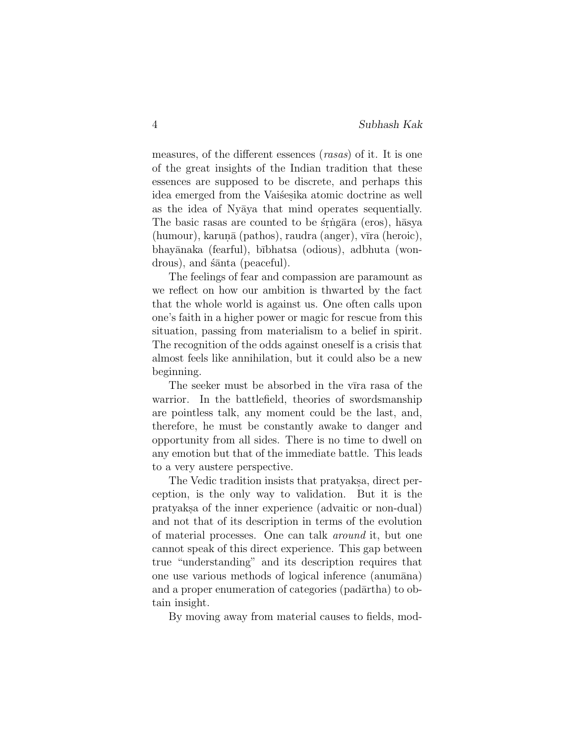measures, of the different essences (*rasas*) of it. It is one of the great insights of the Indian tradition that these essences are supposed to be discrete, and perhaps this idea emerged from the Vaiśeṣika atomic doctrine as well as the idea of Nyāya that mind operates sequentially. The basic rasas are counted to be śṛṅgāra (eros), hāsya (humour), karuṇā (pathos), raudra (anger), vīra (heroic), bhayānaka (fearful), bībhatsa (odious), adbhuta (wondrous), and śānta (peaceful).

The feelings of fear and compassion are paramount as we reflect on how our ambition is thwarted by the fact that the whole world is against us. One often calls upon one's faith in a higher power or magic for rescue from this situation, passing from materialism to a belief in spirit. The recognition of the odds against oneself is a crisis that almost feels like annihilation, but it could also be a new beginning.

The seeker must be absorbed in the vīra rasa of the warrior. In the battlefield, theories of swordsmanship are pointless talk, any moment could be the last, and, therefore, he must be constantly awake to danger and opportunity from all sides. There is no time to dwell on any emotion but that of the immediate battle. This leads to a very austere perspective.

The Vedic tradition insists that pratyakṣa, direct perception, is the only way to validation. But it is the pratyakṣa of the inner experience (advaitic or non-dual) and not that of its description in terms of the evolution of material processes. One can talk *around* it, but one cannot speak of this direct experience. This gap between true "understanding" and its description requires that one use various methods of logical inference (anumāna) and a proper enumeration of categories (padārtha) to obtain insight.

By moving away from material causes to fields, mod-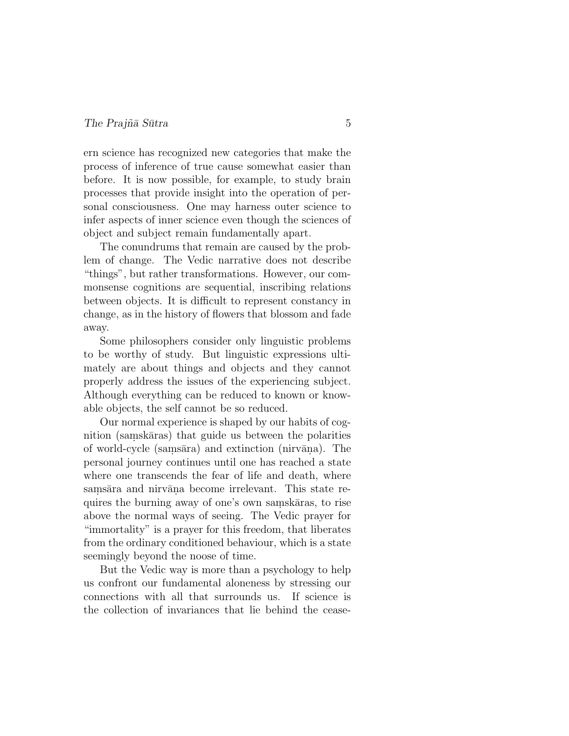ern science has recognized new categories that make the process of inference of true cause somewhat easier than before. It is now possible, for example, to study brain processes that provide insight into the operation of personal consciousness. One may harness outer science to infer aspects of inner science even though the sciences of object and subject remain fundamentally apart.

The conundrums that remain are caused by the problem of change. The Vedic narrative does not describe "things", but rather transformations. However, our commonsense cognitions are sequential, inscribing relations between objects. It is difficult to represent constancy in change, as in the history of flowers that blossom and fade away.

Some philosophers consider only linguistic problems to be worthy of study. But linguistic expressions ultimately are about things and objects and they cannot properly address the issues of the experiencing subject. Although everything can be reduced to known or knowable objects, the self cannot be so reduced.

Our normal experience is shaped by our habits of cognition (saṃskāras) that guide us between the polarities of world-cycle (saṃsāra) and extinction (nirvāṇa). The personal journey continues until one has reached a state where one transcends the fear of life and death, where saṃsāra and nirvāṇa become irrelevant. This state requires the burning away of one's own saṃskāras, to rise above the normal ways of seeing. The Vedic prayer for "immortality" is a prayer for this freedom, that liberates from the ordinary conditioned behaviour, which is a state seemingly beyond the noose of time.

But the Vedic way is more than a psychology to help us confront our fundamental aloneness by stressing our connections with all that surrounds us. If science is the collection of invariances that lie behind the cease-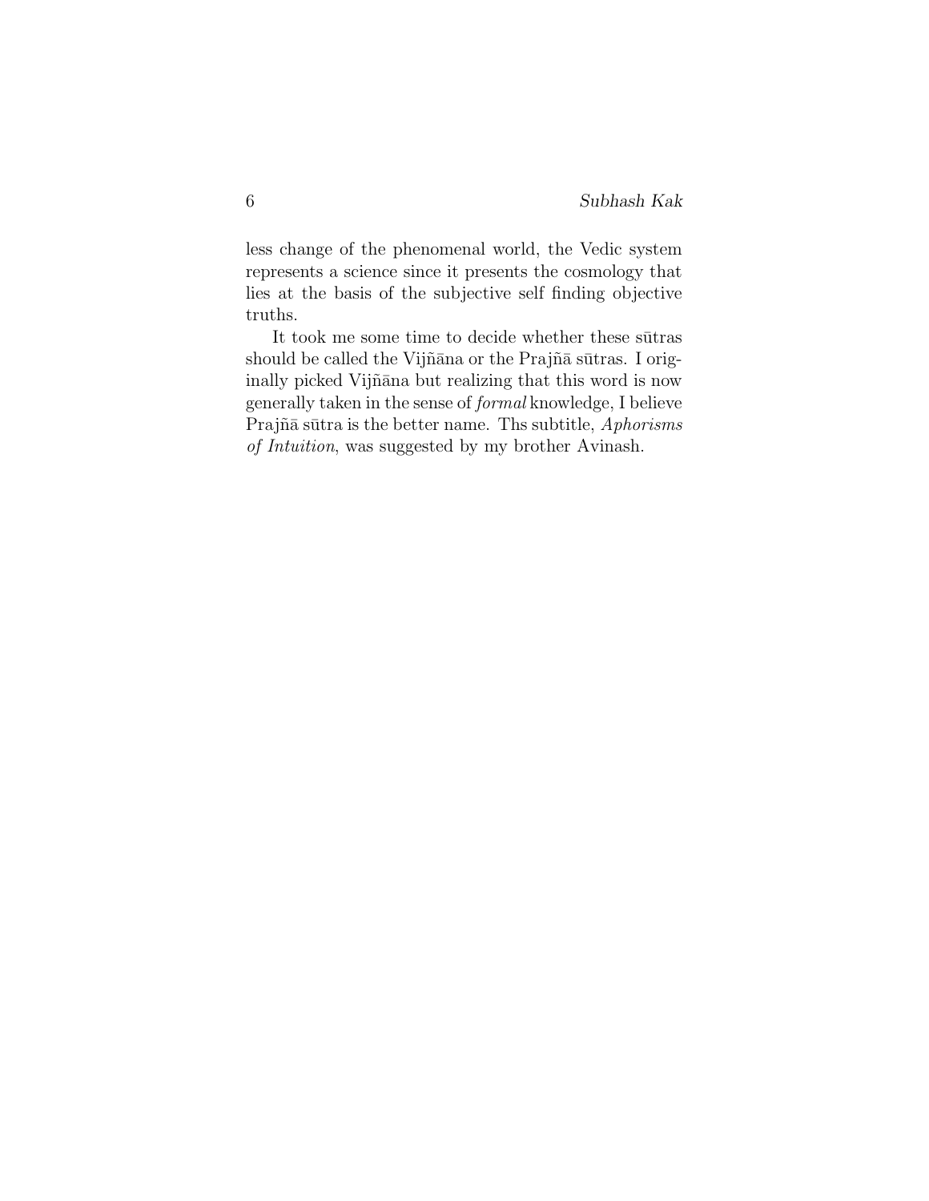less change of the phenomenal world, the Vedic system represents a science since it presents the cosmology that lies at the basis of the subjective self finding objective truths.

It took me some time to decide whether these sūtras should be called the Vijñāna or the Prajñā sūtras. I originally picked Vijñāna but realizing that this word is now generally taken in the sense of *formal* knowledge, I believe Prajñā sūtra is the better name. Ths subtitle, *Aphorisms of Intuition*, was suggested by my brother Avinash.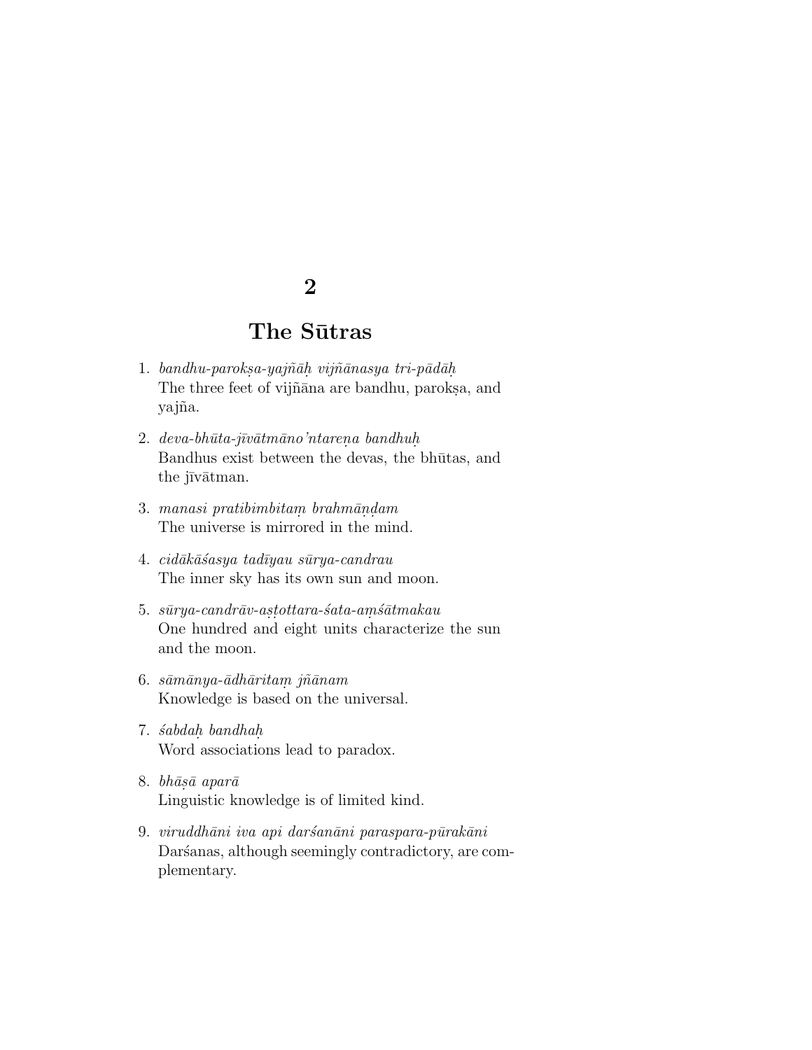# 2

# The Sūtras

1. *bandhu-parokṣa-yajñāḥ vijñānasya tri-pādāḥ*
   The three feet of vijñāna are bandhu, parokṣa, and yajña.

2. *deva-bhūta-jīvātmāno'ntareṇa bandhuḥ*
   Bandhus exist between the devas, the bhūtas, and the jīvātman.

3. *manasi pratibimbitaṃ brahmāṇḍam*
   The universe is mirrored in the mind.

4. *cidākāśasya tadīyau sūrya-candrau*
   The inner sky has its own sun and moon.

5. *sūrya-candrāv-aṣṭottara-śata-aṃśātmakau*
   One hundred and eight units characterize the sun and the moon.

6. *sāmānya-ādhāritaṃ jñānam*
   Knowledge is based on the universal.

7. *śabdaḥ bandhaḥ*
   Word associations lead to paradox.

8. *bhāṣā aparā*
   Linguistic knowledge is of limited kind.

9. *viruddhāni iva api darśanāni paraspara-pūrakāni*
   Darśanas, although seemingly contradictory, are complementary.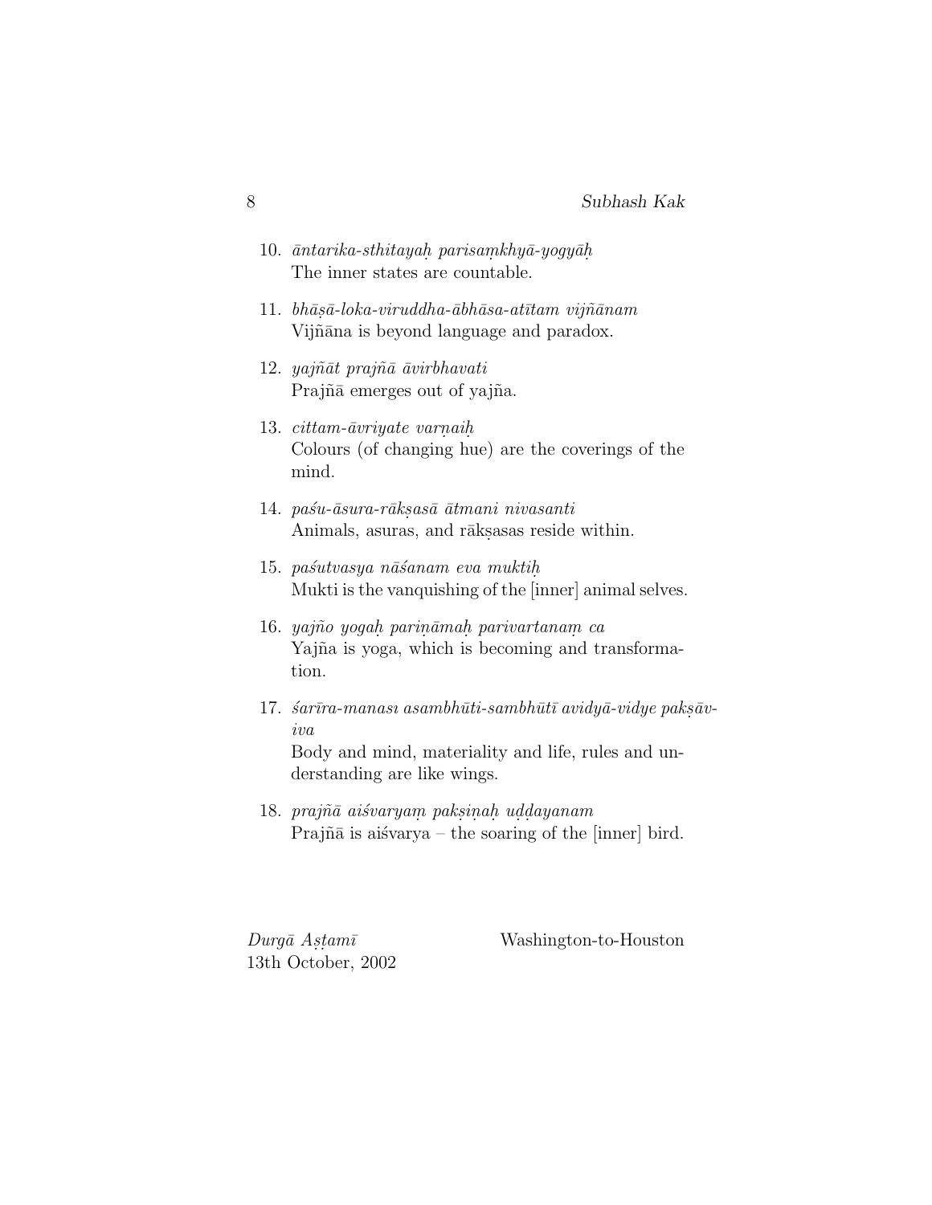10. *āntarika-sthitayaḥ parisaṃkhyā-yogyāḥ*
    The inner states are countable.

11. *bhāṣā-loka-viruddha-ābhāsa-atītam vijñānam*
    Vijñāna is beyond language and paradox.

12. *yajñāt prajñā āvirbhavati*
    Prajñā emerges out of yajña.

13. *cittam-āvriyate varṇaiḥ*
    Colours (of changing hue) are the coverings of the mind.

14. *paśu-āsura-rākṣasā ātmani nivasanti*
    Animals, asuras, and rākṣasas reside within.

15. *paśutvasya nāśanam eva muktiḥ*
    Mukti is the vanquishing of the [inner] animal selves.

16. *yajño yogaḥ pariṇāmaḥ parivartanaṃ ca*
    Yajña is yoga, which is becoming and transformation.

17. *śarīra-manası asambhūti-sambhūtī avidyā-vidye pakṣāv-iva*
    Body and mind, materiality and life, rules and understanding are like wings.

18. *prajñā aiśvaryaṃ pakṣiṇaḥ uḍḍayanam*
    Prajñā is aiśvarya – the soaring of the [inner] bird.

*Durgā Aṣṭamī*
13th October, 2002

Washington-to-Houston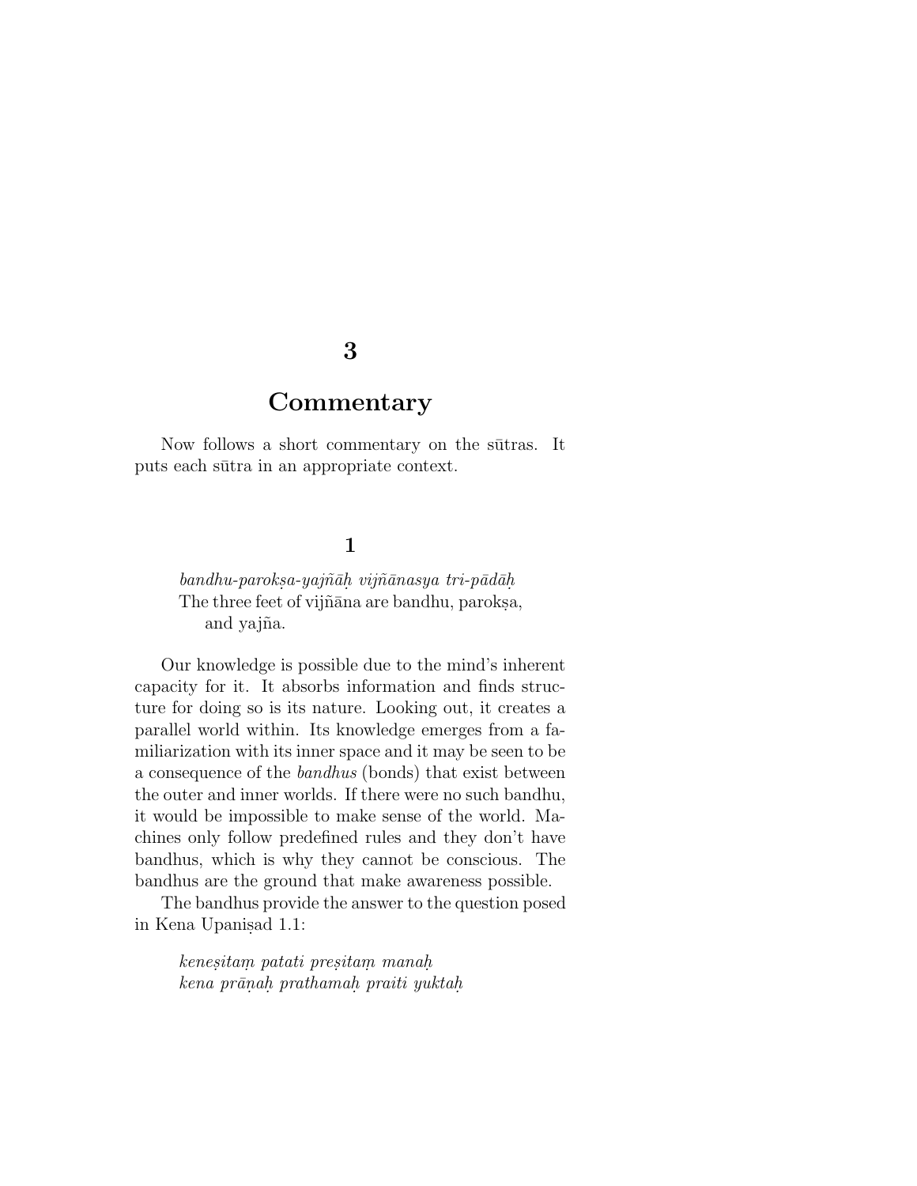# 3

# Commentary

Now follows a short commentary on the sūtras. It puts each sūtra in an appropriate context.

## 1

*bandhu-parokṣa-yajñāḥ vijñānasya tri-pādāḥ*
The three feet of vijñāna are bandhu, parokṣa, and yajña.

Our knowledge is possible due to the mind's inherent capacity for it. It absorbs information and finds structure for doing so is its nature. Looking out, it creates a parallel world within. Its knowledge emerges from a familiarization with its inner space and it may be seen to be a consequence of the *bandhus* (bonds) that exist between the outer and inner worlds. If there were no such bandhu, it would be impossible to make sense of the world. Machines only follow predefined rules and they don't have bandhus, which is why they cannot be conscious. The bandhus are the ground that make awareness possible.

The bandhus provide the answer to the question posed in Kena Upaniṣad 1.1:

*keneṣitaṃ patati preṣitaṃ manaḥ*
*kena prāṇaḥ prathamaḥ praiti yuktaḥ*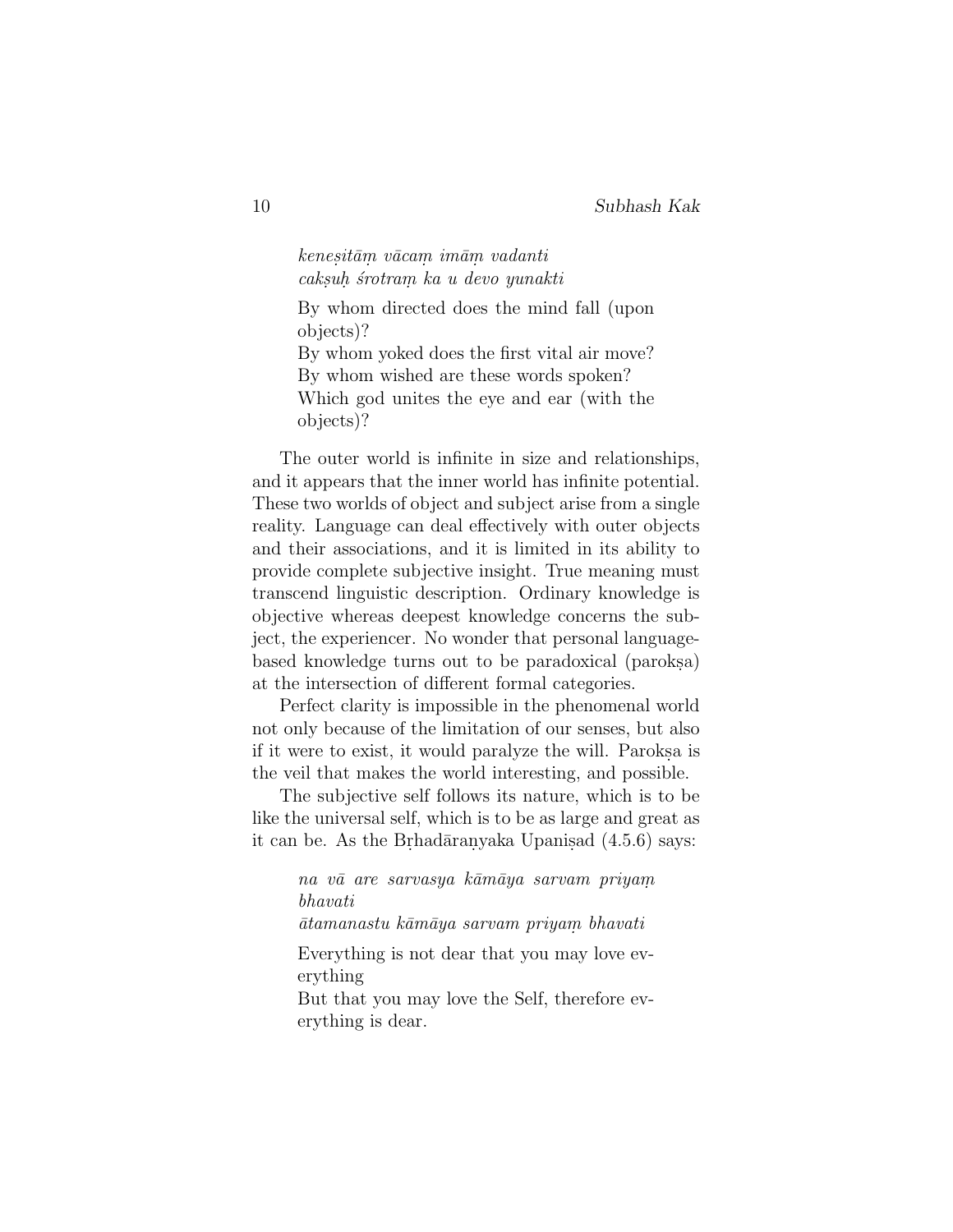*keneṣitāṃ vācaṃ imāṃ vadanti*
*cakṣuḥ śrotraṃ ka u devo yunakti*

By whom directed does the mind fall (upon objects)?
By whom yoked does the first vital air move?
By whom wished are these words spoken?
Which god unites the eye and ear (with the objects)?

The outer world is infinite in size and relationships, and it appears that the inner world has infinite potential. These two worlds of object and subject arise from a single reality. Language can deal effectively with outer objects and their associations, and it is limited in its ability to provide complete subjective insight. True meaning must transcend linguistic description. Ordinary knowledge is objective whereas deepest knowledge concerns the subject, the experiencer. No wonder that personal language-based knowledge turns out to be paradoxical (parokṣa) at the intersection of different formal categories.

Perfect clarity is impossible in the phenomenal world not only because of the limitation of our senses, but also if it were to exist, it would paralyze the will. Parokṣa is the veil that makes the world interesting, and possible.

The subjective self follows its nature, which is to be like the universal self, which is to be as large and great as it can be. As the Bṛhadāraṇyaka Upaniṣad (4.5.6) says:

*na vā are sarvasya kāmāya sarvam priyaṃ bhavati*
*ātamanastu kāmāya sarvam priyaṃ bhavati*

Everything is not dear that you may love everything
But that you may love the Self, therefore everything is dear.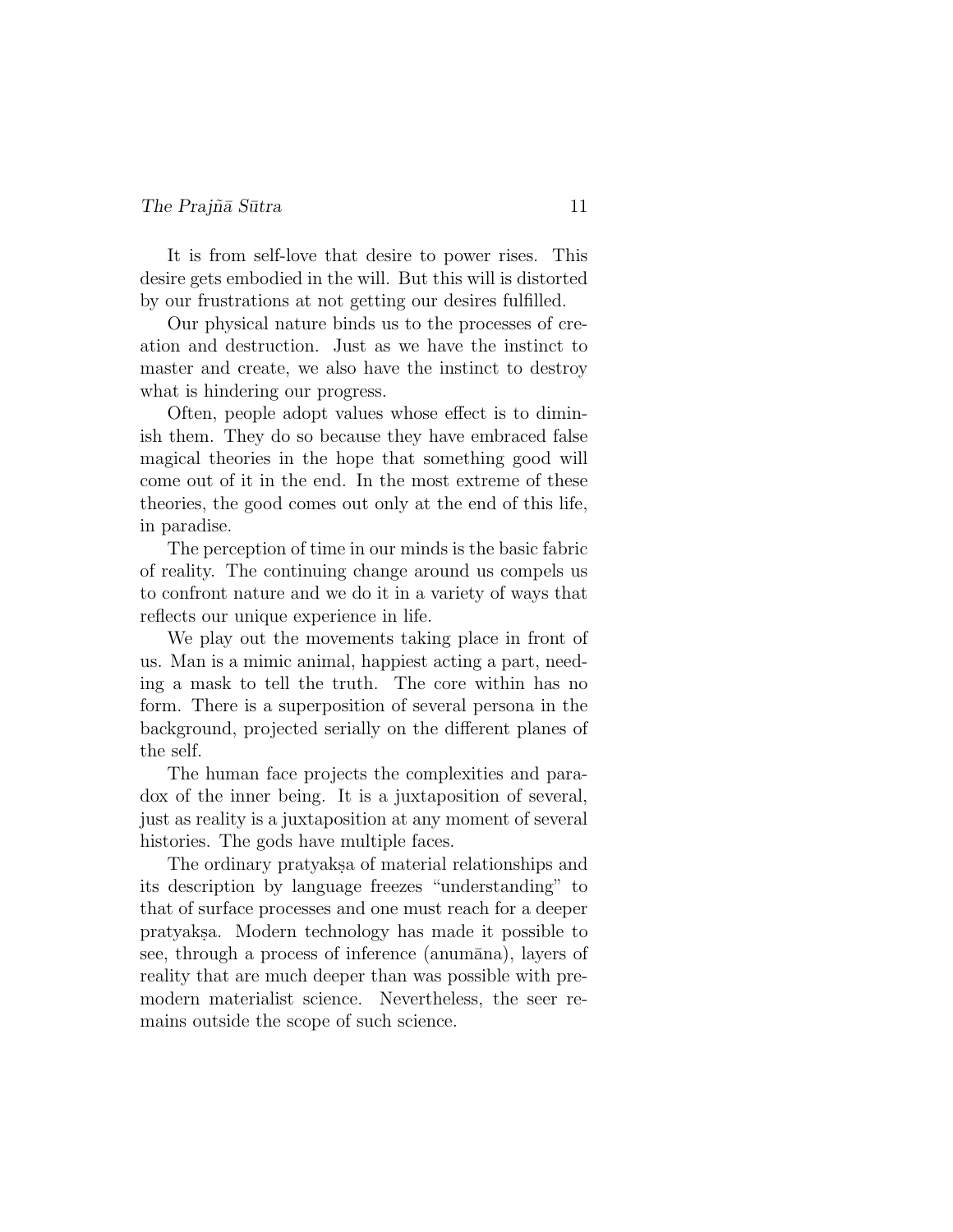It is from self-love that desire to power rises. This desire gets embodied in the will. But this will is distorted by our frustrations at not getting our desires fulfilled.

Our physical nature binds us to the processes of creation and destruction. Just as we have the instinct to master and create, we also have the instinct to destroy what is hindering our progress.

Often, people adopt values whose effect is to diminish them. They do so because they have embraced false magical theories in the hope that something good will come out of it in the end. In the most extreme of these theories, the good comes out only at the end of this life, in paradise.

The perception of time in our minds is the basic fabric of reality. The continuing change around us compels us to confront nature and we do it in a variety of ways that reflects our unique experience in life.

We play out the movements taking place in front of us. Man is a mimic animal, happiest acting a part, needing a mask to tell the truth. The core within has no form. There is a superposition of several persona in the background, projected serially on the different planes of the self.

The human face projects the complexities and paradox of the inner being. It is a juxtaposition of several, just as reality is a juxtaposition at any moment of several histories. The gods have multiple faces.

The ordinary pratyakṣa of material relationships and its description by language freezes "understanding" to that of surface processes and one must reach for a deeper pratyakṣa. Modern technology has made it possible to see, through a process of inference (anumāna), layers of reality that are much deeper than was possible with premodern materialist science. Nevertheless, the seer remains outside the scope of such science.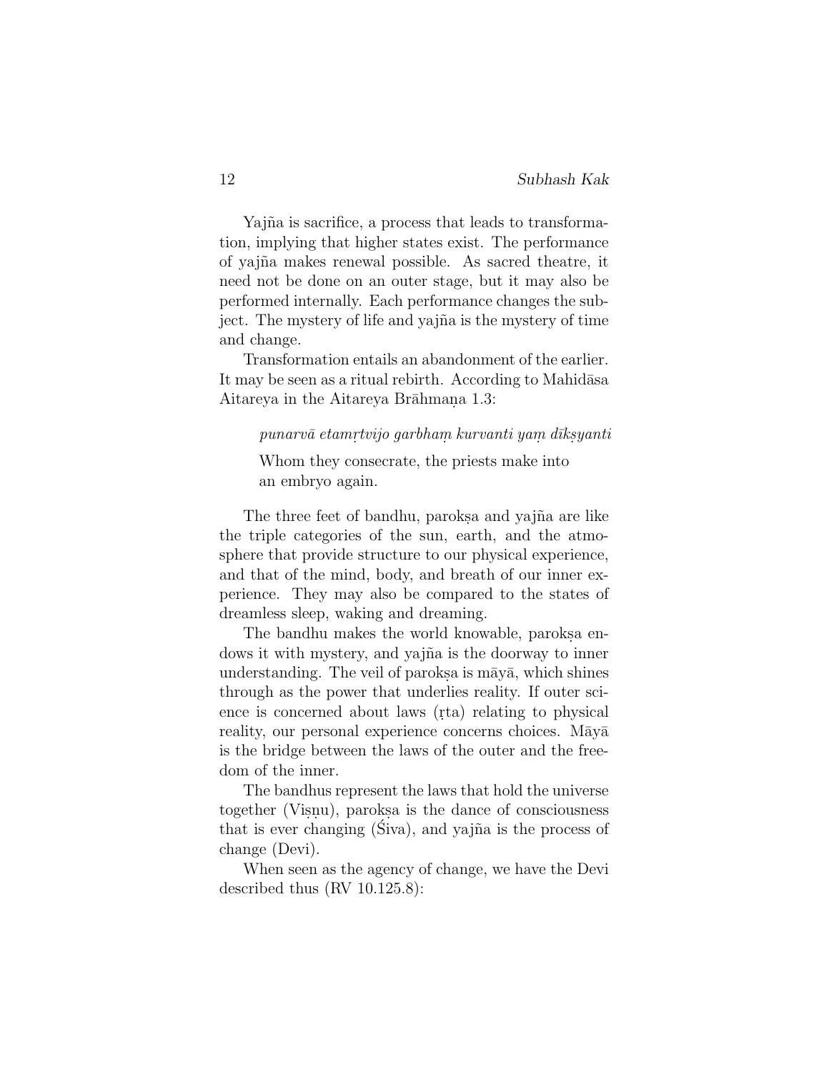Yajña is sacrifice, a process that leads to transformation, implying that higher states exist. The performance of yajña makes renewal possible. As sacred theatre, it need not be done on an outer stage, but it may also be performed internally. Each performance changes the subject. The mystery of life and yajña is the mystery of time and change.

Transformation entails an abandonment of the earlier. It may be seen as a ritual rebirth. According to Mahidāsa Aitareya in the Aitareya Brāhmaṇa 1.3:

> *punarvā etamṛtvijo garbhaṃ kurvanti yaṃ dīkṣyanti*
>
> Whom they consecrate, the priests make into an embryo again.

The three feet of bandhu, parokṣa and yajña are like the triple categories of the sun, earth, and the atmosphere that provide structure to our physical experience, and that of the mind, body, and breath of our inner experience. They may also be compared to the states of dreamless sleep, waking and dreaming.

The bandhu makes the world knowable, parokṣa endows it with mystery, and yajña is the doorway to inner understanding. The veil of parokṣa is māyā, which shines through as the power that underlies reality. If outer science is concerned about laws (ṛta) relating to physical reality, our personal experience concerns choices. Māyā is the bridge between the laws of the outer and the freedom of the inner.

The bandhus represent the laws that hold the universe together (Viṣṇu), parokṣa is the dance of consciousness that is ever changing (Śiva), and yajña is the process of change (Devi).

When seen as the agency of change, we have the Devi described thus (RV 10.125.8):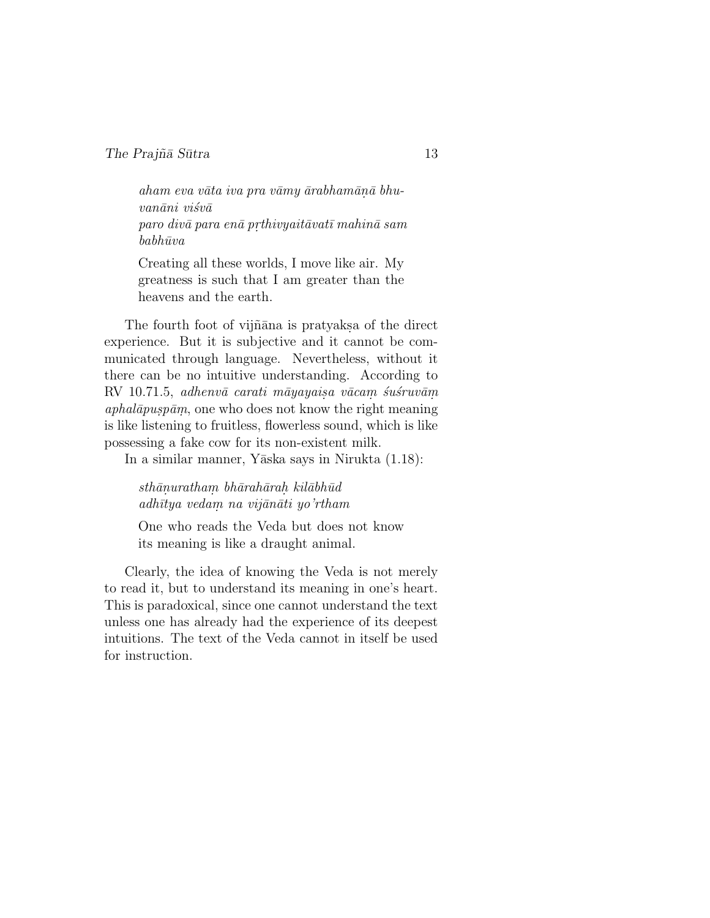> *aham eva vāta iva pra vāmy ārabhamāṇā bhuvanāni viśvā*
> *paro divā para enā pṛthivyaitāvatī mahinā sam babhūva*
>
> Creating all these worlds, I move like air. My greatness is such that I am greater than the heavens and the earth.

The fourth foot of vijñāna is pratyakṣa of the direct experience. But it is subjective and it cannot be communicated through language. Nevertheless, without it there can be no intuitive understanding. According to RV 10.71.5, *adhenvā carati māyayaiṣa vācaṃ śuśruvāṃ aphalāpuṣpāṃ*, one who does not know the right meaning is like listening to fruitless, flowerless sound, which is like possessing a fake cow for its non-existent milk.

In a similar manner, Yāska says in Nirukta (1.18):

> *sthāṇurathaṃ bhārahāraḥ kilābhūd*
> *adhītya vedaṃ na vijānāti yo'rtham*
>
> One who reads the Veda but does not know its meaning is like a draught animal.

Clearly, the idea of knowing the Veda is not merely to read it, but to understand its meaning in one's heart. This is paradoxical, since one cannot understand the text unless one has already had the experience of its deepest intuitions. The text of the Veda cannot in itself be used for instruction.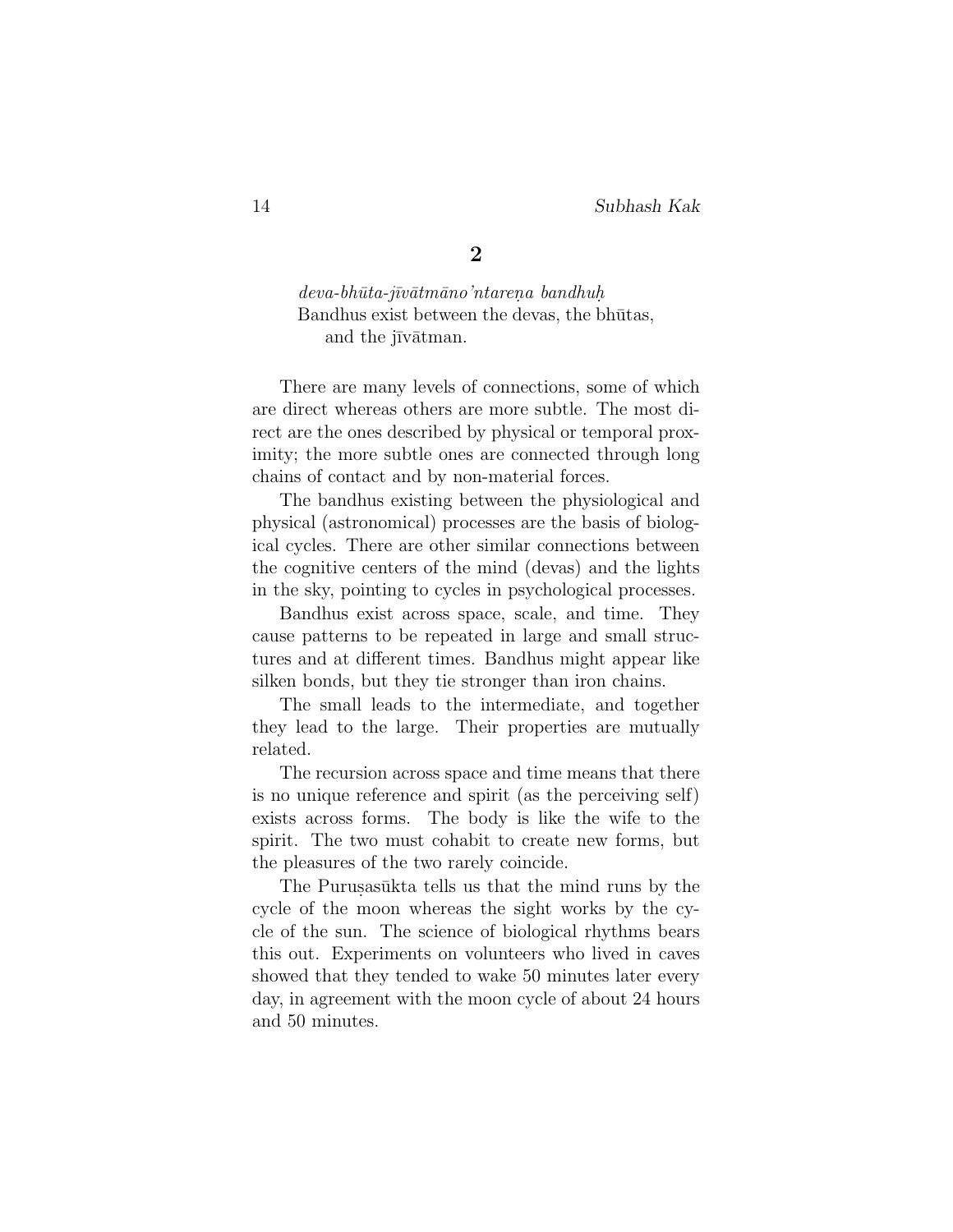## 2

*deva-bhūta-jīvātmāno'ntareṇa bandhuḥ*
Bandhus exist between the devas, the bhūtas, and the jīvātman.

There are many levels of connections, some of which are direct whereas others are more subtle. The most direct are the ones described by physical or temporal proximity; the more subtle ones are connected through long chains of contact and by non-material forces.

The bandhus existing between the physiological and physical (astronomical) processes are the basis of biological cycles. There are other similar connections between the cognitive centers of the mind (devas) and the lights in the sky, pointing to cycles in psychological processes.

Bandhus exist across space, scale, and time. They cause patterns to be repeated in large and small structures and at different times. Bandhus might appear like silken bonds, but they tie stronger than iron chains.

The small leads to the intermediate, and together they lead to the large. Their properties are mutually related.

The recursion across space and time means that there is no unique reference and spirit (as the perceiving self) exists across forms. The body is like the wife to the spirit. The two must cohabit to create new forms, but the pleasures of the two rarely coincide.

The Puruṣasūkta tells us that the mind runs by the cycle of the moon whereas the sight works by the cycle of the sun. The science of biological rhythms bears this out. Experiments on volunteers who lived in caves showed that they tended to wake 50 minutes later every day, in agreement with the moon cycle of about 24 hours and 50 minutes.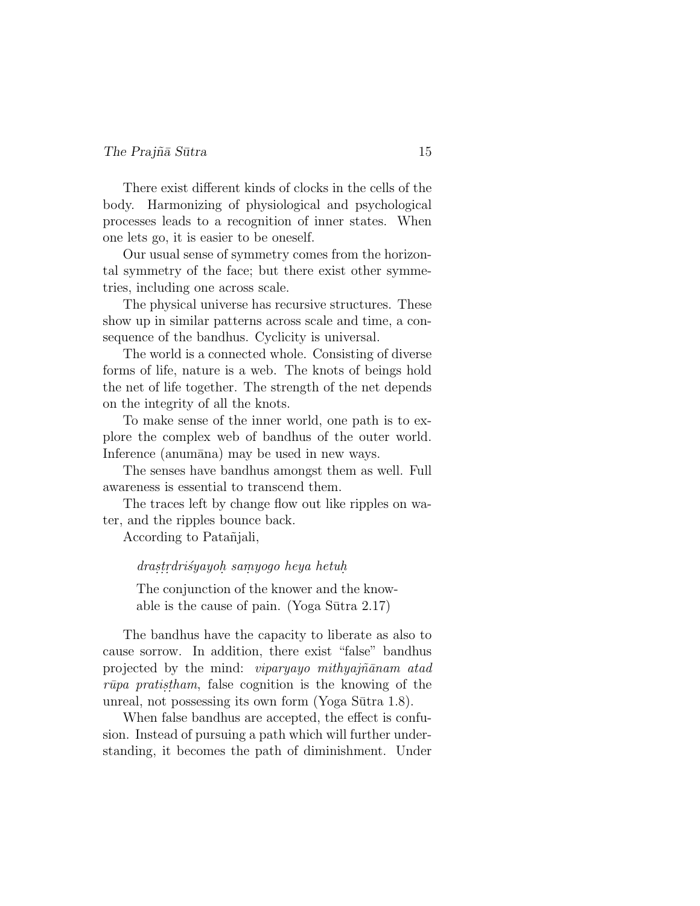There exist different kinds of clocks in the cells of the body. Harmonizing of physiological and psychological processes leads to a recognition of inner states. When one lets go, it is easier to be oneself.

Our usual sense of symmetry comes from the horizontal symmetry of the face; but there exist other symmetries, including one across scale.

The physical universe has recursive structures. These show up in similar patterns across scale and time, a consequence of the bandhus. Cyclicity is universal.

The world is a connected whole. Consisting of diverse forms of life, nature is a web. The knots of beings hold the net of life together. The strength of the net depends on the integrity of all the knots.

To make sense of the inner world, one path is to explore the complex web of bandhus of the outer world. Inference (anumāna) may be used in new ways.

The senses have bandhus amongst them as well. Full awareness is essential to transcend them.

The traces left by change flow out like ripples on water, and the ripples bounce back.

According to Patañjali,

> *draṣṭṛdriśyayoḥ saṃyogo heya hetuḥ*
>
> The conjunction of the knower and the knowable is the cause of pain. (Yoga Sūtra 2.17)

The bandhus have the capacity to liberate as also to cause sorrow. In addition, there exist "false" bandhus projected by the mind: *viparyayo mithyajñānam atad rūpa pratiṣṭham*, false cognition is the knowing of the unreal, not possessing its own form (Yoga Sūtra 1.8).

When false bandhus are accepted, the effect is confusion. Instead of pursuing a path which will further understanding, it becomes the path of diminishment. Under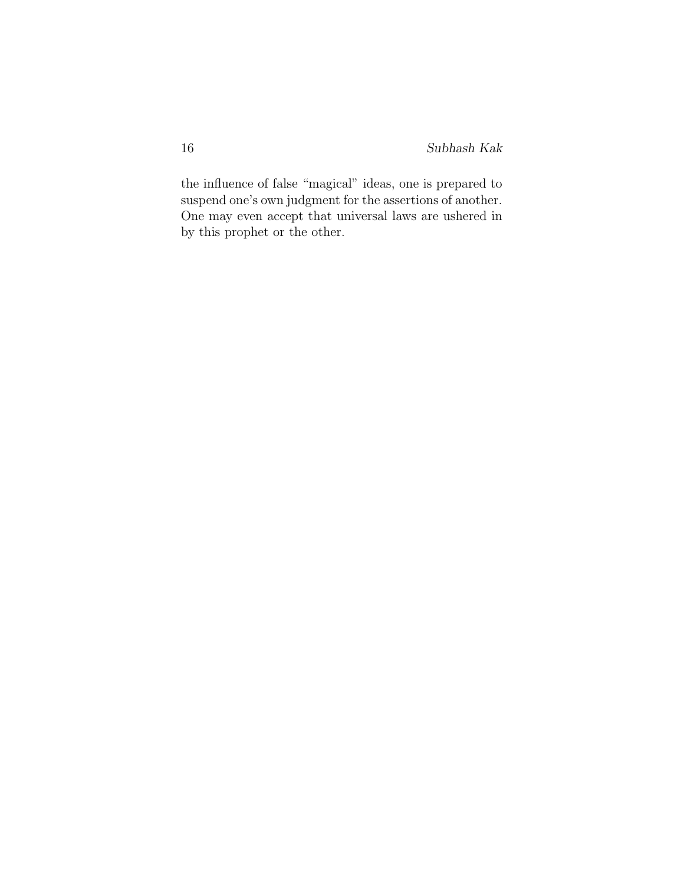the influence of false "magical" ideas, one is prepared to suspend one's own judgment for the assertions of another. One may even accept that universal laws are ushered in by this prophet or the other.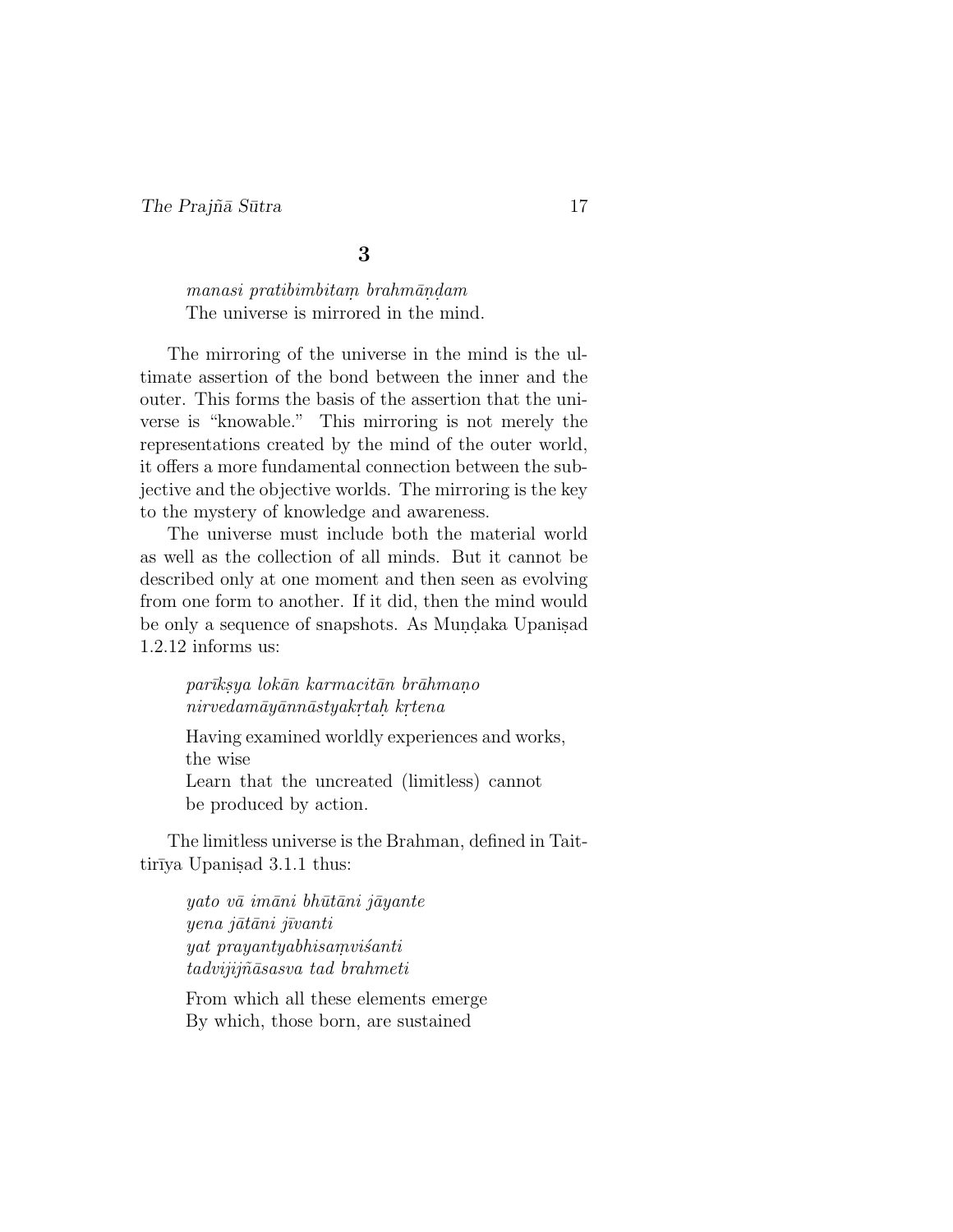## 3

*manasi pratibimbitaṃ brahmāṇḍam*
The universe is mirrored in the mind.

The mirroring of the universe in the mind is the ultimate assertion of the bond between the inner and the outer. This forms the basis of the assertion that the universe is "knowable." This mirroring is not merely the representations created by the mind of the outer world, it offers a more fundamental connection between the subjective and the objective worlds. The mirroring is the key to the mystery of knowledge and awareness.

The universe must include both the material world as well as the collection of all minds. But it cannot be described only at one moment and then seen as evolving from one form to another. If it did, then the mind would be only a sequence of snapshots. As Muṇḍaka Upaniṣad 1.2.12 informs us:

> *parīkṣya lokān karmacitān brāhmaṇo*
> *nirvedamāyānnāstyakṛtaḥ kṛtena*
>
> Having examined worldly experiences and works, the wise
> Learn that the uncreated (limitless) cannot be produced by action.

The limitless universe is the Brahman, defined in Taittirīya Upaniṣad 3.1.1 thus:

> *yato vā imāni bhūtāni jāyante*
> *yena jātāni jīvanti*
> *yat prayantyabhisaṃviśanti*
> *tadvijijñāsasva tad brahmeti*
>
> From which all these elements emerge
> By which, those born, are sustained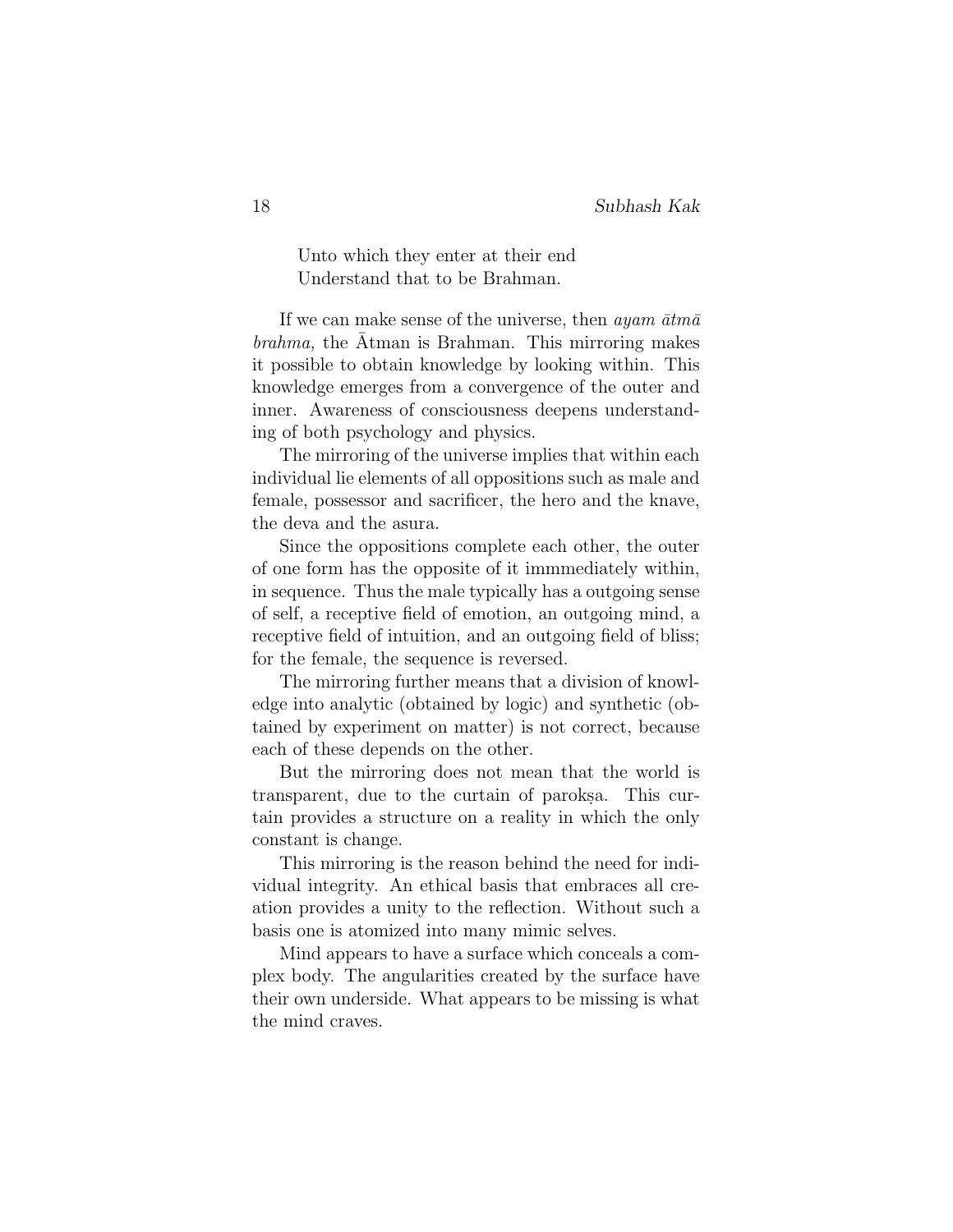Unto which they enter at their end  
Understand that to be Brahman.

If we can make sense of the universe, then *ayam ātmā brahma,* the Ātman is Brahman. This mirroring makes it possible to obtain knowledge by looking within. This knowledge emerges from a convergence of the outer and inner. Awareness of consciousness deepens understanding of both psychology and physics.

The mirroring of the universe implies that within each individual lie elements of all oppositions such as male and female, possessor and sacrificer, the hero and the knave, the deva and the asura.

Since the oppositions complete each other, the outer of one form has the opposite of it immmediately within, in sequence. Thus the male typically has a outgoing sense of self, a receptive field of emotion, an outgoing mind, a receptive field of intuition, and an outgoing field of bliss; for the female, the sequence is reversed.

The mirroring further means that a division of knowledge into analytic (obtained by logic) and synthetic (obtained by experiment on matter) is not correct, because each of these depends on the other.

But the mirroring does not mean that the world is transparent, due to the curtain of parokṣa. This curtain provides a structure on a reality in which the only constant is change.

This mirroring is the reason behind the need for individual integrity. An ethical basis that embraces all creation provides a unity to the reflection. Without such a basis one is atomized into many mimic selves.

Mind appears to have a surface which conceals a complex body. The angularities created by the surface have their own underside. What appears to be missing is what the mind craves.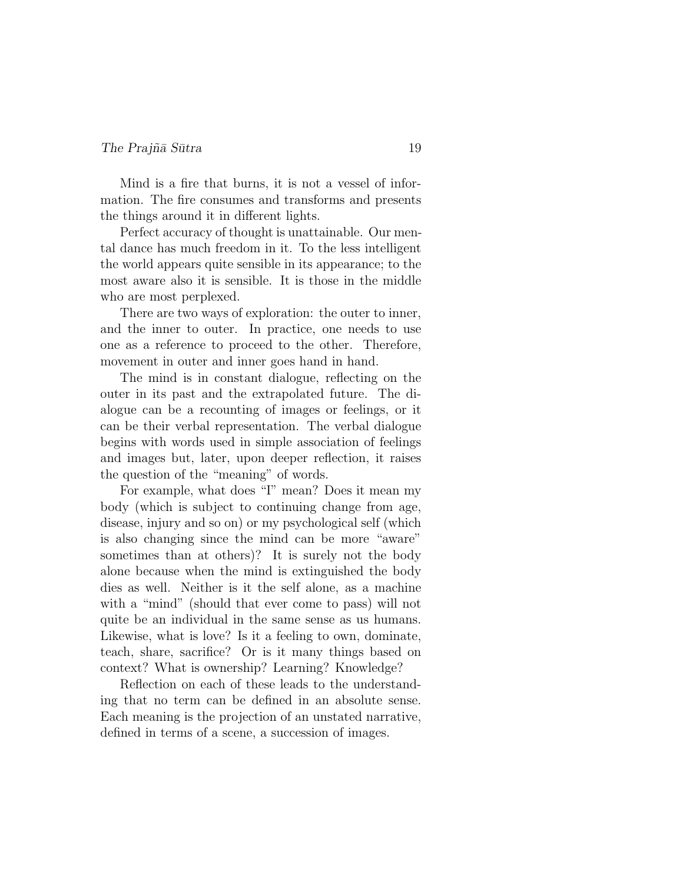Mind is a fire that burns, it is not a vessel of information. The fire consumes and transforms and presents the things around it in different lights.

Perfect accuracy of thought is unattainable. Our mental dance has much freedom in it. To the less intelligent the world appears quite sensible in its appearance; to the most aware also it is sensible. It is those in the middle who are most perplexed.

There are two ways of exploration: the outer to inner, and the inner to outer. In practice, one needs to use one as a reference to proceed to the other. Therefore, movement in outer and inner goes hand in hand.

The mind is in constant dialogue, reflecting on the outer in its past and the extrapolated future. The dialogue can be a recounting of images or feelings, or it can be their verbal representation. The verbal dialogue begins with words used in simple association of feelings and images but, later, upon deeper reflection, it raises the question of the "meaning" of words.

For example, what does "I" mean? Does it mean my body (which is subject to continuing change from age, disease, injury and so on) or my psychological self (which is also changing since the mind can be more "aware" sometimes than at others)? It is surely not the body alone because when the mind is extinguished the body dies as well. Neither is it the self alone, as a machine with a "mind" (should that ever come to pass) will not quite be an individual in the same sense as us humans. Likewise, what is love? Is it a feeling to own, dominate, teach, share, sacrifice? Or is it many things based on context? What is ownership? Learning? Knowledge?

Reflection on each of these leads to the understanding that no term can be defined in an absolute sense. Each meaning is the projection of an unstated narrative, defined in terms of a scene, a succession of images.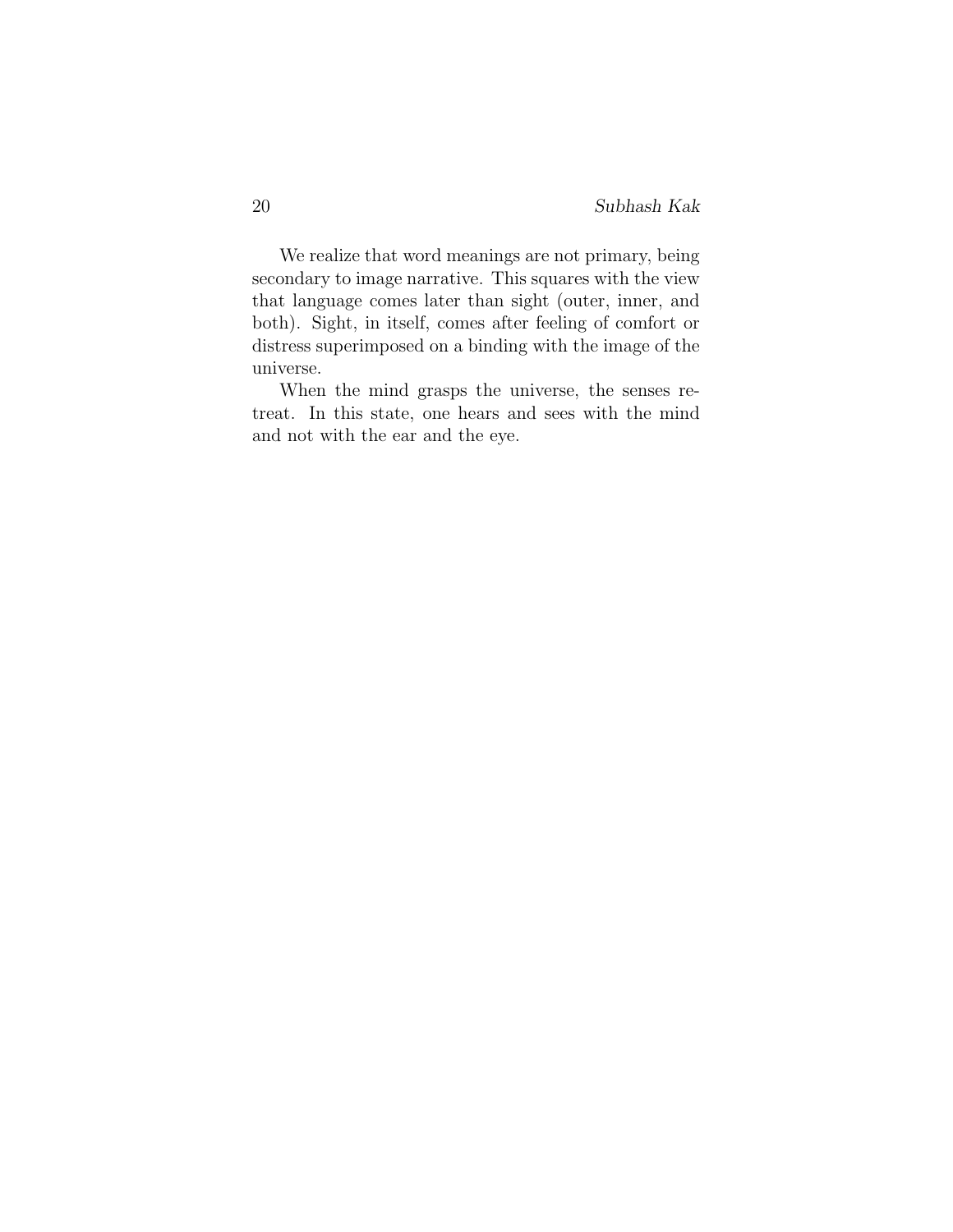We realize that word meanings are not primary, being secondary to image narrative. This squares with the view that language comes later than sight (outer, inner, and both). Sight, in itself, comes after feeling of comfort or distress superimposed on a binding with the image of the universe.

When the mind grasps the universe, the senses retreat. In this state, one hears and sees with the mind and not with the ear and the eye.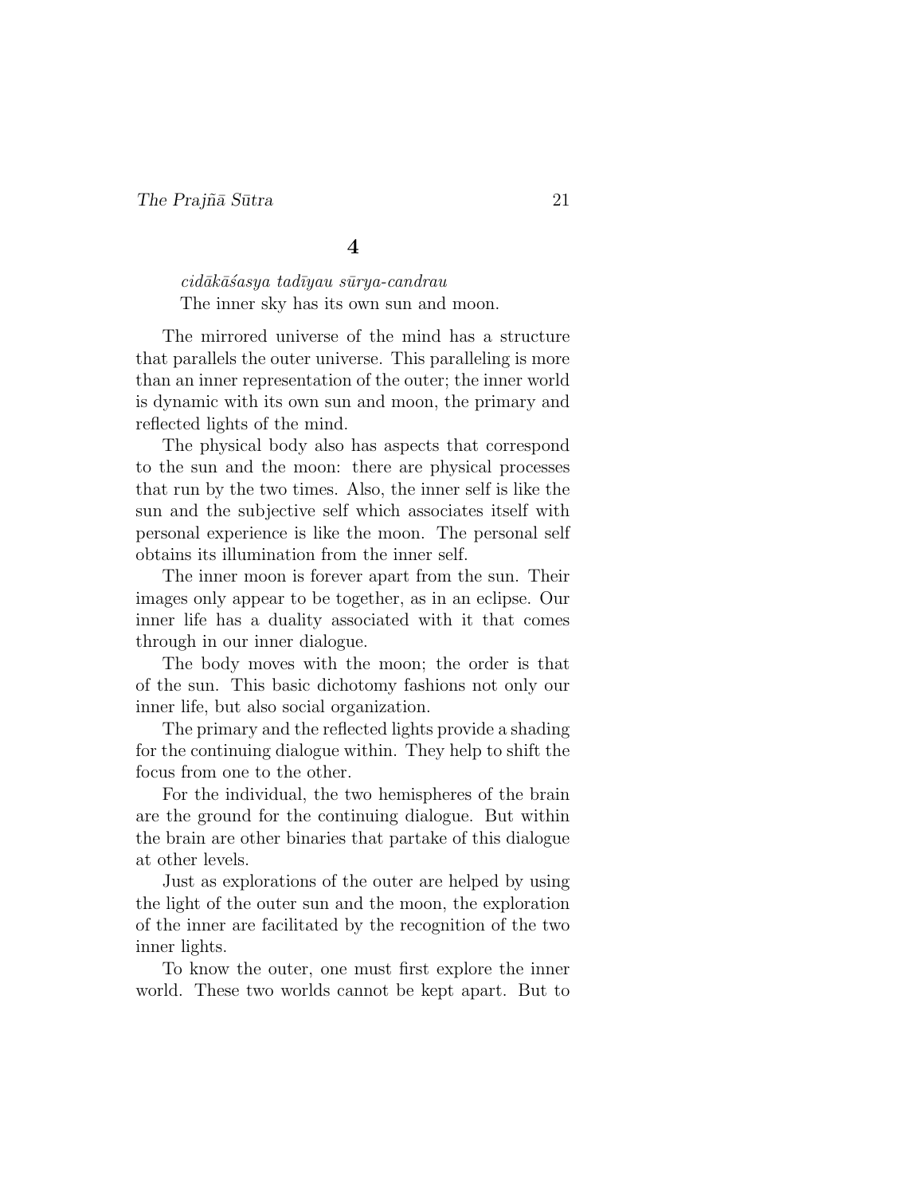## 4

*cidākāśasya tadīyau sūrya-candrau*
The inner sky has its own sun and moon.

The mirrored universe of the mind has a structure that parallels the outer universe. This paralleling is more than an inner representation of the outer; the inner world is dynamic with its own sun and moon, the primary and reflected lights of the mind.

The physical body also has aspects that correspond to the sun and the moon: there are physical processes that run by the two times. Also, the inner self is like the sun and the subjective self which associates itself with personal experience is like the moon. The personal self obtains its illumination from the inner self.

The inner moon is forever apart from the sun. Their images only appear to be together, as in an eclipse. Our inner life has a duality associated with it that comes through in our inner dialogue.

The body moves with the moon; the order is that of the sun. This basic dichotomy fashions not only our inner life, but also social organization.

The primary and the reflected lights provide a shading for the continuing dialogue within. They help to shift the focus from one to the other.

For the individual, the two hemispheres of the brain are the ground for the continuing dialogue. But within the brain are other binaries that partake of this dialogue at other levels.

Just as explorations of the outer are helped by using the light of the outer sun and the moon, the exploration of the inner are facilitated by the recognition of the two inner lights.

To know the outer, one must first explore the inner world. These two worlds cannot be kept apart. But to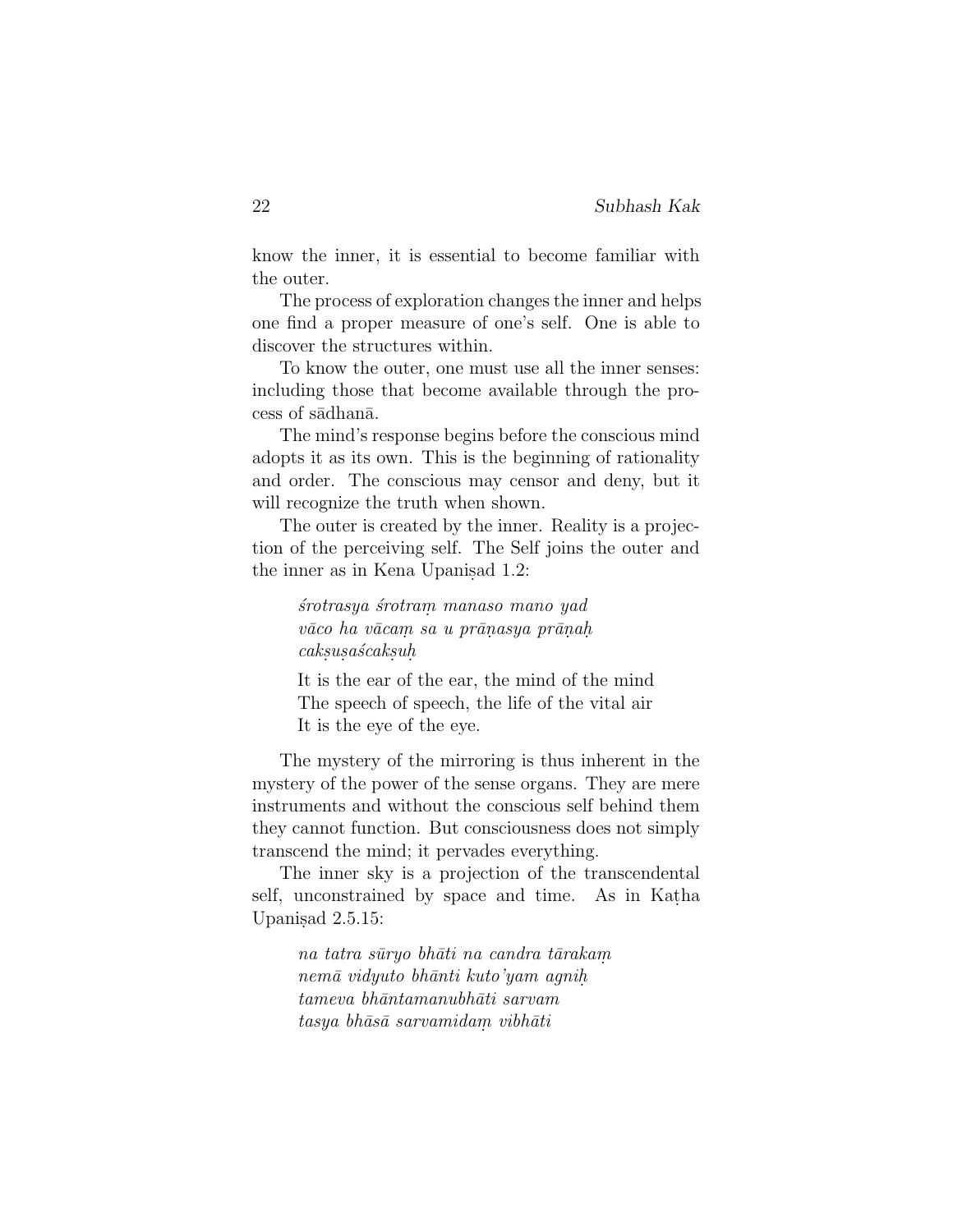know the inner, it is essential to become familiar with the outer.

The process of exploration changes the inner and helps one find a proper measure of one's self. One is able to discover the structures within.

To know the outer, one must use all the inner senses: including those that become available through the process of sādhanā.

The mind's response begins before the conscious mind adopts it as its own. This is the beginning of rationality and order. The conscious may censor and deny, but it will recognize the truth when shown.

The outer is created by the inner. Reality is a projection of the perceiving self. The Self joins the outer and the inner as in Kena Upaniṣad 1.2:

> *śrotrasya śrotraṃ manaso mano yad*
> *vāco ha vācaṃ sa u prāṇasya prāṇaḥ*
> *cakṣuṣaścakṣuḥ*
>
> It is the ear of the ear, the mind of the mind
> The speech of speech, the life of the vital air
> It is the eye of the eye.

The mystery of the mirroring is thus inherent in the mystery of the power of the sense organs. They are mere instruments and without the conscious self behind them they cannot function. But consciousness does not simply transcend the mind; it pervades everything.

The inner sky is a projection of the transcendental self, unconstrained by space and time. As in Kaṭha Upaniṣad 2.5.15:

> *na tatra sūryo bhāti na candra tārakaṃ*
> *nemā vidyuto bhānti kuto'yam agniḥ*
> *tameva bhāntamanubhāti sarvam*
> *tasya bhāsā sarvamidaṃ vibhāti*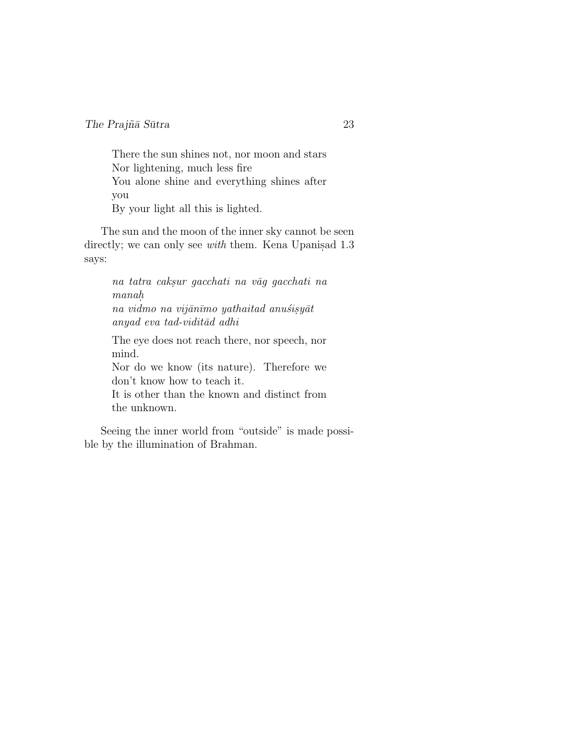> There the sun shines not, nor moon and stars
> Nor lightening, much less fire
> You alone shine and everything shines after you
> By your light all this is lighted.

The sun and the moon of the inner sky cannot be seen directly; we can only see *with* them. Kena Upaniṣad 1.3 says:

> *na tatra cakṣur gacchati na vāg gacchati na manaḥ*
> *na vidmo na vijānīmo yathaitad anuśiṣyāt*
> *anyad eva tad-viditād adhi*

> The eye does not reach there, nor speech, nor mind.
> Nor do we know (its nature). Therefore we don't know how to teach it.
> It is other than the known and distinct from the unknown.

Seeing the inner world from "outside" is made possible by the illumination of Brahman.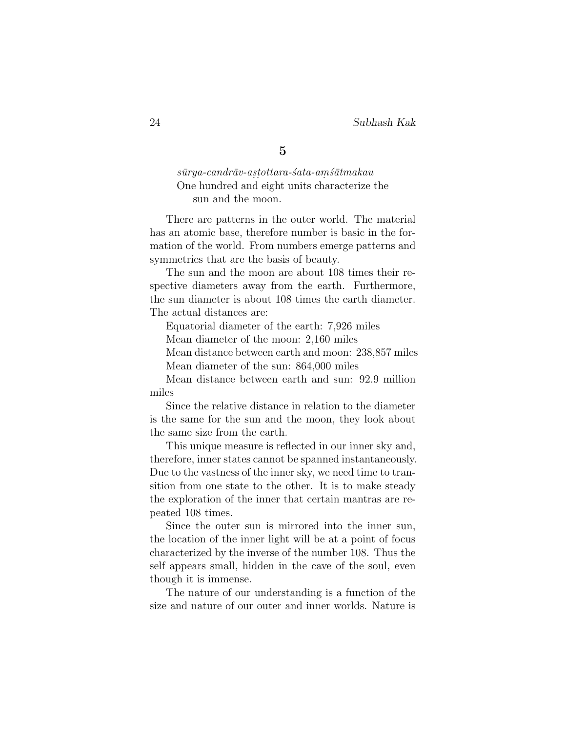## 5

*sūrya-candrāv-aṣṭottara-śata-aṃśātmakau*
One hundred and eight units characterize the sun and the moon.

There are patterns in the outer world. The material has an atomic base, therefore number is basic in the formation of the world. From numbers emerge patterns and symmetries that are the basis of beauty.

The sun and the moon are about 108 times their respective diameters away from the earth. Furthermore, the sun diameter is about 108 times the earth diameter. The actual distances are:

Equatorial diameter of the earth: 7,926 miles

Mean diameter of the moon: 2,160 miles

Mean distance between earth and moon: 238,857 miles

Mean diameter of the sun: 864,000 miles

Mean distance between earth and sun: 92.9 million miles

Since the relative distance in relation to the diameter is the same for the sun and the moon, they look about the same size from the earth.

This unique measure is reflected in our inner sky and, therefore, inner states cannot be spanned instantaneously. Due to the vastness of the inner sky, we need time to transition from one state to the other. It is to make steady the exploration of the inner that certain mantras are repeated 108 times.

Since the outer sun is mirrored into the inner sun, the location of the inner light will be at a point of focus characterized by the inverse of the number 108. Thus the self appears small, hidden in the cave of the soul, even though it is immense.

The nature of our understanding is a function of the size and nature of our outer and inner worlds. Nature is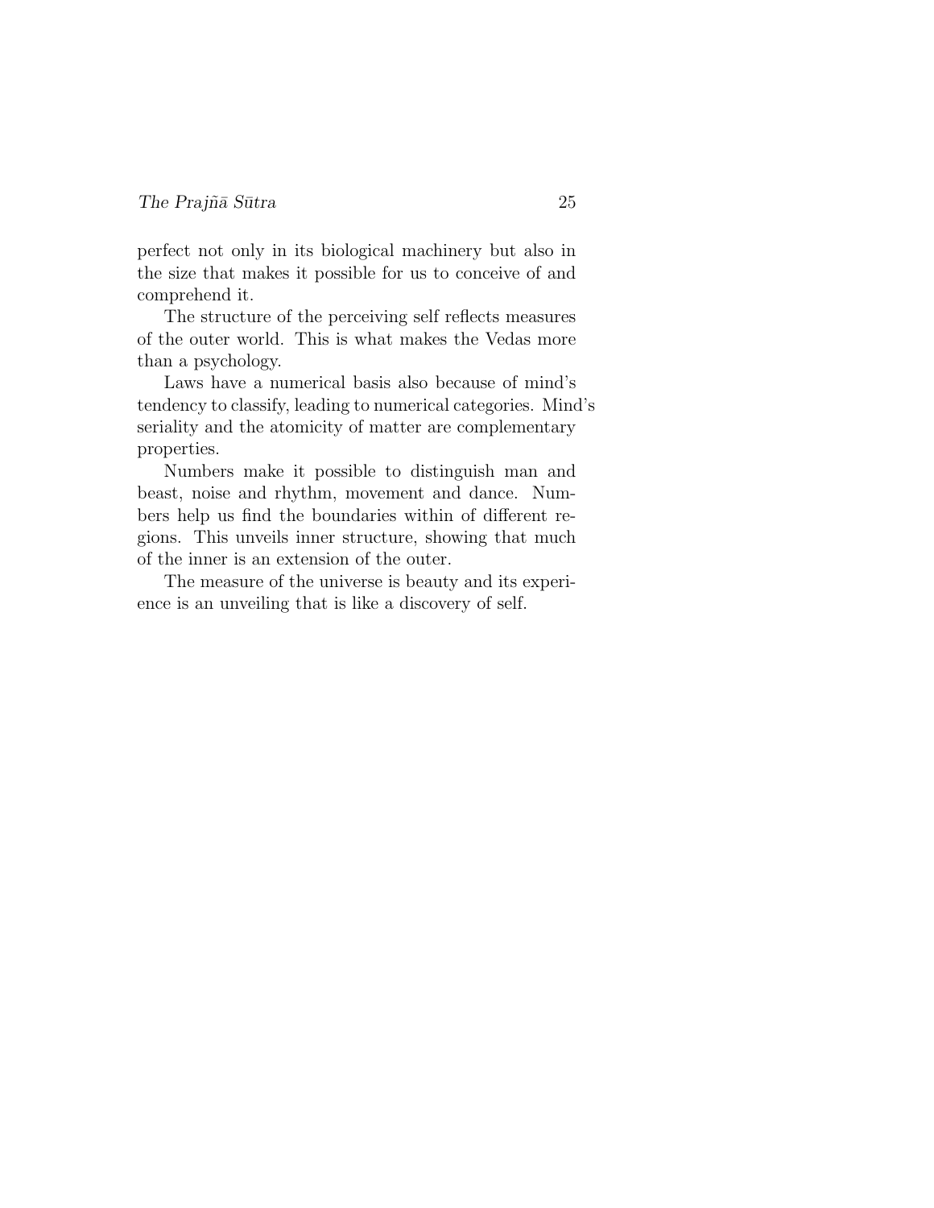perfect not only in its biological machinery but also in the size that makes it possible for us to conceive of and comprehend it.

The structure of the perceiving self reflects measures of the outer world. This is what makes the Vedas more than a psychology.

Laws have a numerical basis also because of mind's tendency to classify, leading to numerical categories. Mind's seriality and the atomicity of matter are complementary properties.

Numbers make it possible to distinguish man and beast, noise and rhythm, movement and dance. Numbers help us find the boundaries within of different regions. This unveils inner structure, showing that much of the inner is an extension of the outer.

The measure of the universe is beauty and its experience is an unveiling that is like a discovery of self.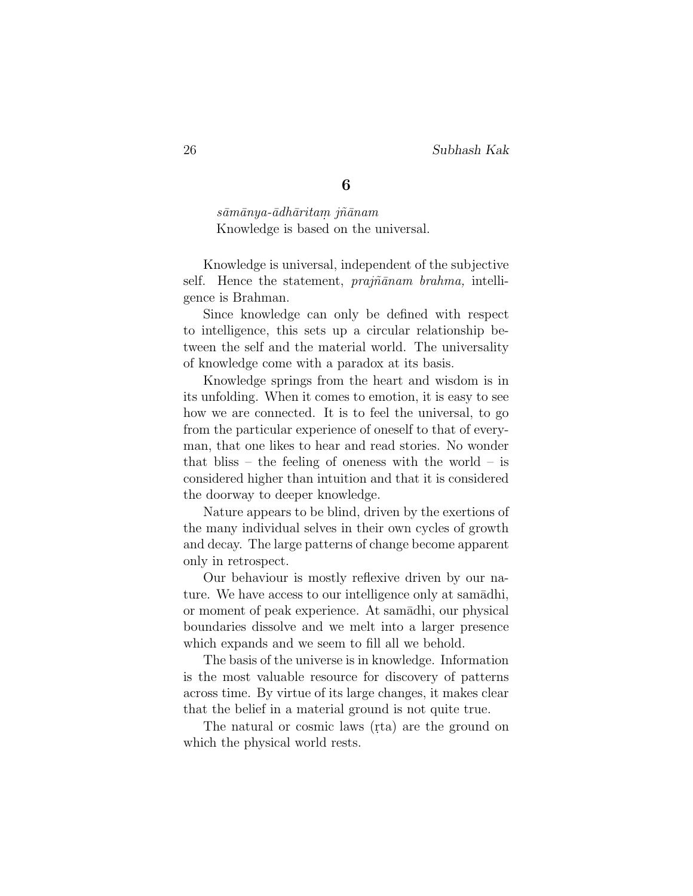## 6

*sāmānya-ādhāritaṃ jñānam*
Knowledge is based on the universal.

Knowledge is universal, independent of the subjective self. Hence the statement, *prajñānam brahma,* intelligence is Brahman.

Since knowledge can only be defined with respect to intelligence, this sets up a circular relationship between the self and the material world. The universality of knowledge come with a paradox at its basis.

Knowledge springs from the heart and wisdom is in its unfolding. When it comes to emotion, it is easy to see how we are connected. It is to feel the universal, to go from the particular experience of oneself to that of everyman, that one likes to hear and read stories. No wonder that bliss – the feeling of oneness with the world – is considered higher than intuition and that it is considered the doorway to deeper knowledge.

Nature appears to be blind, driven by the exertions of the many individual selves in their own cycles of growth and decay. The large patterns of change become apparent only in retrospect.

Our behaviour is mostly reflexive driven by our nature. We have access to our intelligence only at samādhi, or moment of peak experience. At samādhi, our physical boundaries dissolve and we melt into a larger presence which expands and we seem to fill all we behold.

The basis of the universe is in knowledge. Information is the most valuable resource for discovery of patterns across time. By virtue of its large changes, it makes clear that the belief in a material ground is not quite true.

The natural or cosmic laws (ṛta) are the ground on which the physical world rests.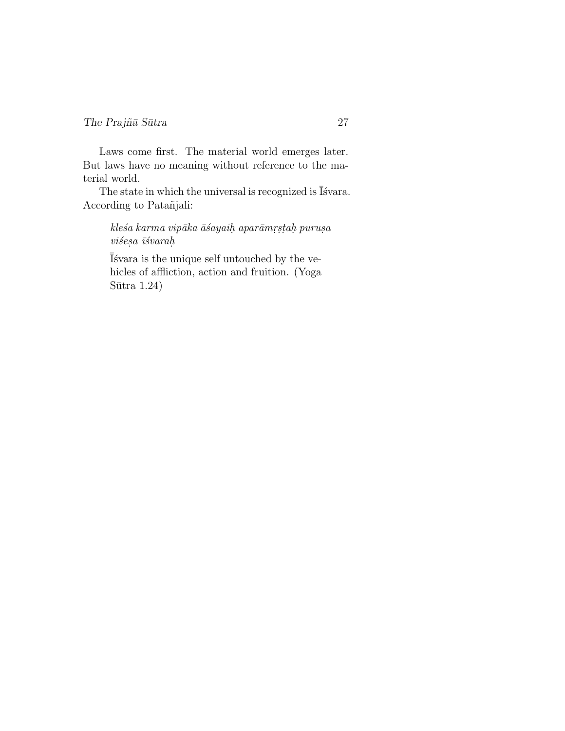Laws come first. The material world emerges later. But laws have no meaning without reference to the material world.

The state in which the universal is recognized is Īśvara. According to Patañjali:

> *kleśa karma vipāka āśayaiḥ aparāmṛṣṭaḥ puruṣa viśeṣa īśvaraḥ*
>
> Īśvara is the unique self untouched by the vehicles of affliction, action and fruition. (Yoga Sūtra 1.24)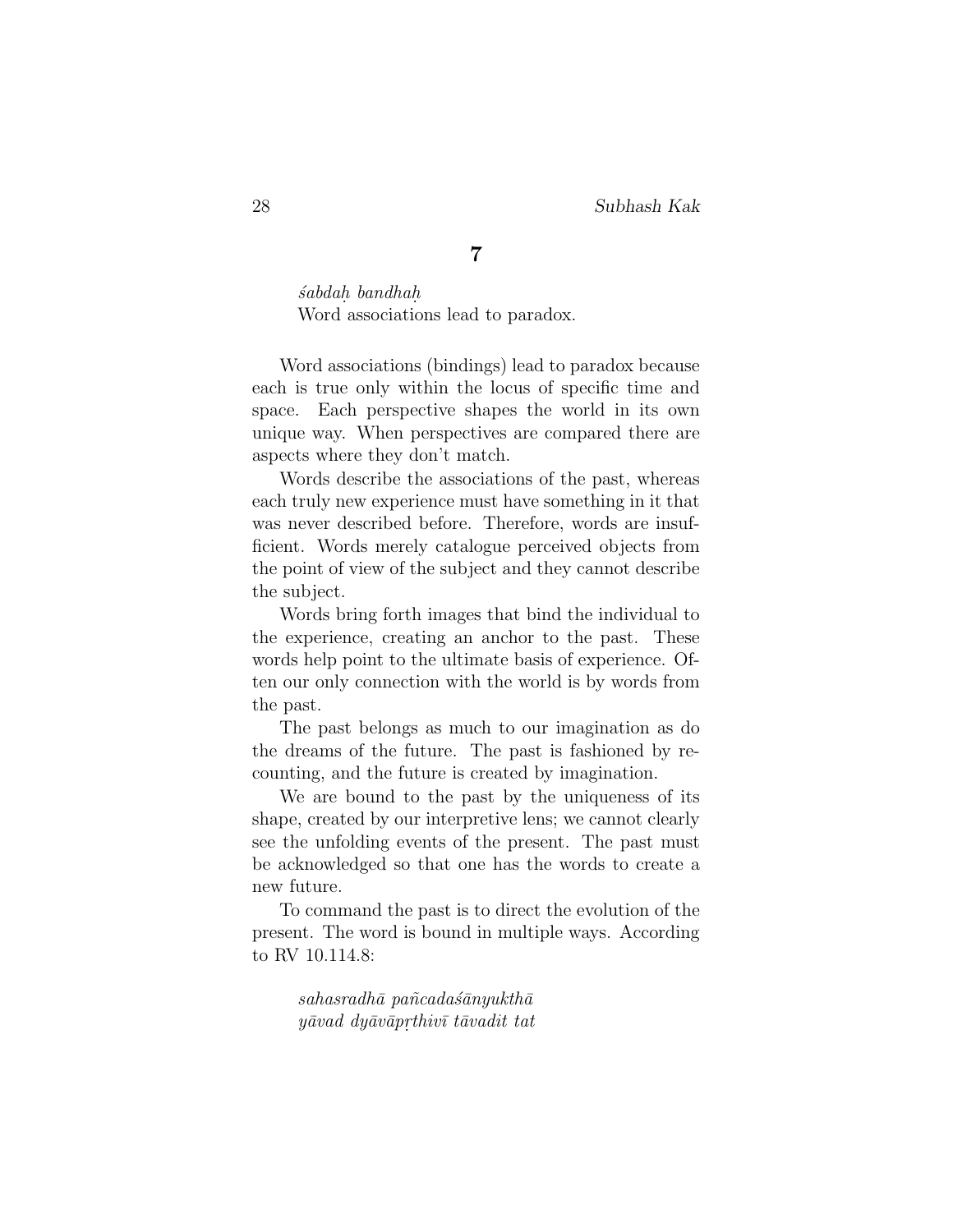## 7

*śabdaḥ bandhaḥ*
Word associations lead to paradox.

Word associations (bindings) lead to paradox because each is true only within the locus of specific time and space. Each perspective shapes the world in its own unique way. When perspectives are compared there are aspects where they don't match.

Words describe the associations of the past, whereas each truly new experience must have something in it that was never described before. Therefore, words are insufficient. Words merely catalogue perceived objects from the point of view of the subject and they cannot describe the subject.

Words bring forth images that bind the individual to the experience, creating an anchor to the past. These words help point to the ultimate basis of experience. Often our only connection with the world is by words from the past.

The past belongs as much to our imagination as do the dreams of the future. The past is fashioned by recounting, and the future is created by imagination.

We are bound to the past by the uniqueness of its shape, created by our interpretive lens; we cannot clearly see the unfolding events of the present. The past must be acknowledged so that one has the words to create a new future.

To command the past is to direct the evolution of the present. The word is bound in multiple ways. According to RV 10.114.8:

> *sahasradhā pañcadaśānyukthā*
> *yāvad dyāvāpṛthivī tāvadit tat*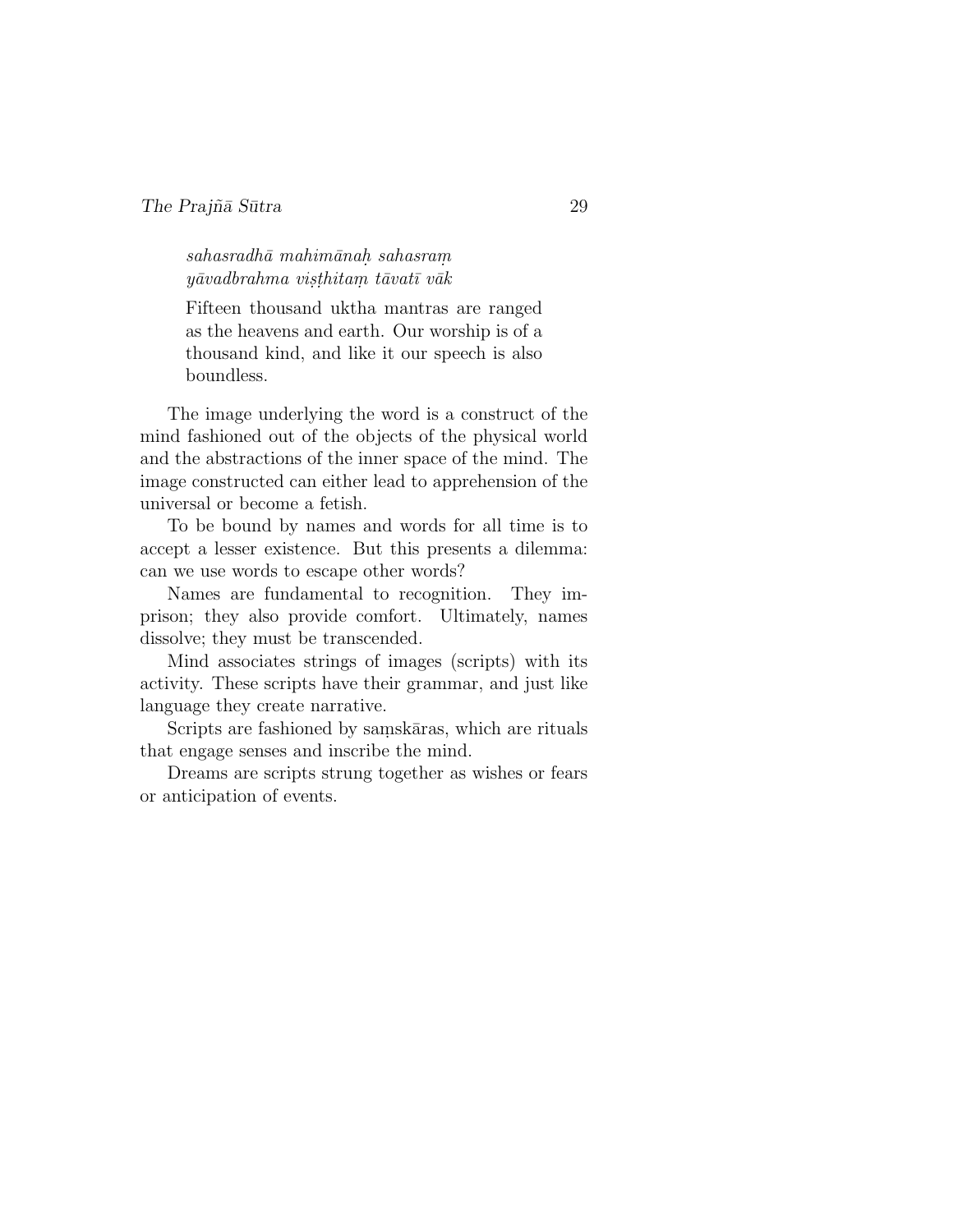*sahasradhā mahimānaḥ sahasraṃ*
*yāvadbrahma viṣṭhitaṃ tāvatī vāk*

> Fifteen thousand uktha mantras are ranged as the heavens and earth. Our worship is of a thousand kind, and like it our speech is also boundless.

The image underlying the word is a construct of the mind fashioned out of the objects of the physical world and the abstractions of the inner space of the mind. The image constructed can either lead to apprehension of the universal or become a fetish.

To be bound by names and words for all time is to accept a lesser existence. But this presents a dilemma: can we use words to escape other words?

Names are fundamental to recognition. They imprison; they also provide comfort. Ultimately, names dissolve; they must be transcended.

Mind associates strings of images (scripts) with its activity. These scripts have their grammar, and just like language they create narrative.

Scripts are fashioned by saṃskāras, which are rituals that engage senses and inscribe the mind.

Dreams are scripts strung together as wishes or fears or anticipation of events.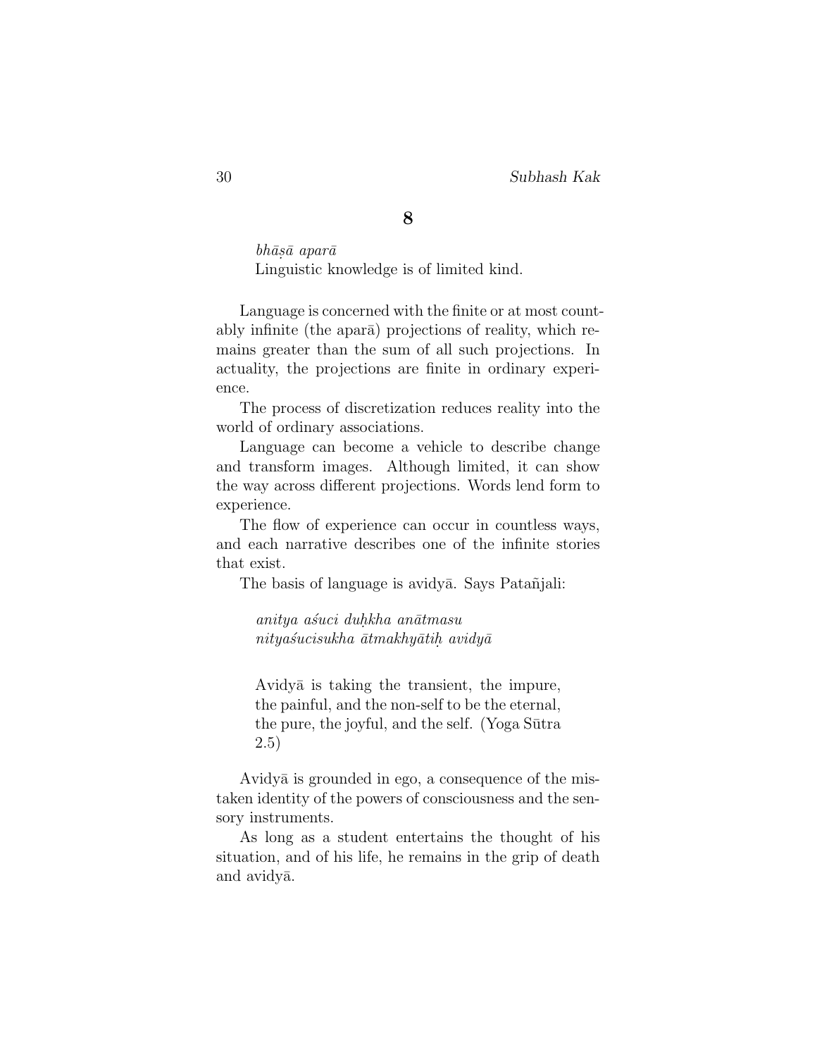## 8

*bhāṣā aparā*
Linguistic knowledge is of limited kind.

Language is concerned with the finite or at most countably infinite (the aparā) projections of reality, which remains greater than the sum of all such projections. In actuality, the projections are finite in ordinary experience.

The process of discretization reduces reality into the world of ordinary associations.

Language can become a vehicle to describe change and transform images. Although limited, it can show the way across different projections. Words lend form to experience.

The flow of experience can occur in countless ways, and each narrative describes one of the infinite stories that exist.

The basis of language is avidyā. Says Patañjali:

> *anitya aśuci duḥkha anātmasu*
> *nityaśucisukha ātmakhyātiḥ avidyā*
>
> Avidyā is taking the transient, the impure, the painful, and the non-self to be the eternal, the pure, the joyful, and the self. (Yoga Sūtra 2.5)

Avidyā is grounded in ego, a consequence of the mistaken identity of the powers of consciousness and the sensory instruments.

As long as a student entertains the thought of his situation, and of his life, he remains in the grip of death and avidyā.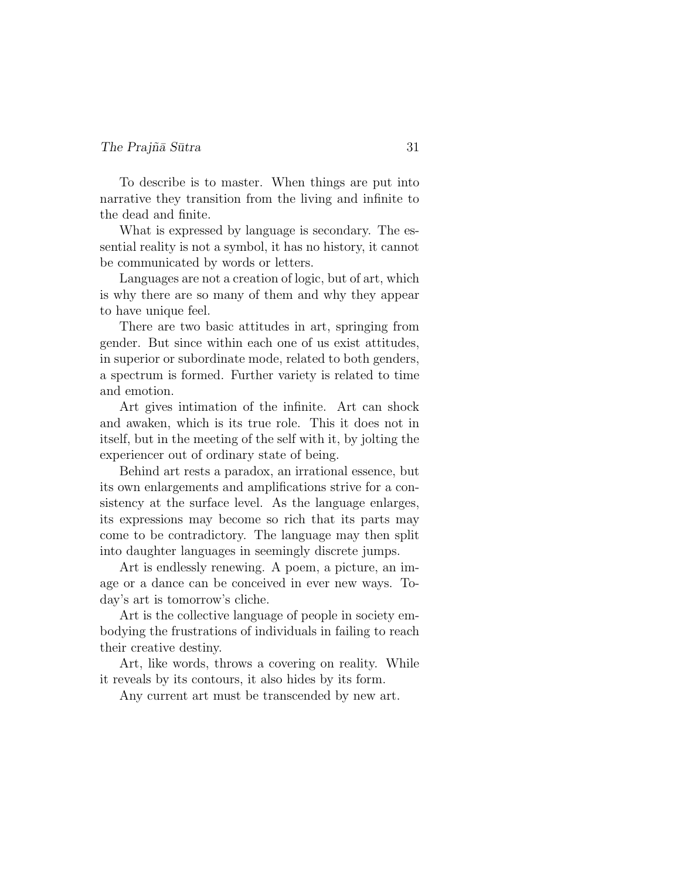To describe is to master. When things are put into narrative they transition from the living and infinite to the dead and finite.

What is expressed by language is secondary. The essential reality is not a symbol, it has no history, it cannot be communicated by words or letters.

Languages are not a creation of logic, but of art, which is why there are so many of them and why they appear to have unique feel.

There are two basic attitudes in art, springing from gender. But since within each one of us exist attitudes, in superior or subordinate mode, related to both genders, a spectrum is formed. Further variety is related to time and emotion.

Art gives intimation of the infinite. Art can shock and awaken, which is its true role. This it does not in itself, but in the meeting of the self with it, by jolting the experiencer out of ordinary state of being.

Behind art rests a paradox, an irrational essence, but its own enlargements and amplifications strive for a consistency at the surface level. As the language enlarges, its expressions may become so rich that its parts may come to be contradictory. The language may then split into daughter languages in seemingly discrete jumps.

Art is endlessly renewing. A poem, a picture, an image or a dance can be conceived in ever new ways. Today's art is tomorrow's cliche.

Art is the collective language of people in society embodying the frustrations of individuals in failing to reach their creative destiny.

Art, like words, throws a covering on reality. While it reveals by its contours, it also hides by its form.

Any current art must be transcended by new art.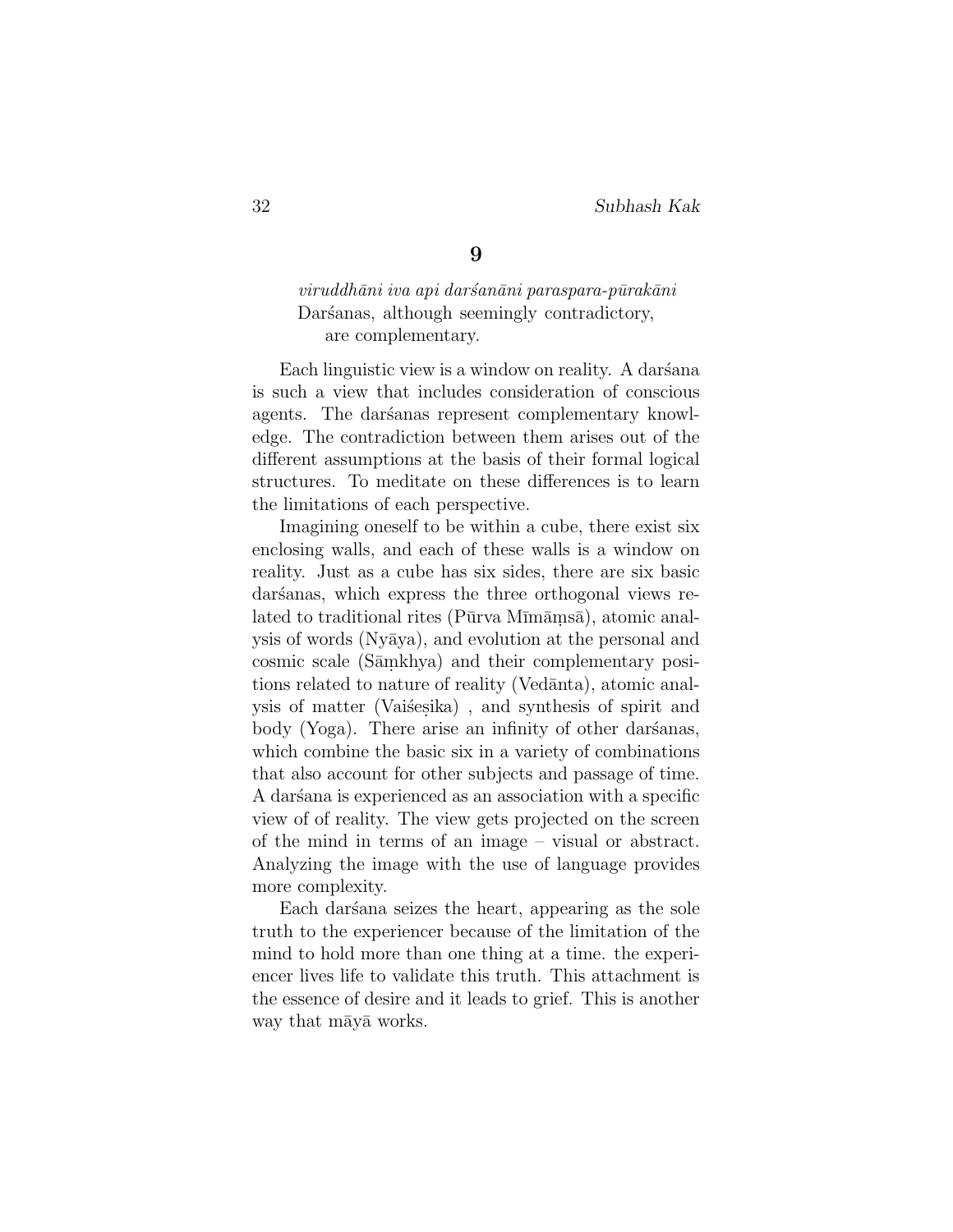## 9

*viruddhāni iva api darśanāni paraspara-pūrakāni*
Darśanas, although seemingly contradictory,
are complementary.

Each linguistic view is a window on reality. A darśana is such a view that includes consideration of conscious agents. The darśanas represent complementary knowledge. The contradiction between them arises out of the different assumptions at the basis of their formal logical structures. To meditate on these differences is to learn the limitations of each perspective.

Imagining oneself to be within a cube, there exist six enclosing walls, and each of these walls is a window on reality. Just as a cube has six sides, there are six basic darśanas, which express the three orthogonal views related to traditional rites (Pūrva Mīmāṃsā), atomic analysis of words (Nyāya), and evolution at the personal and cosmic scale (Sāṃkhya) and their complementary positions related to nature of reality (Vedānta), atomic analysis of matter (Vaiśeṣika) , and synthesis of spirit and body (Yoga). There arise an infinity of other darśanas, which combine the basic six in a variety of combinations that also account for other subjects and passage of time. A darśana is experienced as an association with a specific view of of reality. The view gets projected on the screen of the mind in terms of an image – visual or abstract. Analyzing the image with the use of language provides more complexity.

Each darśana seizes the heart, appearing as the sole truth to the experiencer because of the limitation of the mind to hold more than one thing at a time. the experiencer lives life to validate this truth. This attachment is the essence of desire and it leads to grief. This is another way that māyā works.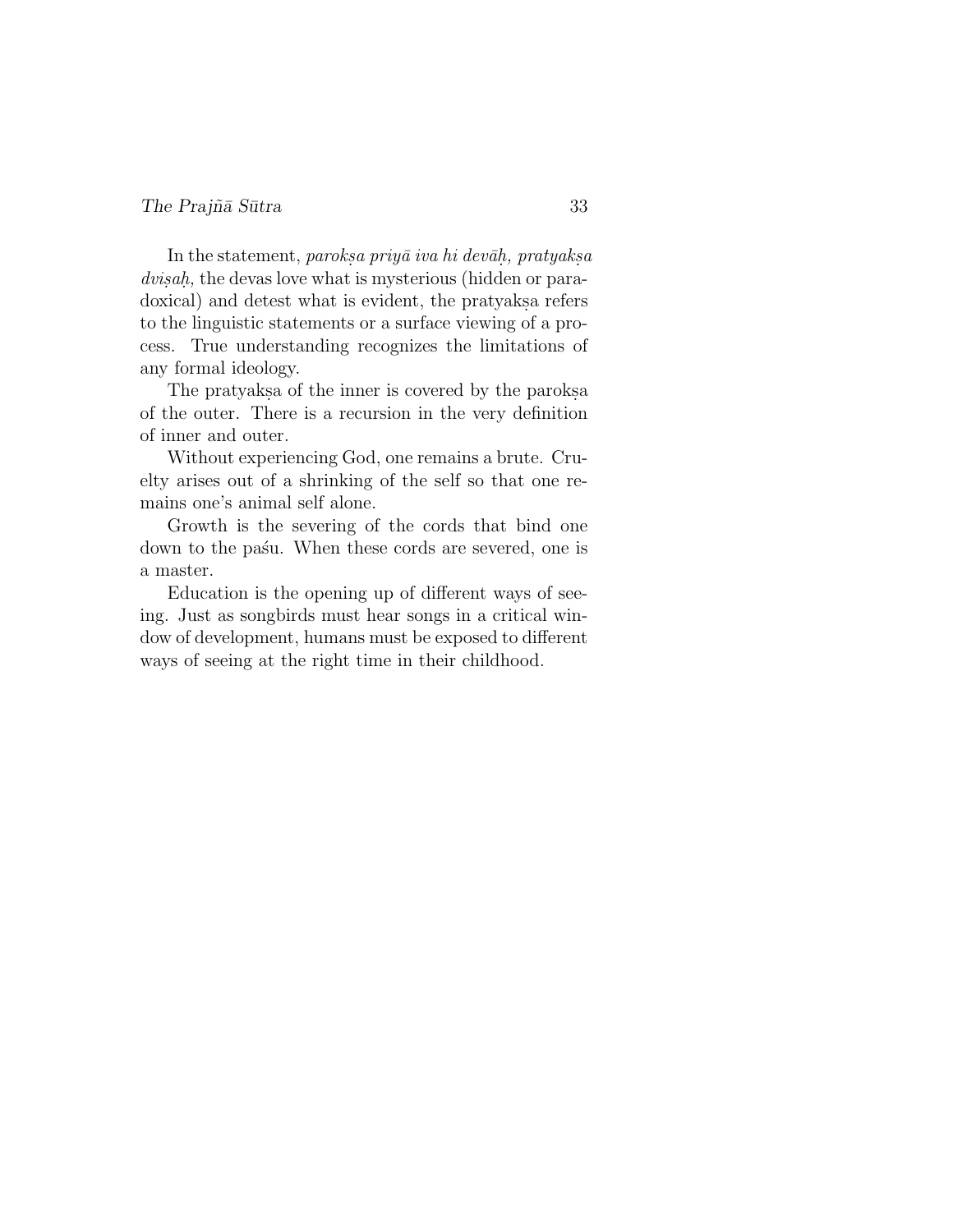In the statement, *parokṣa priyā iva hi devāḥ, pratyakṣa dviṣaḥ,* the devas love what is mysterious (hidden or paradoxical) and detest what is evident, the pratyakṣa refers to the linguistic statements or a surface viewing of a process. True understanding recognizes the limitations of any formal ideology.

The pratyakṣa of the inner is covered by the parokṣa of the outer. There is a recursion in the very definition of inner and outer.

Without experiencing God, one remains a brute. Cruelty arises out of a shrinking of the self so that one remains one's animal self alone.

Growth is the severing of the cords that bind one down to the paśu. When these cords are severed, one is a master.

Education is the opening up of different ways of seeing. Just as songbirds must hear songs in a critical window of development, humans must be exposed to different ways of seeing at the right time in their childhood.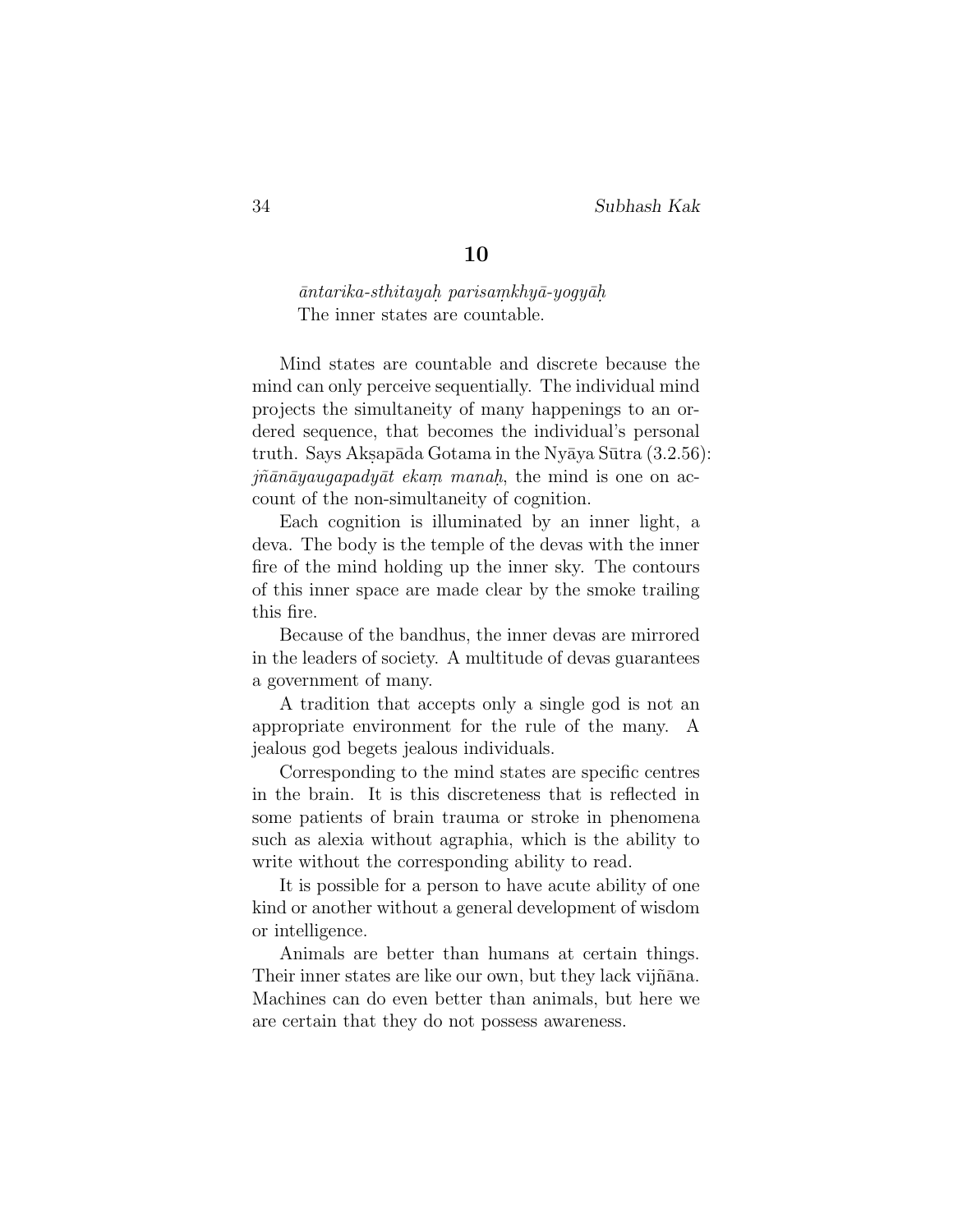## 10

*āntarika-sthitayaḥ parisaṃkhyā-yogyāḥ*
The inner states are countable.

Mind states are countable and discrete because the mind can only perceive sequentially. The individual mind projects the simultaneity of many happenings to an ordered sequence, that becomes the individual's personal truth. Says Akṣapāda Gotama in the Nyāya Sūtra (3.2.56): *jñānāyaugapadyāt ekaṃ manaḥ*, the mind is one on account of the non-simultaneity of cognition.

Each cognition is illuminated by an inner light, a deva. The body is the temple of the devas with the inner fire of the mind holding up the inner sky. The contours of this inner space are made clear by the smoke trailing this fire.

Because of the bandhus, the inner devas are mirrored in the leaders of society. A multitude of devas guarantees a government of many.

A tradition that accepts only a single god is not an appropriate environment for the rule of the many. A jealous god begets jealous individuals.

Corresponding to the mind states are specific centres in the brain. It is this discreteness that is reflected in some patients of brain trauma or stroke in phenomena such as alexia without agraphia, which is the ability to write without the corresponding ability to read.

It is possible for a person to have acute ability of one kind or another without a general development of wisdom or intelligence.

Animals are better than humans at certain things. Their inner states are like our own, but they lack vijñāna. Machines can do even better than animals, but here we are certain that they do not possess awareness.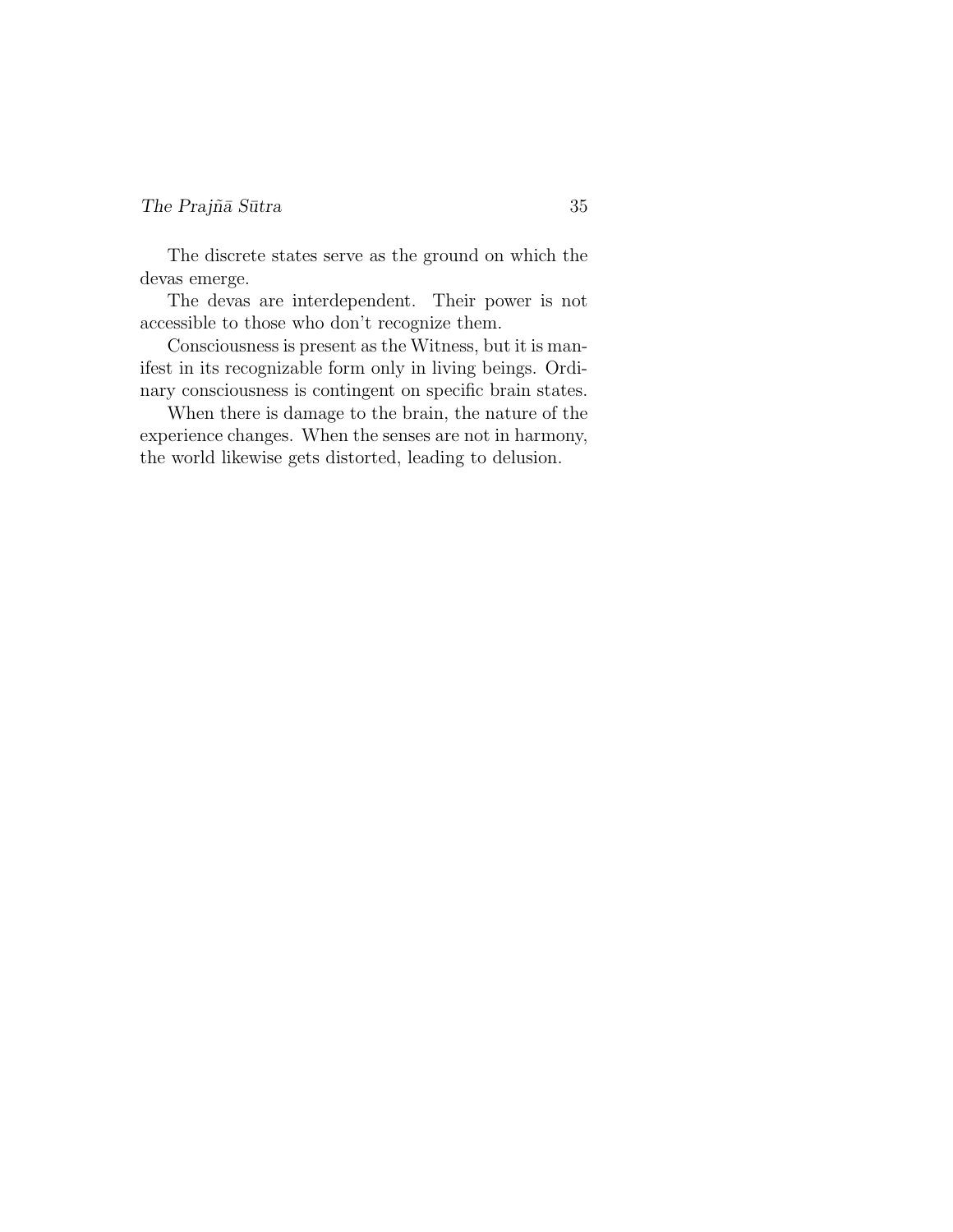The discrete states serve as the ground on which the devas emerge.

The devas are interdependent. Their power is not accessible to those who don't recognize them.

Consciousness is present as the Witness, but it is manifest in its recognizable form only in living beings. Ordinary consciousness is contingent on specific brain states.

When there is damage to the brain, the nature of the experience changes. When the senses are not in harmony, the world likewise gets distorted, leading to delusion.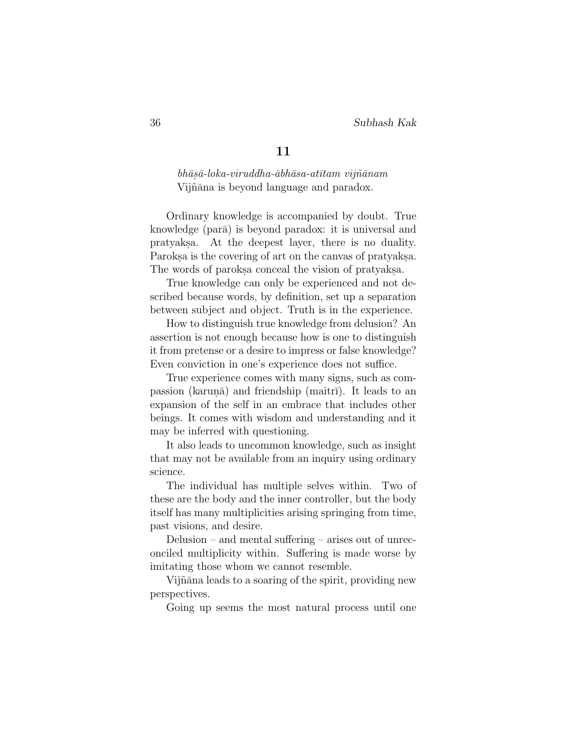## 11

*bhāṣā-loka-viruddha-ābhāsa-atītam vijñānam*
Vijñāna is beyond language and paradox.

Ordinary knowledge is accompanied by doubt. True knowledge (parā) is beyond paradox: it is universal and pratyakṣa. At the deepest layer, there is no duality. Parokṣa is the covering of art on the canvas of pratyakṣa. The words of parokṣa conceal the vision of pratyakṣa.

True knowledge can only be experienced and not described because words, by definition, set up a separation between subject and object. Truth is in the experience.

How to distinguish true knowledge from delusion? An assertion is not enough because how is one to distinguish it from pretense or a desire to impress or false knowledge? Even conviction in one's experience does not suffice.

True experience comes with many signs, such as compassion (karuṇā) and friendship (maitrī). It leads to an expansion of the self in an embrace that includes other beings. It comes with wisdom and understanding and it may be inferred with questioning.

It also leads to uncommon knowledge, such as insight that may not be available from an inquiry using ordinary science.

The individual has multiple selves within. Two of these are the body and the inner controller, but the body itself has many multiplicities arising springing from time, past visions, and desire.

Delusion – and mental suffering – arises out of unreconciled multiplicity within. Suffering is made worse by imitating those whom we cannot resemble.

Vijñāna leads to a soaring of the spirit, providing new perspectives.

Going up seems the most natural process until one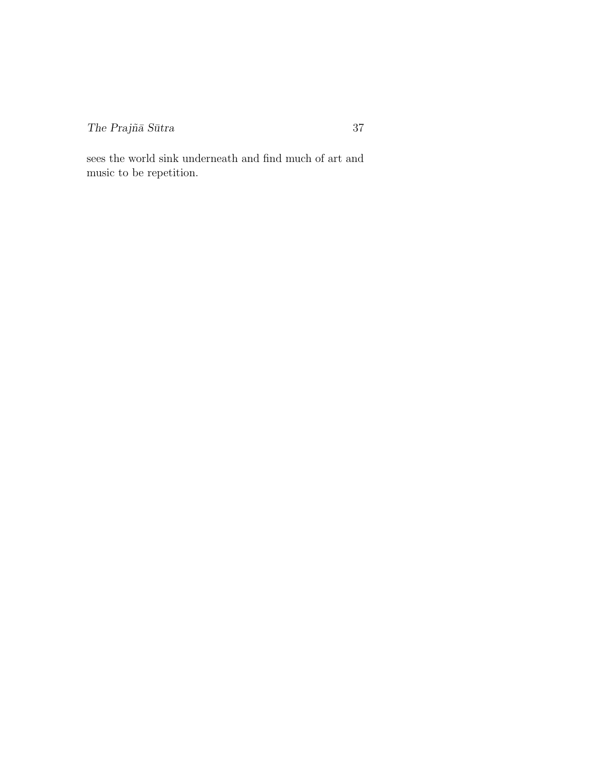sees the world sink underneath and find much of art and music to be repetition.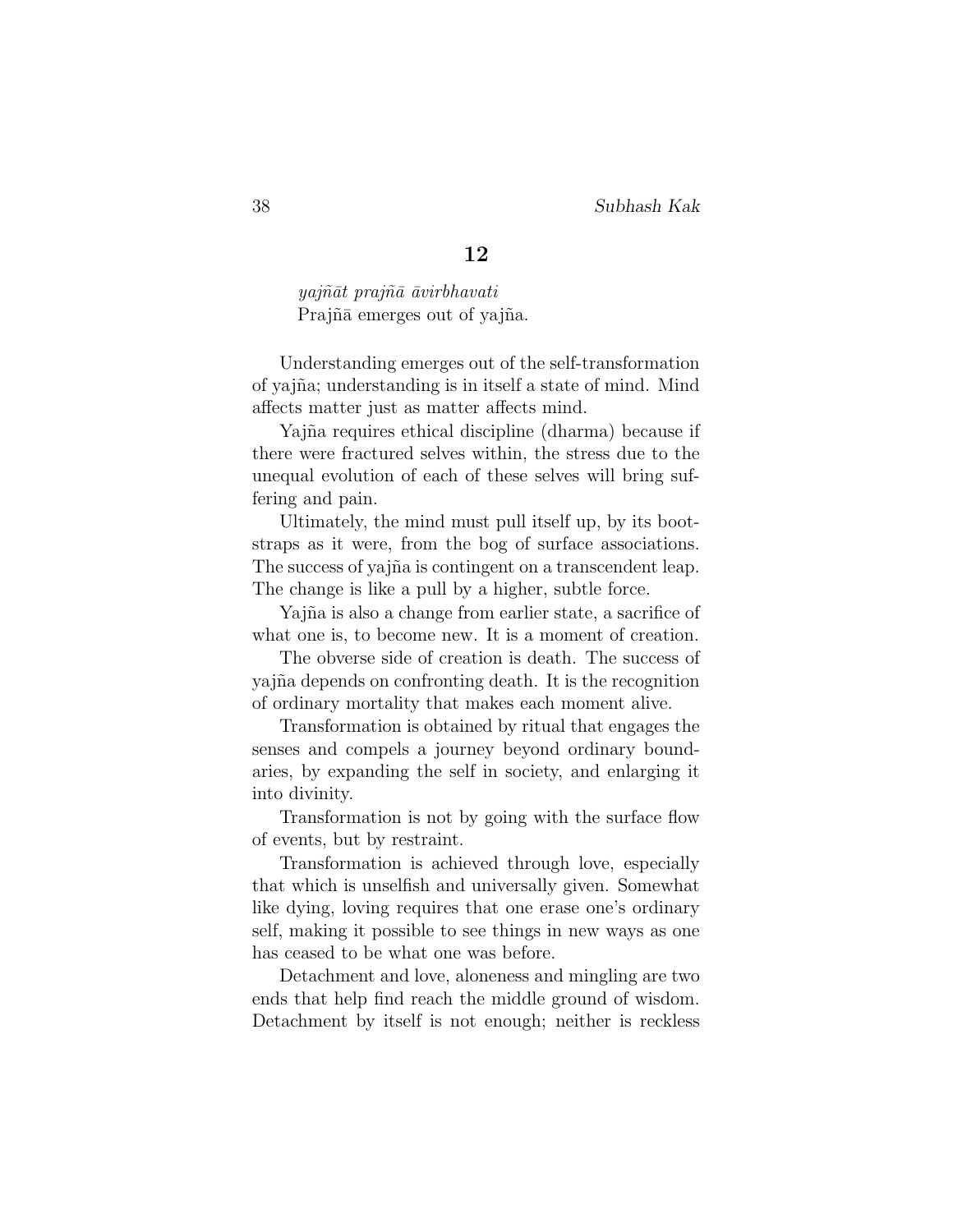## 12

*yajñāt prajñā āvirbhavati*
Prajñā emerges out of yajña.

Understanding emerges out of the self-transformation of yajña; understanding is in itself a state of mind. Mind affects matter just as matter affects mind.

Yajña requires ethical discipline (dharma) because if there were fractured selves within, the stress due to the unequal evolution of each of these selves will bring suffering and pain.

Ultimately, the mind must pull itself up, by its bootstraps as it were, from the bog of surface associations. The success of yajña is contingent on a transcendent leap. The change is like a pull by a higher, subtle force.

Yajña is also a change from earlier state, a sacrifice of what one is, to become new. It is a moment of creation.

The obverse side of creation is death. The success of yajña depends on confronting death. It is the recognition of ordinary mortality that makes each moment alive.

Transformation is obtained by ritual that engages the senses and compels a journey beyond ordinary boundaries, by expanding the self in society, and enlarging it into divinity.

Transformation is not by going with the surface flow of events, but by restraint.

Transformation is achieved through love, especially that which is unselfish and universally given. Somewhat like dying, loving requires that one erase one's ordinary self, making it possible to see things in new ways as one has ceased to be what one was before.

Detachment and love, aloneness and mingling are two ends that help find reach the middle ground of wisdom. Detachment by itself is not enough; neither is reckless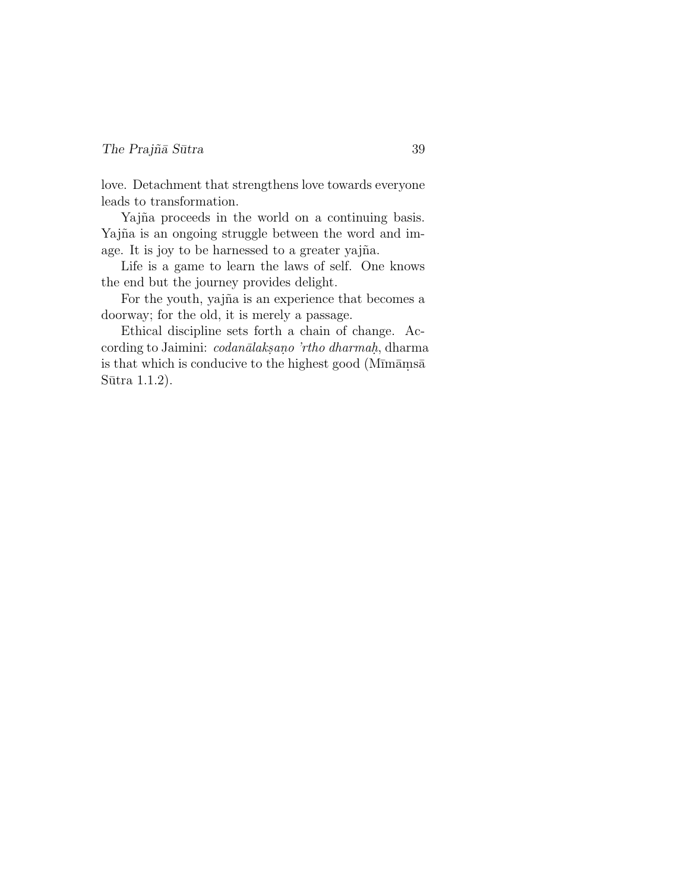love. Detachment that strengthens love towards everyone leads to transformation.

Yajña proceeds in the world on a continuing basis. Yajña is an ongoing struggle between the word and image. It is joy to be harnessed to a greater yajña.

Life is a game to learn the laws of self. One knows the end but the journey provides delight.

For the youth, yajña is an experience that becomes a doorway; for the old, it is merely a passage.

Ethical discipline sets forth a chain of change. According to Jaimini: *codanālakṣaṇo 'rtho dharmaḥ*, dharma is that which is conducive to the highest good (Mīmāṃsā Sūtra 1.1.2).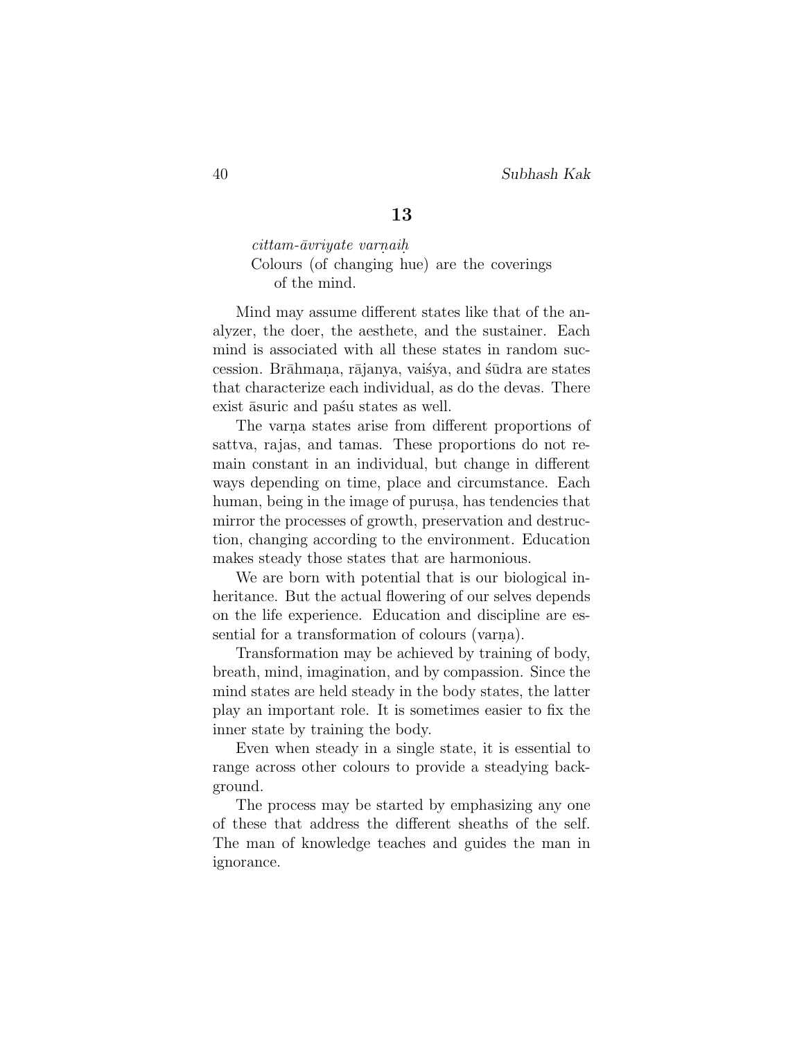## 13

*cittam-āvriyate varṇaiḥ*
Colours (of changing hue) are the coverings of the mind.

Mind may assume different states like that of the analyzer, the doer, the aesthete, and the sustainer. Each mind is associated with all these states in random succession. Brāhmaṇa, rājanya, vaiśya, and śūdra are states that characterize each individual, as do the devas. There exist āsuric and paśu states as well.

The varṇa states arise from different proportions of sattva, rajas, and tamas. These proportions do not remain constant in an individual, but change in different ways depending on time, place and circumstance. Each human, being in the image of puruṣa, has tendencies that mirror the processes of growth, preservation and destruction, changing according to the environment. Education makes steady those states that are harmonious.

We are born with potential that is our biological inheritance. But the actual flowering of our selves depends on the life experience. Education and discipline are essential for a transformation of colours (varṇa).

Transformation may be achieved by training of body, breath, mind, imagination, and by compassion. Since the mind states are held steady in the body states, the latter play an important role. It is sometimes easier to fix the inner state by training the body.

Even when steady in a single state, it is essential to range across other colours to provide a steadying background.

The process may be started by emphasizing any one of these that address the different sheaths of the self. The man of knowledge teaches and guides the man in ignorance.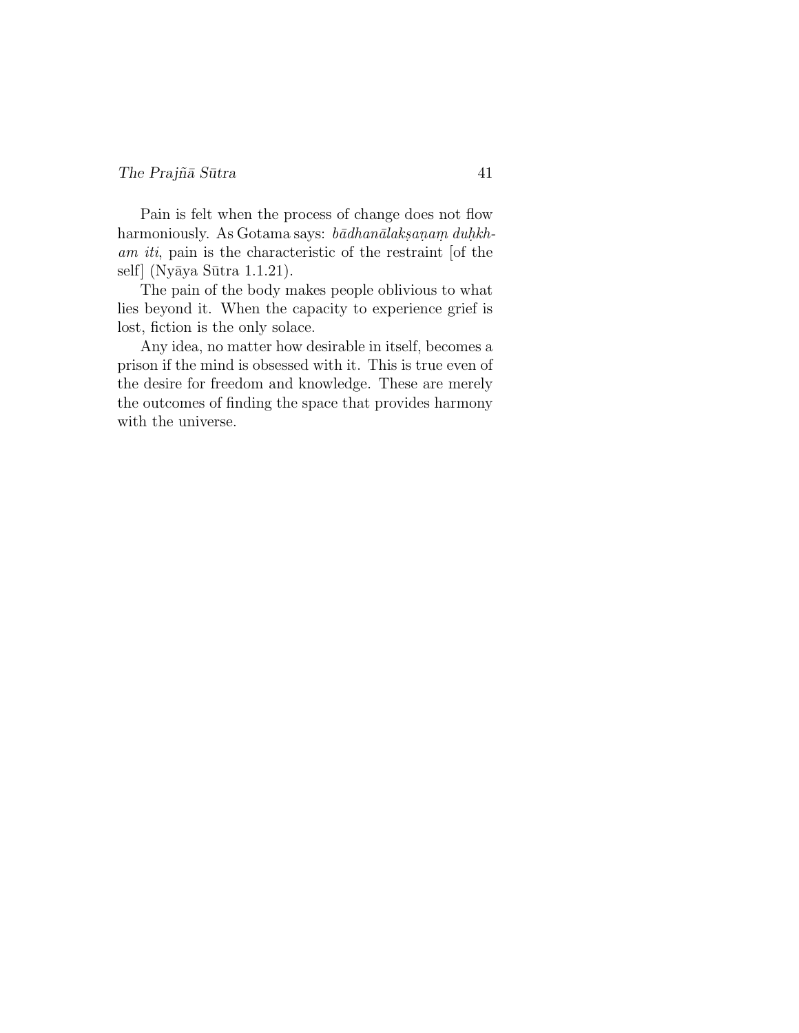Pain is felt when the process of change does not flow harmoniously. As Gotama says: *bādhanālakṣaṇaṃ duḥkham iti*, pain is the characteristic of the restraint [of the self] (Nyāya Sūtra 1.1.21).

The pain of the body makes people oblivious to what lies beyond it. When the capacity to experience grief is lost, fiction is the only solace.

Any idea, no matter how desirable in itself, becomes a prison if the mind is obsessed with it. This is true even of the desire for freedom and knowledge. These are merely the outcomes of finding the space that provides harmony with the universe.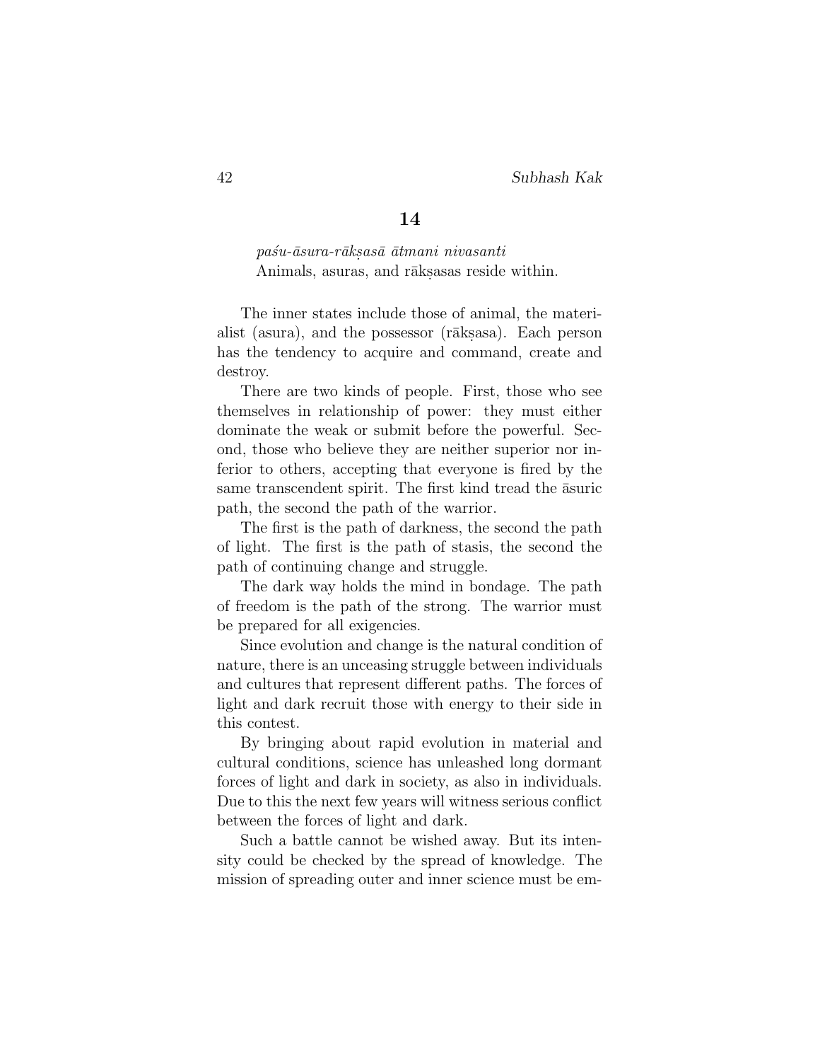## 14

*paśu-āsura-rākṣasā ātmani nivasanti*
Animals, asuras, and rākṣasas reside within.

The inner states include those of animal, the materialist (asura), and the possessor (rākṣasa). Each person has the tendency to acquire and command, create and destroy.

There are two kinds of people. First, those who see themselves in relationship of power: they must either dominate the weak or submit before the powerful. Second, those who believe they are neither superior nor inferior to others, accepting that everyone is fired by the same transcendent spirit. The first kind tread the āsuric path, the second the path of the warrior.

The first is the path of darkness, the second the path of light. The first is the path of stasis, the second the path of continuing change and struggle.

The dark way holds the mind in bondage. The path of freedom is the path of the strong. The warrior must be prepared for all exigencies.

Since evolution and change is the natural condition of nature, there is an unceasing struggle between individuals and cultures that represent different paths. The forces of light and dark recruit those with energy to their side in this contest.

By bringing about rapid evolution in material and cultural conditions, science has unleashed long dormant forces of light and dark in society, as also in individuals. Due to this the next few years will witness serious conflict between the forces of light and dark.

Such a battle cannot be wished away. But its intensity could be checked by the spread of knowledge. The mission of spreading outer and inner science must be em-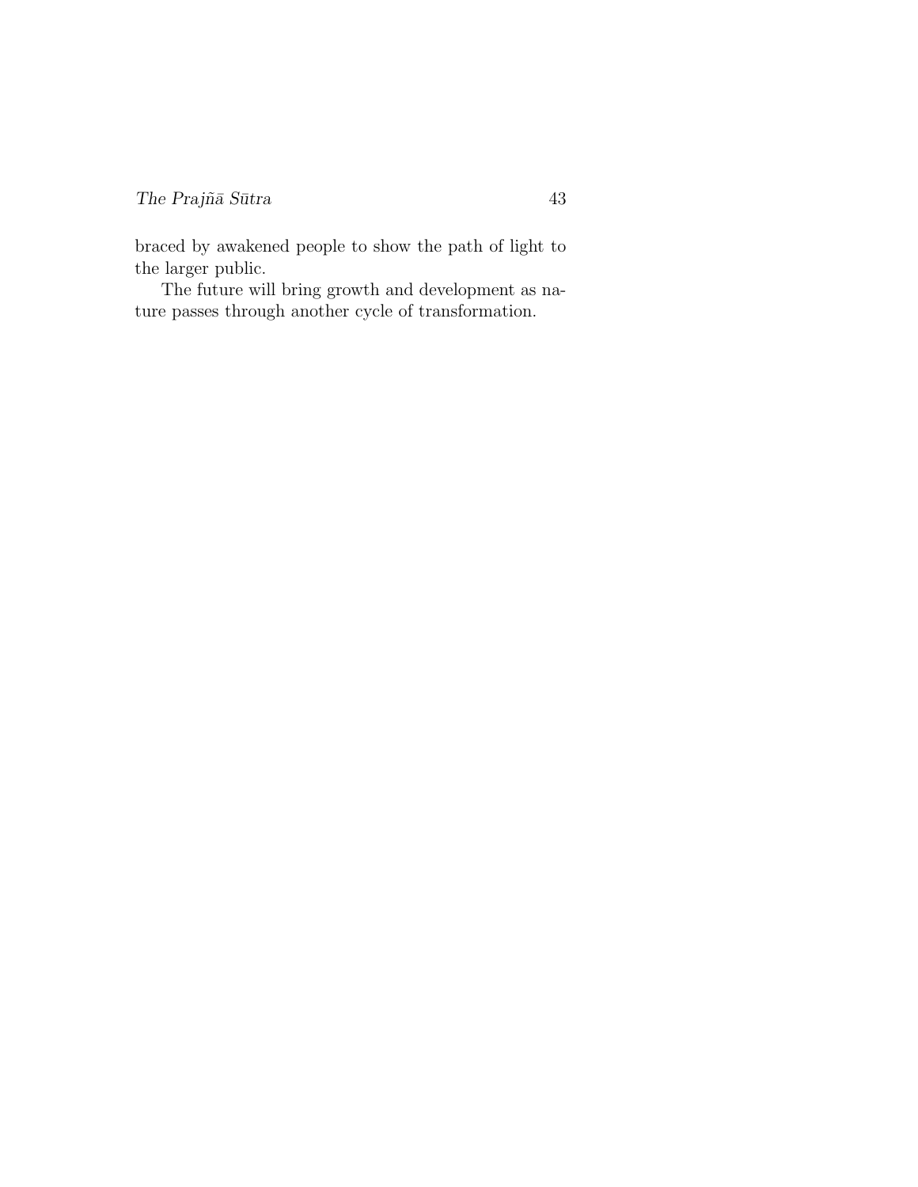braced by awakened people to show the path of light to the larger public.

The future will bring growth and development as nature passes through another cycle of transformation.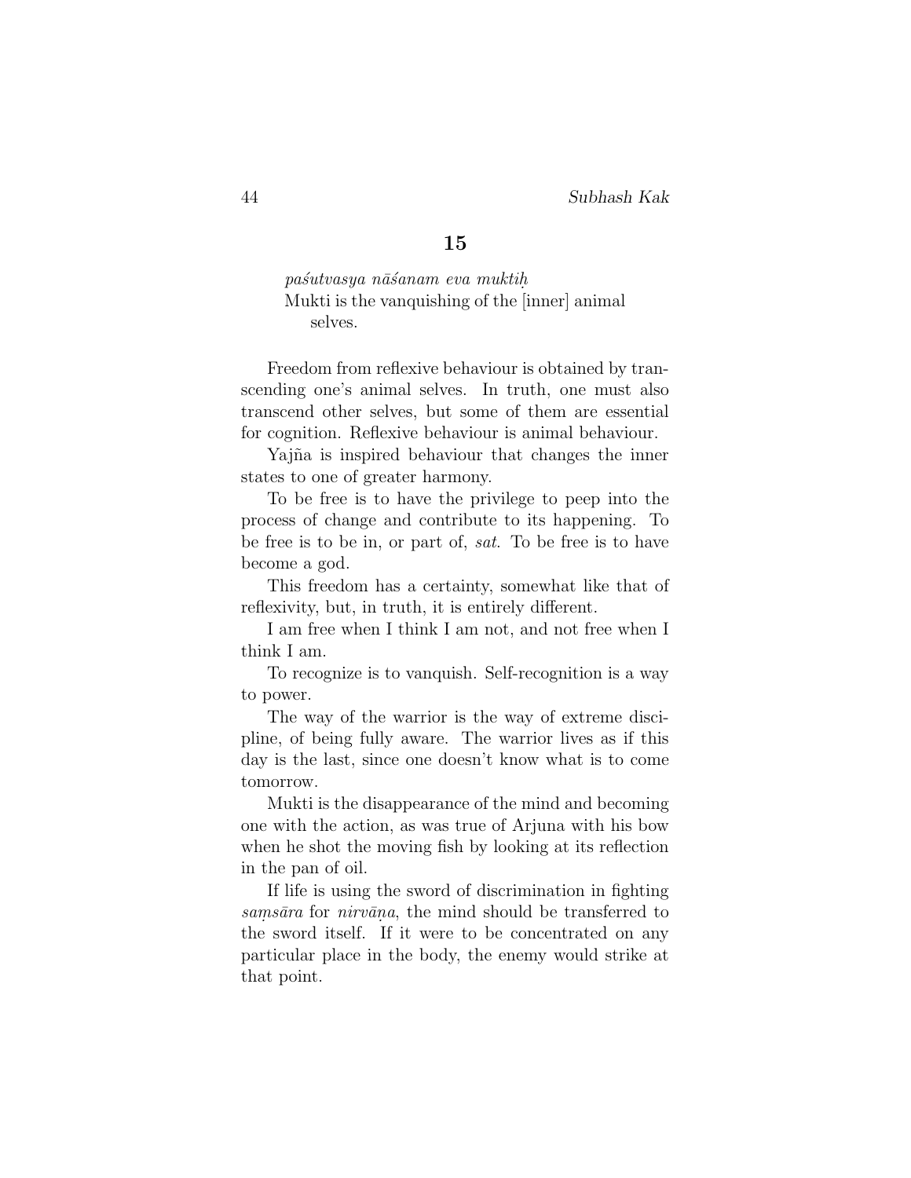## 15

*paśutvasya nāśanam eva muktiḥ*
Mukti is the vanquishing of the [inner] animal selves.

Freedom from reflexive behaviour is obtained by transcending one's animal selves. In truth, one must also transcend other selves, but some of them are essential for cognition. Reflexive behaviour is animal behaviour.

Yajña is inspired behaviour that changes the inner states to one of greater harmony.

To be free is to have the privilege to peep into the process of change and contribute to its happening. To be free is to be in, or part of, *sat*. To be free is to have become a god.

This freedom has a certainty, somewhat like that of reflexivity, but, in truth, it is entirely different.

I am free when I think I am not, and not free when I think I am.

To recognize is to vanquish. Self-recognition is a way to power.

The way of the warrior is the way of extreme discipline, of being fully aware. The warrior lives as if this day is the last, since one doesn't know what is to come tomorrow.

Mukti is the disappearance of the mind and becoming one with the action, as was true of Arjuna with his bow when he shot the moving fish by looking at its reflection in the pan of oil.

If life is using the sword of discrimination in fighting *saṃsāra* for *nirvāṇa*, the mind should be transferred to the sword itself. If it were to be concentrated on any particular place in the body, the enemy would strike at that point.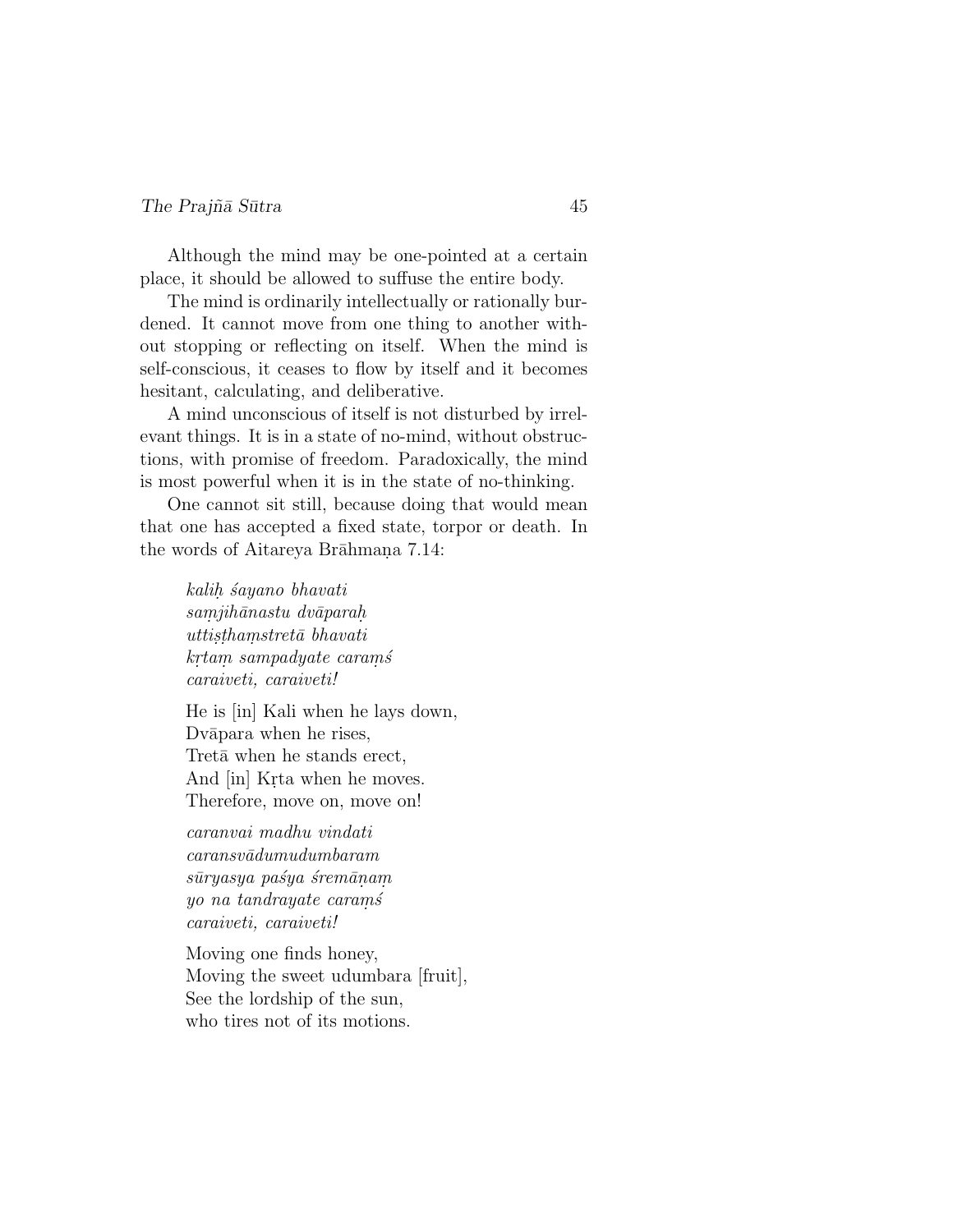Although the mind may be one-pointed at a certain place, it should be allowed to suffuse the entire body.

The mind is ordinarily intellectually or rationally burdened. It cannot move from one thing to another without stopping or reflecting on itself. When the mind is self-conscious, it ceases to flow by itself and it becomes hesitant, calculating, and deliberative.

A mind unconscious of itself is not disturbed by irrelevant things. It is in a state of no-mind, without obstructions, with promise of freedom. Paradoxically, the mind is most powerful when it is in the state of no-thinking.

One cannot sit still, because doing that would mean that one has accepted a fixed state, torpor or death. In the words of Aitareya Brāhmaṇa 7.14:

> *kaliḥ śayano bhavati*
> *saṃjihānastu dvāparaḥ*
> *uttiṣṭhaṃstretā bhavati*
> *kṛtaṃ sampadyate caraṃś*
> *caraiveti, caraiveti!*
>
> He is [in] Kali when he lays down,
> Dvāpara when he rises,
> Tretā when he stands erect,
> And [in] Kṛta when he moves.
> Therefore, move on, move on!
>
> *caranvai madhu vindati*
> *caransvādumudumbaram*
> *sūryasya paśya śremāṇaṃ*
> *yo na tandrayate caraṃś*
> *caraiveti, caraiveti!*
>
> Moving one finds honey,
> Moving the sweet udumbara [fruit],
> See the lordship of the sun,
> who tires not of its motions.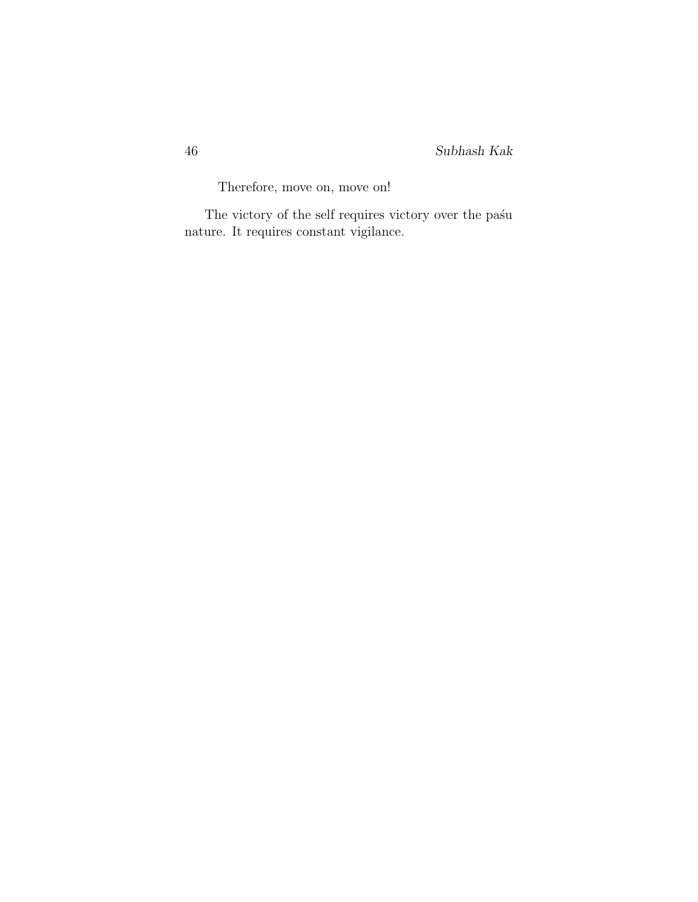Therefore, move on, move on!

The victory of the self requires victory over the paśu nature. It requires constant vigilance.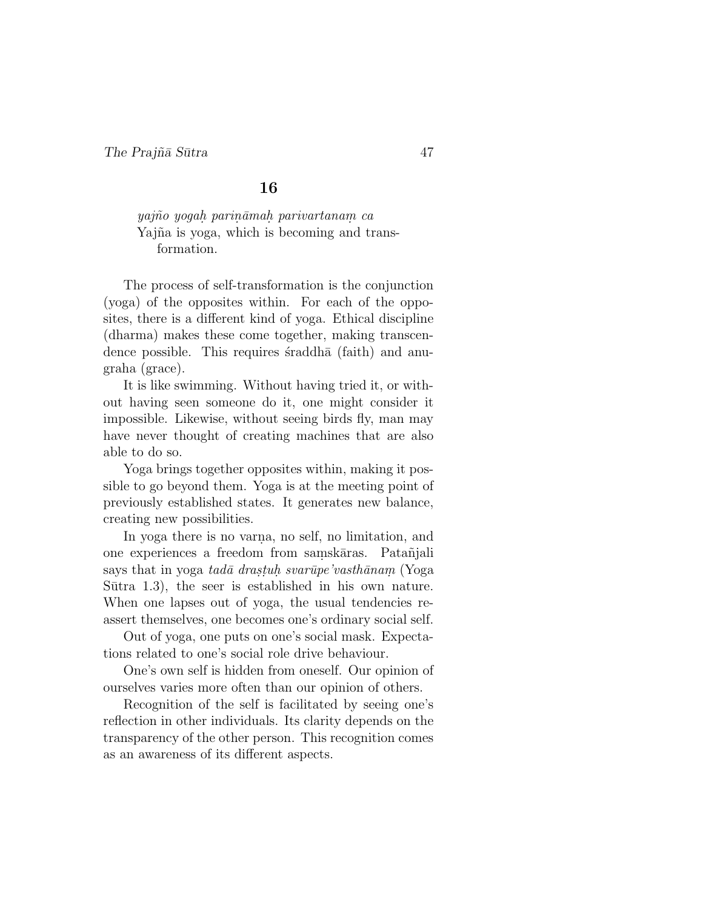## 16

*yajño yogaḥ pariṇāmaḥ parivartanaṃ ca*
Yajña is yoga, which is becoming and transformation.

The process of self-transformation is the conjunction (yoga) of the opposites within. For each of the opposites, there is a different kind of yoga. Ethical discipline (dharma) makes these come together, making transcendence possible. This requires śraddhā (faith) and anugraha (grace).

It is like swimming. Without having tried it, or without having seen someone do it, one might consider it impossible. Likewise, without seeing birds fly, man may have never thought of creating machines that are also able to do so.

Yoga brings together opposites within, making it possible to go beyond them. Yoga is at the meeting point of previously established states. It generates new balance, creating new possibilities.

In yoga there is no varṇa, no self, no limitation, and one experiences a freedom from saṃskāras. Patañjali says that in yoga *tadā draṣṭuḥ svarūpe'vasthānaṃ* (Yoga Sūtra 1.3), the seer is established in his own nature. When one lapses out of yoga, the usual tendencies reassert themselves, one becomes one's ordinary social self.

Out of yoga, one puts on one's social mask. Expectations related to one's social role drive behaviour.

One's own self is hidden from oneself. Our opinion of ourselves varies more often than our opinion of others.

Recognition of the self is facilitated by seeing one's reflection in other individuals. Its clarity depends on the transparency of the other person. This recognition comes as an awareness of its different aspects.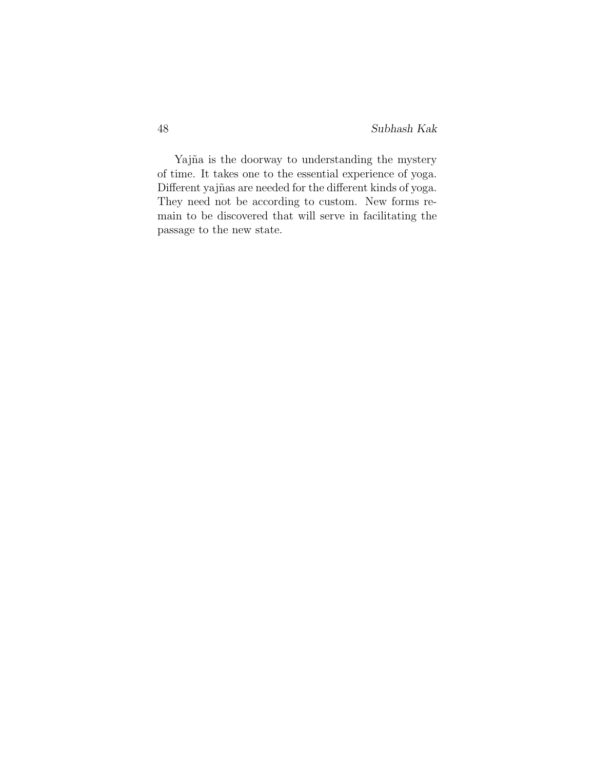Yajña is the doorway to understanding the mystery of time. It takes one to the essential experience of yoga. Different yajñas are needed for the different kinds of yoga. They need not be according to custom. New forms remain to be discovered that will serve in facilitating the passage to the new state.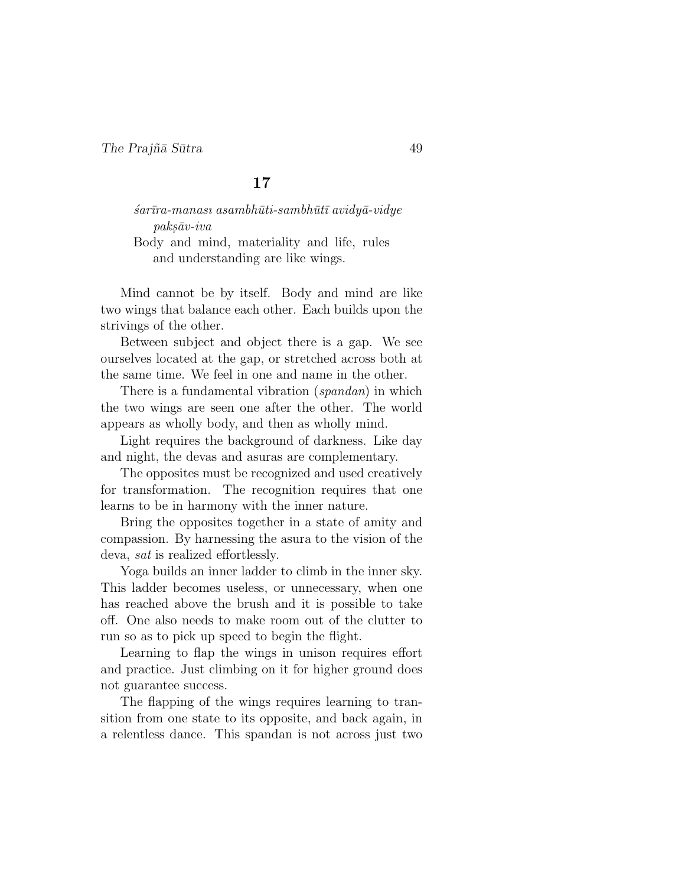## 17

*śarīra-manası asambhūti-sambhūtī avidyā-vidye pakṣāv-iva*

Body and mind, materiality and life, rules and understanding are like wings.

Mind cannot be by itself. Body and mind are like two wings that balance each other. Each builds upon the strivings of the other.

Between subject and object there is a gap. We see ourselves located at the gap, or stretched across both at the same time. We feel in one and name in the other.

There is a fundamental vibration (*spandan*) in which the two wings are seen one after the other. The world appears as wholly body, and then as wholly mind.

Light requires the background of darkness. Like day and night, the devas and asuras are complementary.

The opposites must be recognized and used creatively for transformation. The recognition requires that one learns to be in harmony with the inner nature.

Bring the opposites together in a state of amity and compassion. By harnessing the asura to the vision of the deva, *sat* is realized effortlessly.

Yoga builds an inner ladder to climb in the inner sky. This ladder becomes useless, or unnecessary, when one has reached above the brush and it is possible to take off. One also needs to make room out of the clutter to run so as to pick up speed to begin the flight.

Learning to flap the wings in unison requires effort and practice. Just climbing on it for higher ground does not guarantee success.

The flapping of the wings requires learning to transition from one state to its opposite, and back again, in a relentless dance. This spandan is not across just two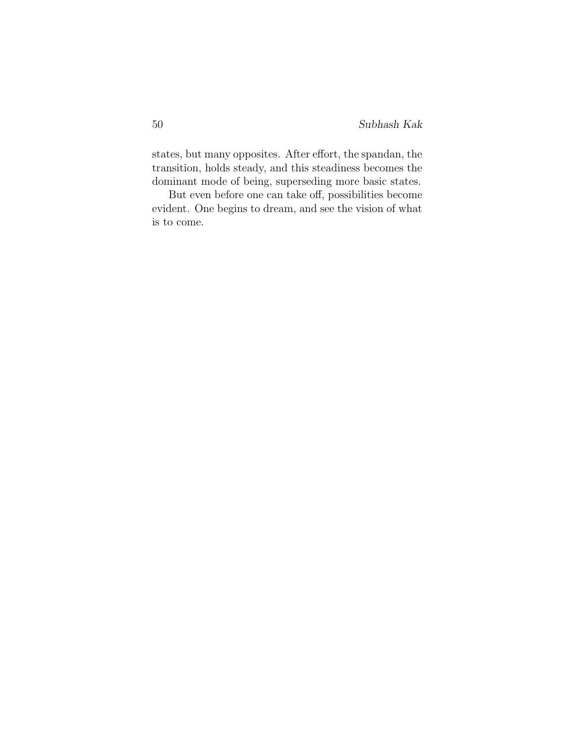states, but many opposites. After effort, the spandan, the transition, holds steady, and this steadiness becomes the dominant mode of being, superseding more basic states.

But even before one can take off, possibilities become evident. One begins to dream, and see the vision of what is to come.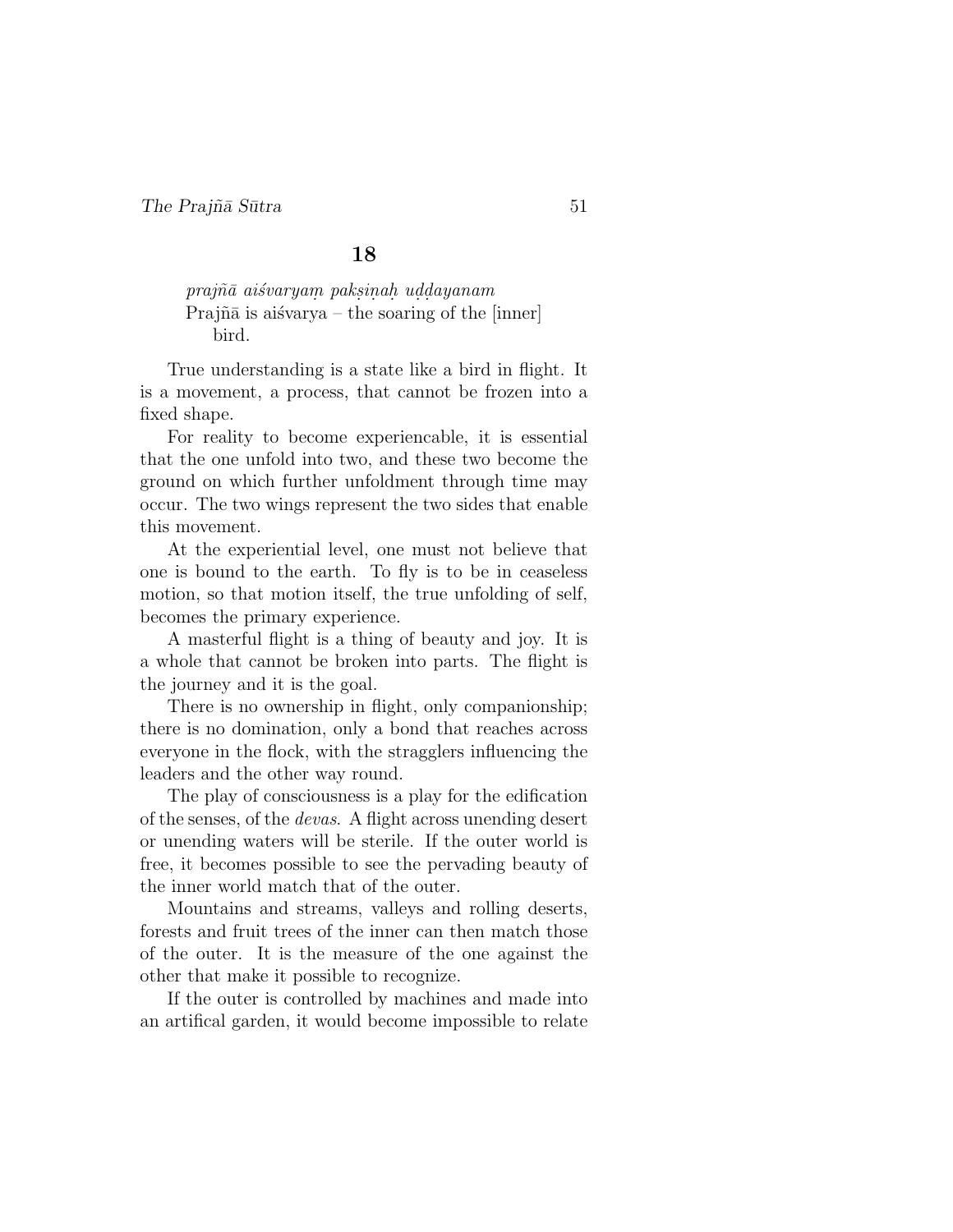## 18

*prajñā aiśvaryaṃ pakṣiṇaḥ uḍḍayanam*
Prajñā is aiśvarya – the soaring of the [inner] bird.

True understanding is a state like a bird in flight. It is a movement, a process, that cannot be frozen into a fixed shape.

For reality to become experiencable, it is essential that the one unfold into two, and these two become the ground on which further unfoldment through time may occur. The two wings represent the two sides that enable this movement.

At the experiential level, one must not believe that one is bound to the earth. To fly is to be in ceaseless motion, so that motion itself, the true unfolding of self, becomes the primary experience.

A masterful flight is a thing of beauty and joy. It is a whole that cannot be broken into parts. The flight is the journey and it is the goal.

There is no ownership in flight, only companionship; there is no domination, only a bond that reaches across everyone in the flock, with the stragglers influencing the leaders and the other way round.

The play of consciousness is a play for the edification of the senses, of the *devas*. A flight across unending desert or unending waters will be sterile. If the outer world is free, it becomes possible to see the pervading beauty of the inner world match that of the outer.

Mountains and streams, valleys and rolling deserts, forests and fruit trees of the inner can then match those of the outer. It is the measure of the one against the other that make it possible to recognize.

If the outer is controlled by machines and made into an artifical garden, it would become impossible to relate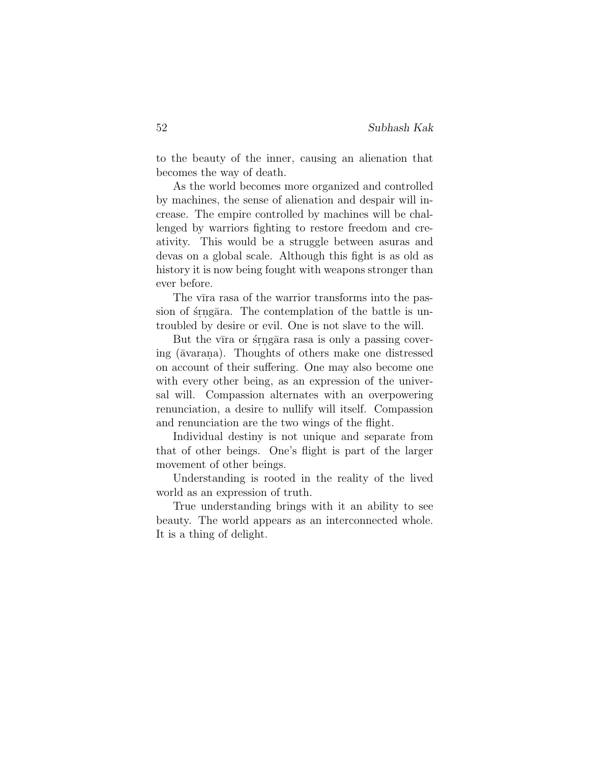to the beauty of the inner, causing an alienation that becomes the way of death.

As the world becomes more organized and controlled by machines, the sense of alienation and despair will increase. The empire controlled by machines will be challenged by warriors fighting to restore freedom and creativity. This would be a struggle between asuras and devas on a global scale. Although this fight is as old as history it is now being fought with weapons stronger than ever before.

The vīra rasa of the warrior transforms into the passion of śṛṅgāra. The contemplation of the battle is untroubled by desire or evil. One is not slave to the will.

But the vīra or śṛṅgāra rasa is only a passing covering (āvaraṇa). Thoughts of others make one distressed on account of their suffering. One may also become one with every other being, as an expression of the universal will. Compassion alternates with an overpowering renunciation, a desire to nullify will itself. Compassion and renunciation are the two wings of the flight.

Individual destiny is not unique and separate from that of other beings. One's flight is part of the larger movement of other beings.

Understanding is rooted in the reality of the lived world as an expression of truth.

True understanding brings with it an ability to see beauty. The world appears as an interconnected whole. It is a thing of delight.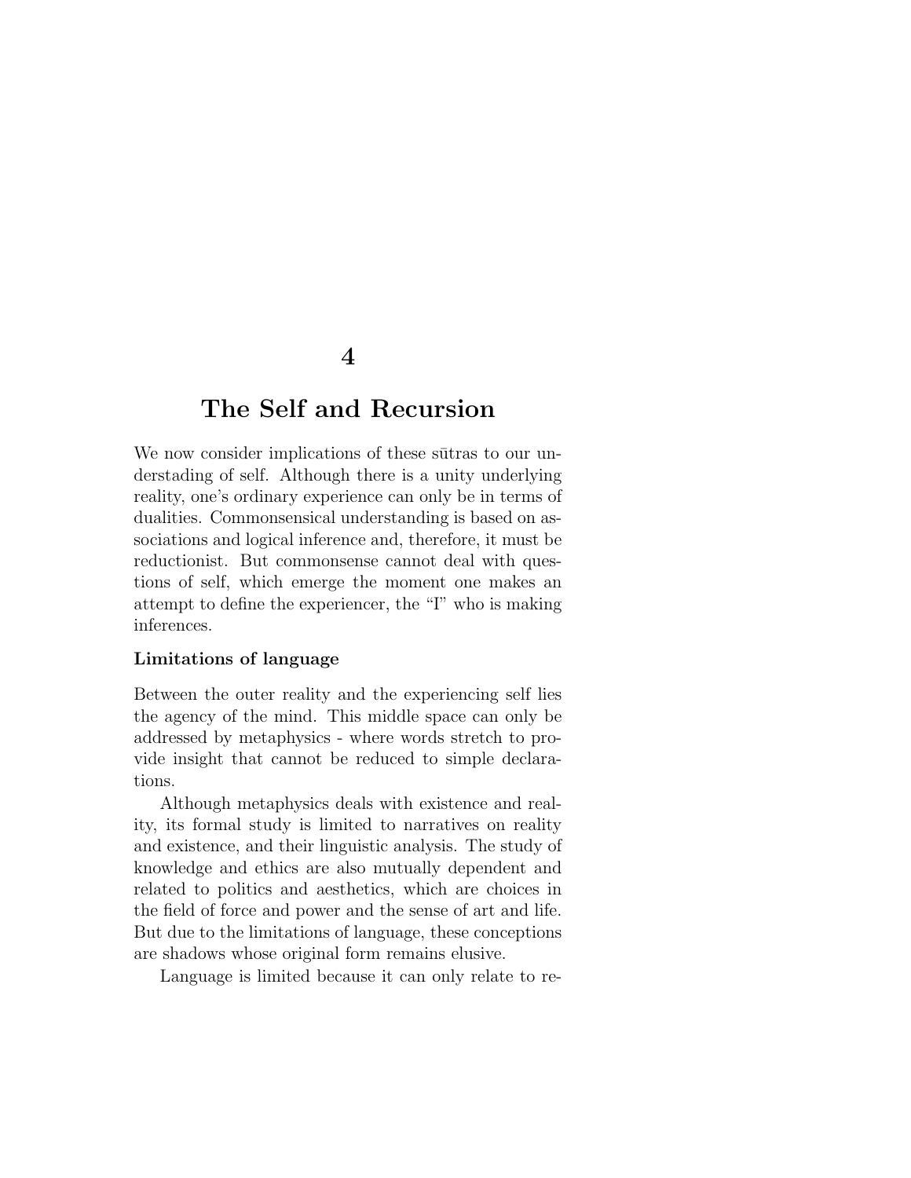# 4

# The Self and Recursion

We now consider implications of these sūtras to our understading of self. Although there is a unity underlying reality, one's ordinary experience can only be in terms of dualities. Commonsensical understanding is based on associations and logical inference and, therefore, it must be reductionist. But commonsense cannot deal with questions of self, which emerge the moment one makes an attempt to define the experiencer, the "I" who is making inferences.

**Limitations of language**

Between the outer reality and the experiencing self lies the agency of the mind. This middle space can only be addressed by metaphysics - where words stretch to provide insight that cannot be reduced to simple declarations.

Although metaphysics deals with existence and reality, its formal study is limited to narratives on reality and existence, and their linguistic analysis. The study of knowledge and ethics are also mutually dependent and related to politics and aesthetics, which are choices in the field of force and power and the sense of art and life. But due to the limitations of language, these conceptions are shadows whose original form remains elusive.

Language is limited because it can only relate to re-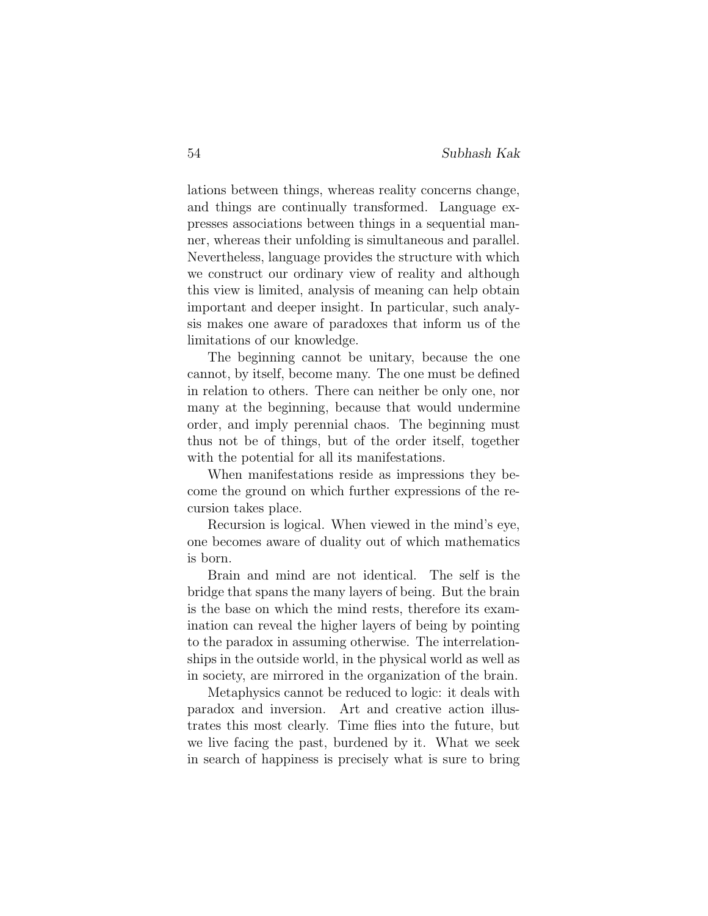lations between things, whereas reality concerns change, and things are continually transformed. Language expresses associations between things in a sequential manner, whereas their unfolding is simultaneous and parallel. Nevertheless, language provides the structure with which we construct our ordinary view of reality and although this view is limited, analysis of meaning can help obtain important and deeper insight. In particular, such analysis makes one aware of paradoxes that inform us of the limitations of our knowledge.

The beginning cannot be unitary, because the one cannot, by itself, become many. The one must be defined in relation to others. There can neither be only one, nor many at the beginning, because that would undermine order, and imply perennial chaos. The beginning must thus not be of things, but of the order itself, together with the potential for all its manifestations.

When manifestations reside as impressions they become the ground on which further expressions of the recursion takes place.

Recursion is logical. When viewed in the mind's eye, one becomes aware of duality out of which mathematics is born.

Brain and mind are not identical. The self is the bridge that spans the many layers of being. But the brain is the base on which the mind rests, therefore its examination can reveal the higher layers of being by pointing to the paradox in assuming otherwise. The interrelationships in the outside world, in the physical world as well as in society, are mirrored in the organization of the brain.

Metaphysics cannot be reduced to logic: it deals with paradox and inversion. Art and creative action illustrates this most clearly. Time flies into the future, but we live facing the past, burdened by it. What we seek in search of happiness is precisely what is sure to bring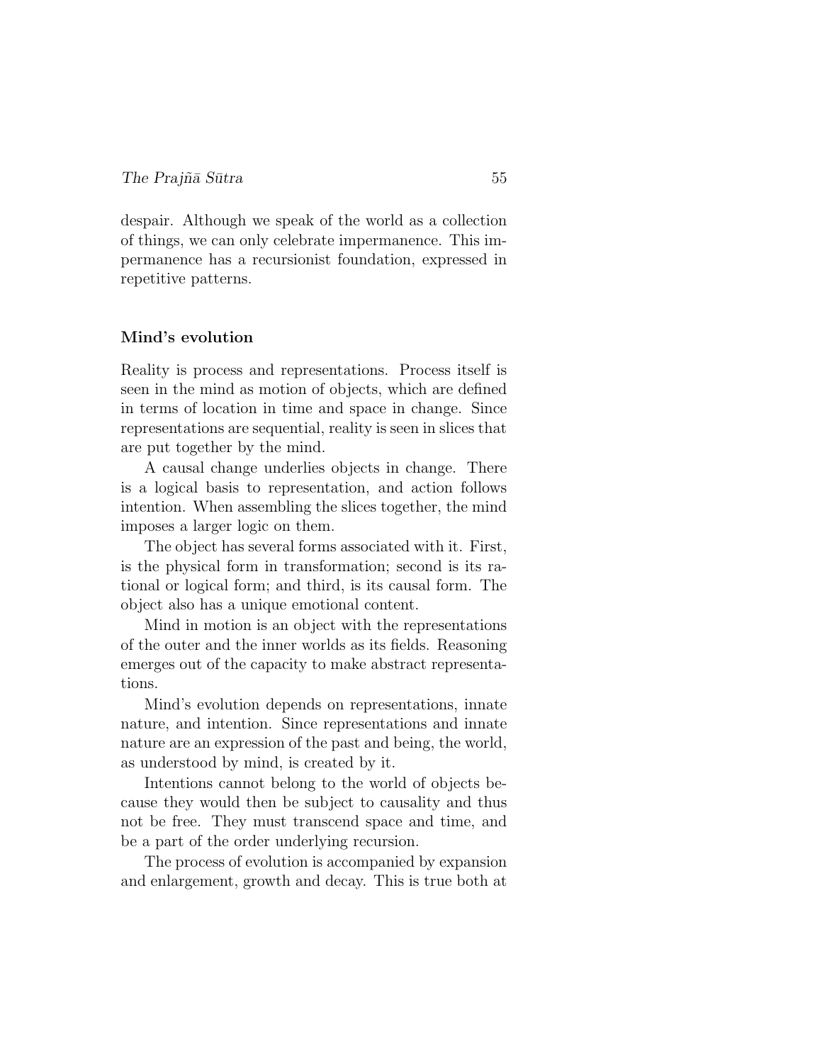despair. Although we speak of the world as a collection of things, we can only celebrate impermanence. This impermanence has a recursionist foundation, expressed in repetitive patterns.

## Mind's evolution

Reality is process and representations. Process itself is seen in the mind as motion of objects, which are defined in terms of location in time and space in change. Since representations are sequential, reality is seen in slices that are put together by the mind.

A causal change underlies objects in change. There is a logical basis to representation, and action follows intention. When assembling the slices together, the mind imposes a larger logic on them.

The object has several forms associated with it. First, is the physical form in transformation; second is its rational or logical form; and third, is its causal form. The object also has a unique emotional content.

Mind in motion is an object with the representations of the outer and the inner worlds as its fields. Reasoning emerges out of the capacity to make abstract representations.

Mind's evolution depends on representations, innate nature, and intention. Since representations and innate nature are an expression of the past and being, the world, as understood by mind, is created by it.

Intentions cannot belong to the world of objects because they would then be subject to causality and thus not be free. They must transcend space and time, and be a part of the order underlying recursion.

The process of evolution is accompanied by expansion and enlargement, growth and decay. This is true both at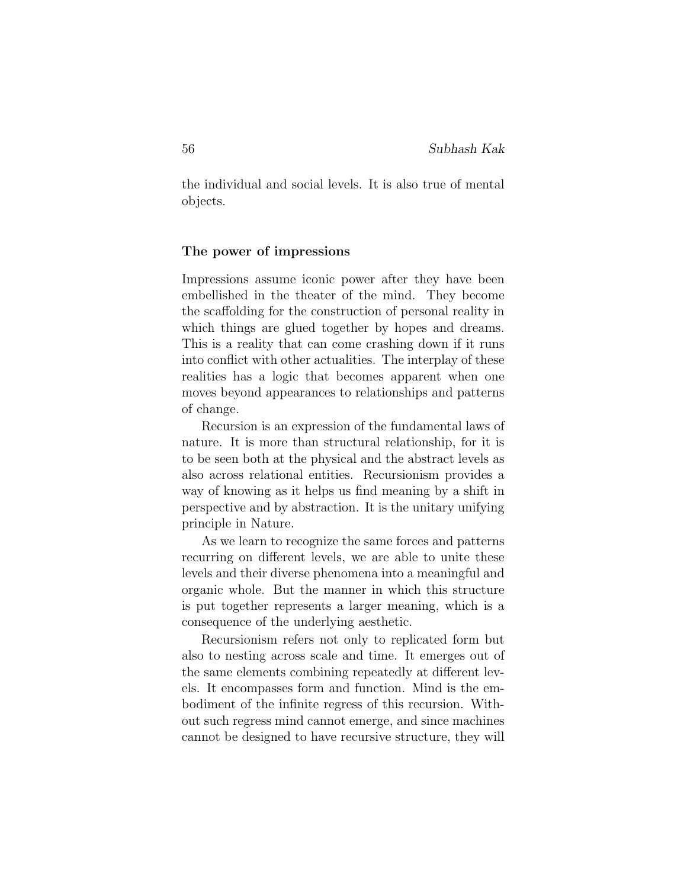the individual and social levels. It is also true of mental objects.

### The power of impressions

Impressions assume iconic power after they have been embellished in the theater of the mind. They become the scaffolding for the construction of personal reality in which things are glued together by hopes and dreams. This is a reality that can come crashing down if it runs into conflict with other actualities. The interplay of these realities has a logic that becomes apparent when one moves beyond appearances to relationships and patterns of change.

Recursion is an expression of the fundamental laws of nature. It is more than structural relationship, for it is to be seen both at the physical and the abstract levels as also across relational entities. Recursionism provides a way of knowing as it helps us find meaning by a shift in perspective and by abstraction. It is the unitary unifying principle in Nature.

As we learn to recognize the same forces and patterns recurring on different levels, we are able to unite these levels and their diverse phenomena into a meaningful and organic whole. But the manner in which this structure is put together represents a larger meaning, which is a consequence of the underlying aesthetic.

Recursionism refers not only to replicated form but also to nesting across scale and time. It emerges out of the same elements combining repeatedly at different levels. It encompasses form and function. Mind is the embodiment of the infinite regress of this recursion. Without such regress mind cannot emerge, and since machines cannot be designed to have recursive structure, they will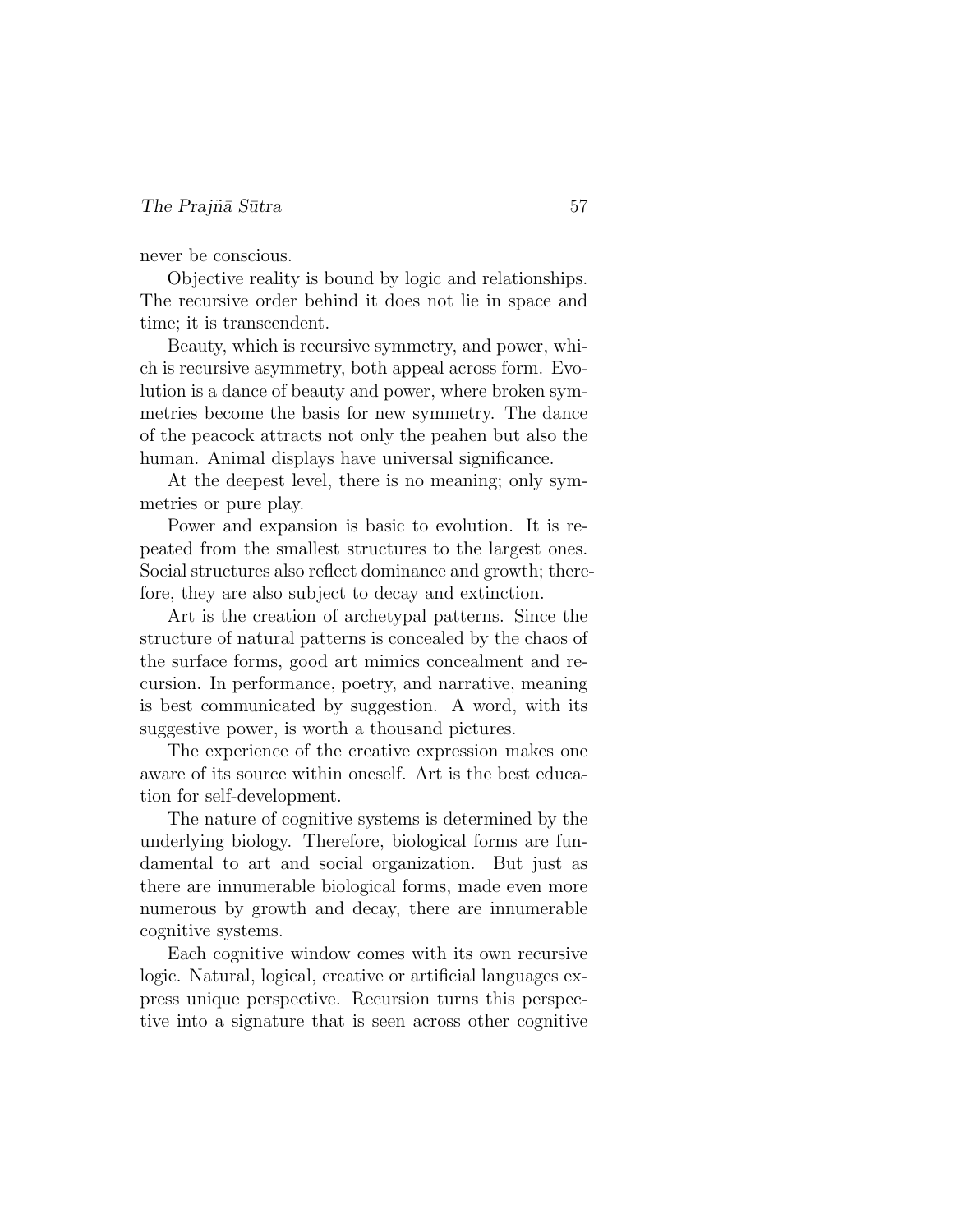never be conscious.

Objective reality is bound by logic and relationships. The recursive order behind it does not lie in space and time; it is transcendent.

Beauty, which is recursive symmetry, and power, which is recursive asymmetry, both appeal across form. Evolution is a dance of beauty and power, where broken symmetries become the basis for new symmetry. The dance of the peacock attracts not only the peahen but also the human. Animal displays have universal significance.

At the deepest level, there is no meaning; only symmetries or pure play.

Power and expansion is basic to evolution. It is repeated from the smallest structures to the largest ones. Social structures also reflect dominance and growth; therefore, they are also subject to decay and extinction.

Art is the creation of archetypal patterns. Since the structure of natural patterns is concealed by the chaos of the surface forms, good art mimics concealment and recursion. In performance, poetry, and narrative, meaning is best communicated by suggestion. A word, with its suggestive power, is worth a thousand pictures.

The experience of the creative expression makes one aware of its source within oneself. Art is the best education for self-development.

The nature of cognitive systems is determined by the underlying biology. Therefore, biological forms are fundamental to art and social organization. But just as there are innumerable biological forms, made even more numerous by growth and decay, there are innumerable cognitive systems.

Each cognitive window comes with its own recursive logic. Natural, logical, creative or artificial languages express unique perspective. Recursion turns this perspective into a signature that is seen across other cognitive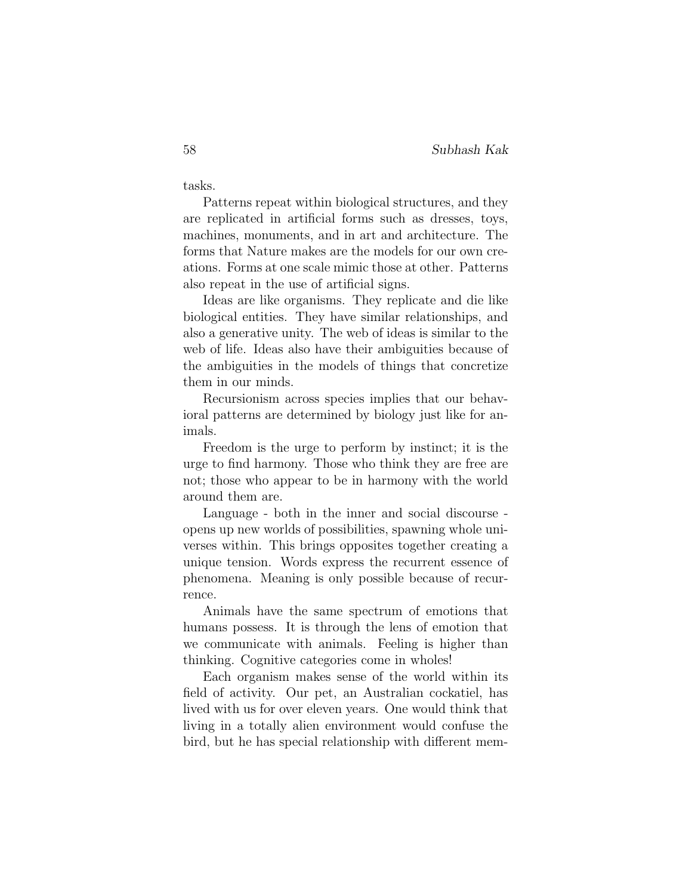tasks.

Patterns repeat within biological structures, and they are replicated in artificial forms such as dresses, toys, machines, monuments, and in art and architecture. The forms that Nature makes are the models for our own creations. Forms at one scale mimic those at other. Patterns also repeat in the use of artificial signs.

Ideas are like organisms. They replicate and die like biological entities. They have similar relationships, and also a generative unity. The web of ideas is similar to the web of life. Ideas also have their ambiguities because of the ambiguities in the models of things that concretize them in our minds.

Recursionism across species implies that our behavioral patterns are determined by biology just like for animals.

Freedom is the urge to perform by instinct; it is the urge to find harmony. Those who think they are free are not; those who appear to be in harmony with the world around them are.

Language - both in the inner and social discourse - opens up new worlds of possibilities, spawning whole universes within. This brings opposites together creating a unique tension. Words express the recurrent essence of phenomena. Meaning is only possible because of recurrence.

Animals have the same spectrum of emotions that humans possess. It is through the lens of emotion that we communicate with animals. Feeling is higher than thinking. Cognitive categories come in wholes!

Each organism makes sense of the world within its field of activity. Our pet, an Australian cockatiel, has lived with us for over eleven years. One would think that living in a totally alien environment would confuse the bird, but he has special relationship with different mem-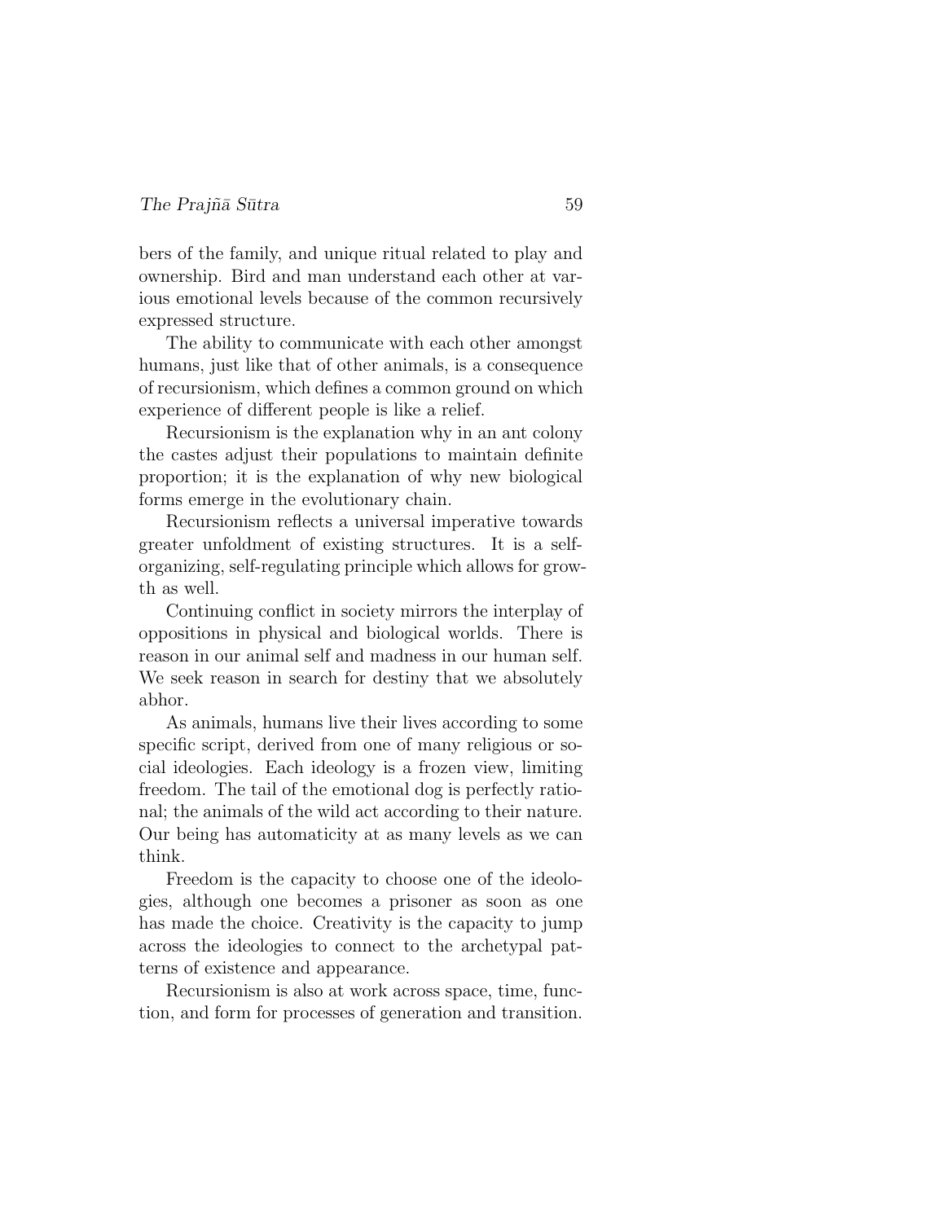bers of the family, and unique ritual related to play and ownership. Bird and man understand each other at various emotional levels because of the common recursively expressed structure.

The ability to communicate with each other amongst humans, just like that of other animals, is a consequence of recursionism, which defines a common ground on which experience of different people is like a relief.

Recursionism is the explanation why in an ant colony the castes adjust their populations to maintain definite proportion; it is the explanation of why new biological forms emerge in the evolutionary chain.

Recursionism reflects a universal imperative towards greater unfoldment of existing structures. It is a self-organizing, self-regulating principle which allows for growth as well.

Continuing conflict in society mirrors the interplay of oppositions in physical and biological worlds. There is reason in our animal self and madness in our human self. We seek reason in search for destiny that we absolutely abhor.

As animals, humans live their lives according to some specific script, derived from one of many religious or social ideologies. Each ideology is a frozen view, limiting freedom. The tail of the emotional dog is perfectly rational; the animals of the wild act according to their nature. Our being has automaticity at as many levels as we can think.

Freedom is the capacity to choose one of the ideologies, although one becomes a prisoner as soon as one has made the choice. Creativity is the capacity to jump across the ideologies to connect to the archetypal patterns of existence and appearance.

Recursionism is also at work across space, time, function, and form for processes of generation and transition.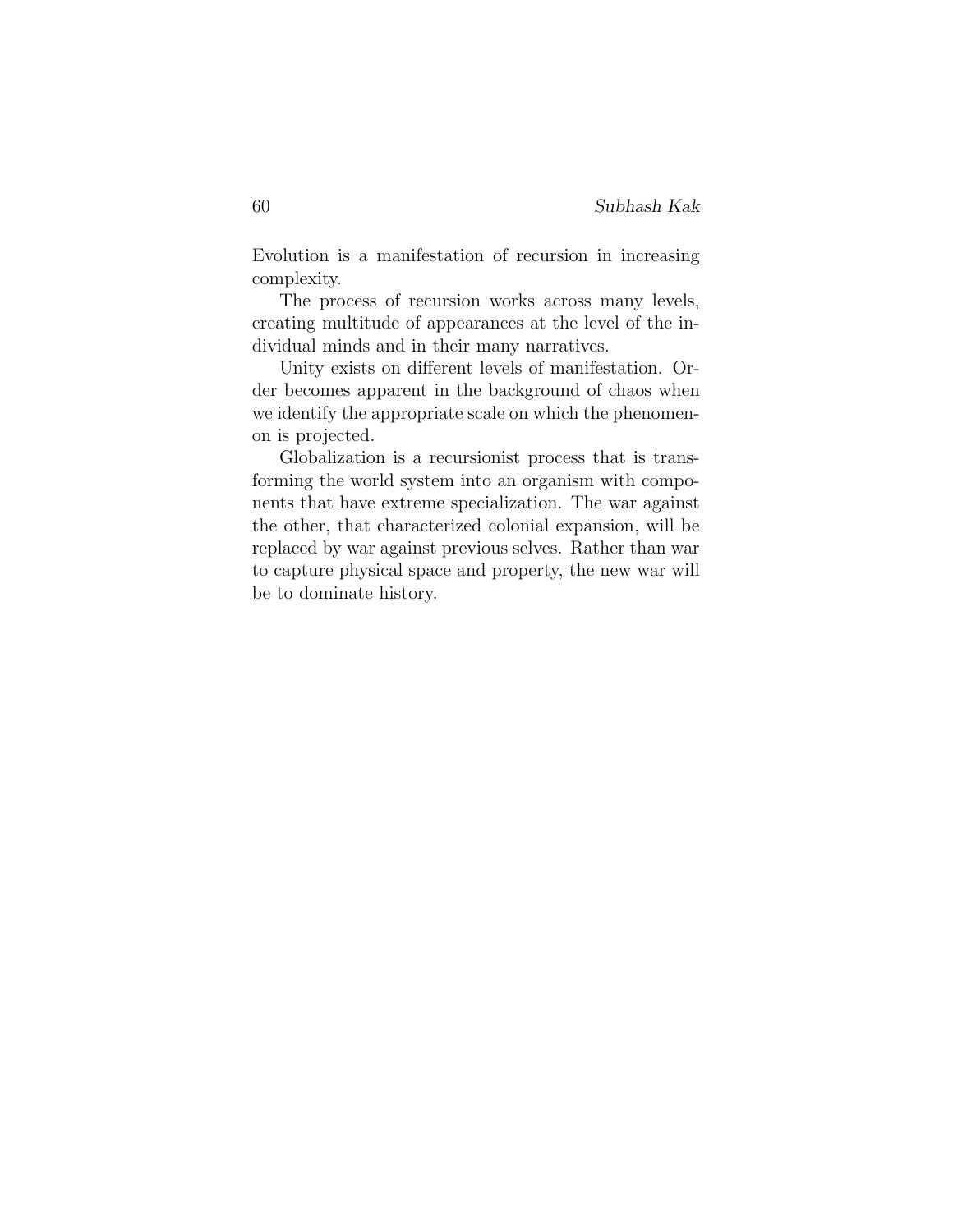Evolution is a manifestation of recursion in increasing complexity.

The process of recursion works across many levels, creating multitude of appearances at the level of the individual minds and in their many narratives.

Unity exists on different levels of manifestation. Order becomes apparent in the background of chaos when we identify the appropriate scale on which the phenomenon is projected.

Globalization is a recursionist process that is transforming the world system into an organism with components that have extreme specialization. The war against the other, that characterized colonial expansion, will be replaced by war against previous selves. Rather than war to capture physical space and property, the new war will be to dominate history.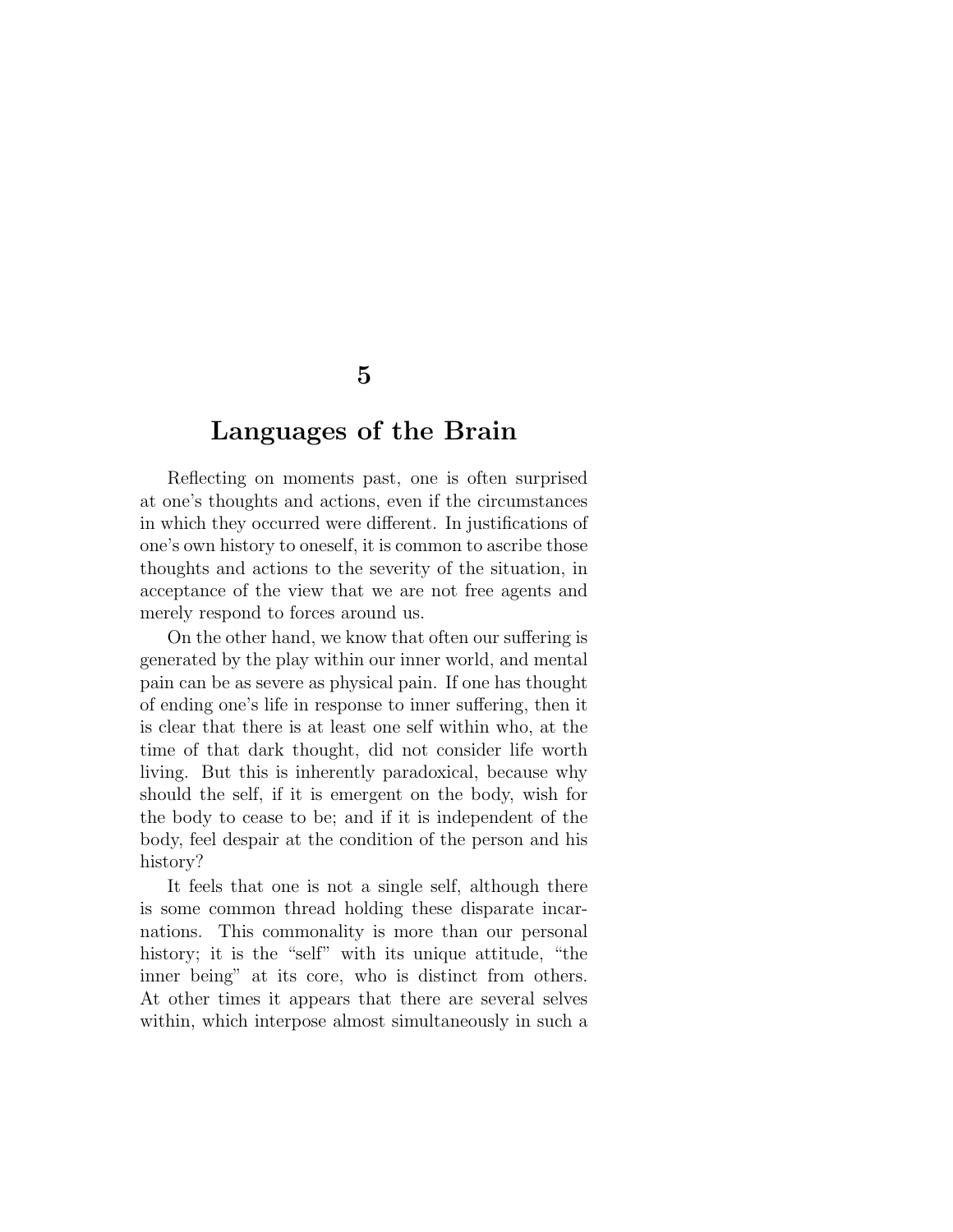# 5

# Languages of the Brain

Reflecting on moments past, one is often surprised at one's thoughts and actions, even if the circumstances in which they occurred were different. In justifications of one's own history to oneself, it is common to ascribe those thoughts and actions to the severity of the situation, in acceptance of the view that we are not free agents and merely respond to forces around us.

On the other hand, we know that often our suffering is generated by the play within our inner world, and mental pain can be as severe as physical pain. If one has thought of ending one's life in response to inner suffering, then it is clear that there is at least one self within who, at the time of that dark thought, did not consider life worth living. But this is inherently paradoxical, because why should the self, if it is emergent on the body, wish for the body to cease to be; and if it is independent of the body, feel despair at the condition of the person and his history?

It feels that one is not a single self, although there is some common thread holding these disparate incarnations. This commonality is more than our personal history; it is the "self" with its unique attitude, "the inner being" at its core, who is distinct from others. At other times it appears that there are several selves within, which interpose almost simultaneously in such a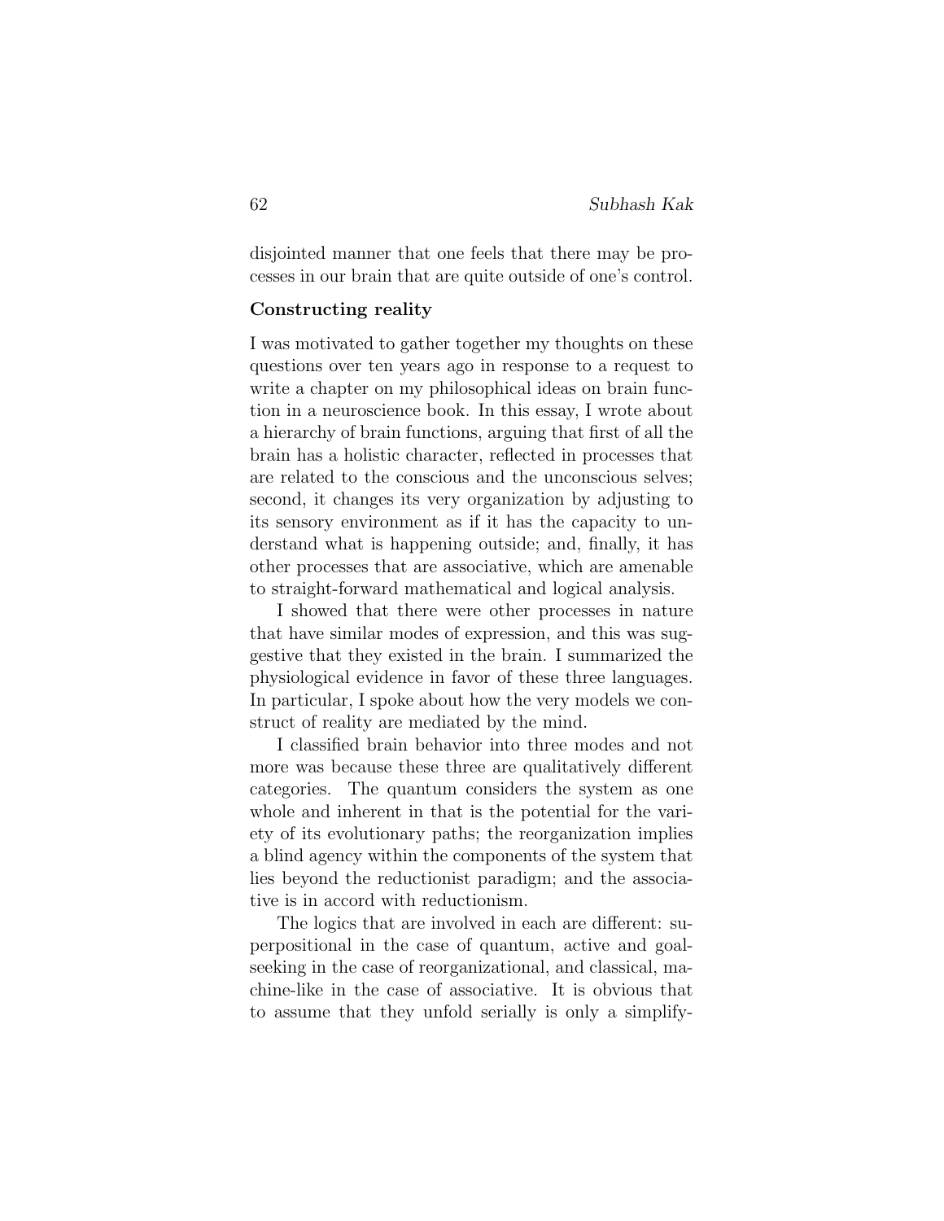disjointed manner that one feels that there may be processes in our brain that are quite outside of one's control.

**Constructing reality**

I was motivated to gather together my thoughts on these questions over ten years ago in response to a request to write a chapter on my philosophical ideas on brain function in a neuroscience book. In this essay, I wrote about a hierarchy of brain functions, arguing that first of all the brain has a holistic character, reflected in processes that are related to the conscious and the unconscious selves; second, it changes its very organization by adjusting to its sensory environment as if it has the capacity to understand what is happening outside; and, finally, it has other processes that are associative, which are amenable to straight-forward mathematical and logical analysis.

I showed that there were other processes in nature that have similar modes of expression, and this was suggestive that they existed in the brain. I summarized the physiological evidence in favor of these three languages. In particular, I spoke about how the very models we construct of reality are mediated by the mind.

I classified brain behavior into three modes and not more was because these three are qualitatively different categories. The quantum considers the system as one whole and inherent in that is the potential for the variety of its evolutionary paths; the reorganization implies a blind agency within the components of the system that lies beyond the reductionist paradigm; and the associative is in accord with reductionism.

The logics that are involved in each are different: superpositional in the case of quantum, active and goal-seeking in the case of reorganizational, and classical, machine-like in the case of associative. It is obvious that to assume that they unfold serially is only a simplify-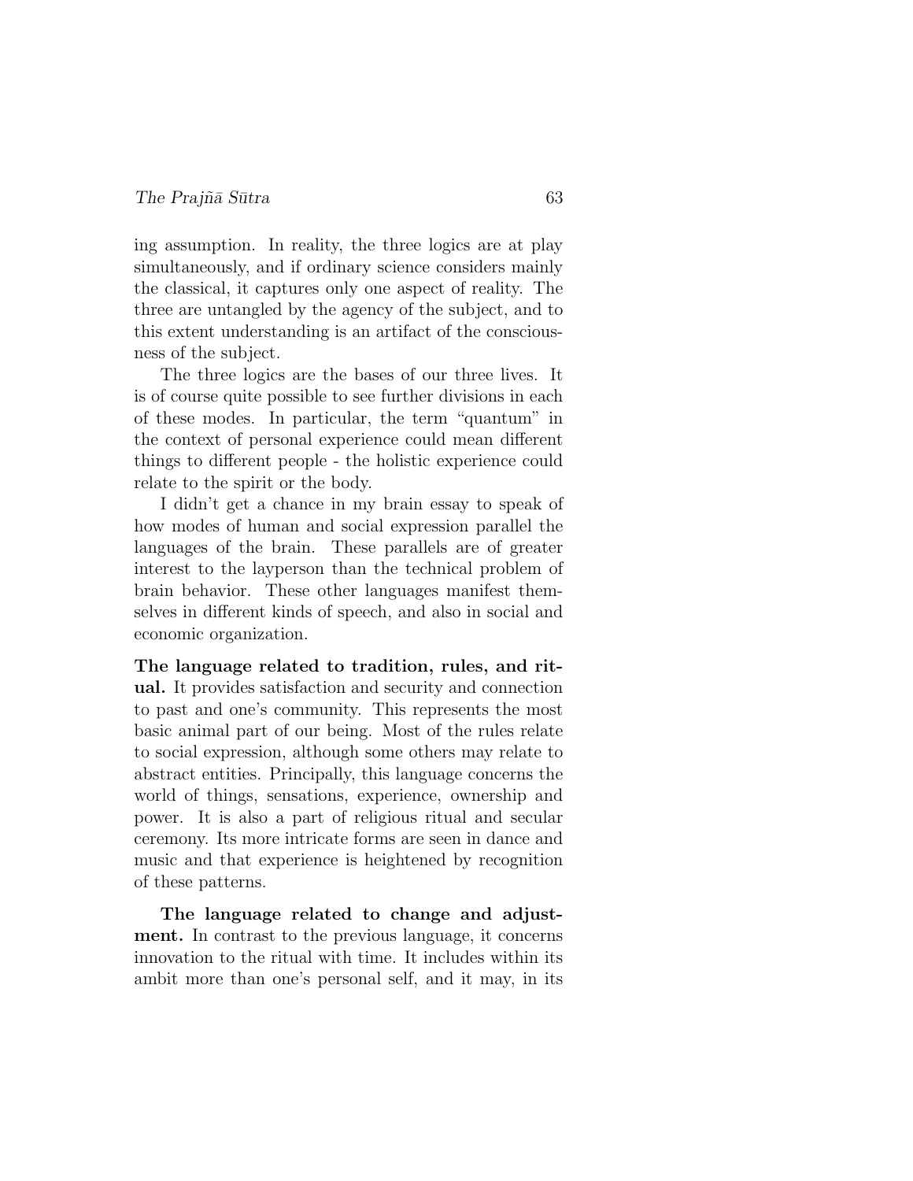ing assumption. In reality, the three logics are at play simultaneously, and if ordinary science considers mainly the classical, it captures only one aspect of reality. The three are untangled by the agency of the subject, and to this extent understanding is an artifact of the consciousness of the subject.

The three logics are the bases of our three lives. It is of course quite possible to see further divisions in each of these modes. In particular, the term "quantum" in the context of personal experience could mean different things to different people - the holistic experience could relate to the spirit or the body.

I didn't get a chance in my brain essay to speak of how modes of human and social expression parallel the languages of the brain. These parallels are of greater interest to the layperson than the technical problem of brain behavior. These other languages manifest themselves in different kinds of speech, and also in social and economic organization.

**The language related to tradition, rules, and ritual.** It provides satisfaction and security and connection to past and one's community. This represents the most basic animal part of our being. Most of the rules relate to social expression, although some others may relate to abstract entities. Principally, this language concerns the world of things, sensations, experience, ownership and power. It is also a part of religious ritual and secular ceremony. Its more intricate forms are seen in dance and music and that experience is heightened by recognition of these patterns.

**The language related to change and adjustment.** In contrast to the previous language, it concerns innovation to the ritual with time. It includes within its ambit more than one's personal self, and it may, in its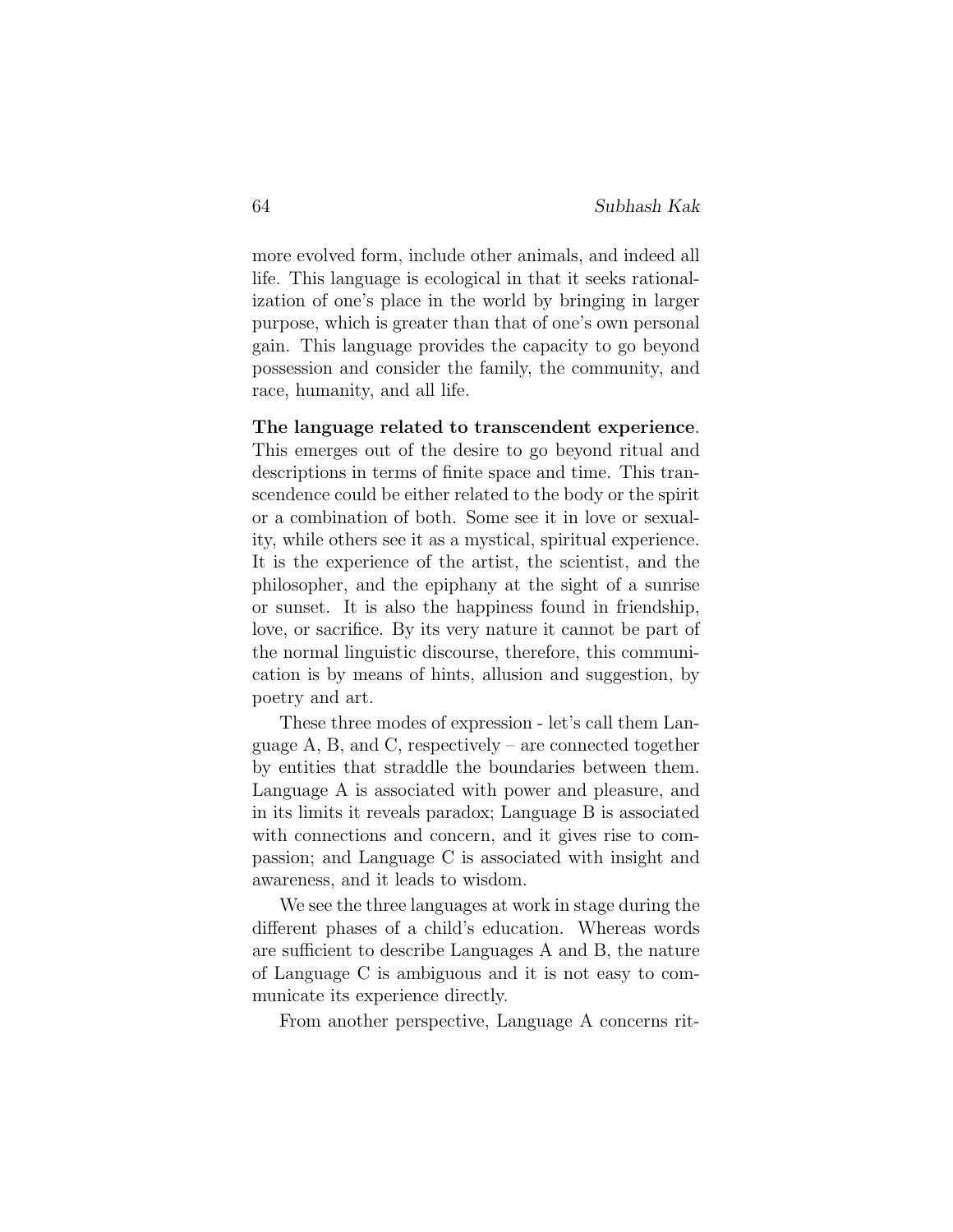more evolved form, include other animals, and indeed all life. This language is ecological in that it seeks rationalization of one's place in the world by bringing in larger purpose, which is greater than that of one's own personal gain. This language provides the capacity to go beyond possession and consider the family, the community, and race, humanity, and all life.

**The language related to transcendent experience**. This emerges out of the desire to go beyond ritual and descriptions in terms of finite space and time. This transcendence could be either related to the body or the spirit or a combination of both. Some see it in love or sexuality, while others see it as a mystical, spiritual experience. It is the experience of the artist, the scientist, and the philosopher, and the epiphany at the sight of a sunrise or sunset. It is also the happiness found in friendship, love, or sacrifice. By its very nature it cannot be part of the normal linguistic discourse, therefore, this communication is by means of hints, allusion and suggestion, by poetry and art.

These three modes of expression - let's call them Language A, B, and C, respectively – are connected together by entities that straddle the boundaries between them. Language A is associated with power and pleasure, and in its limits it reveals paradox; Language B is associated with connections and concern, and it gives rise to compassion; and Language C is associated with insight and awareness, and it leads to wisdom.

We see the three languages at work in stage during the different phases of a child's education. Whereas words are sufficient to describe Languages A and B, the nature of Language C is ambiguous and it is not easy to communicate its experience directly.

From another perspective, Language A concerns rit-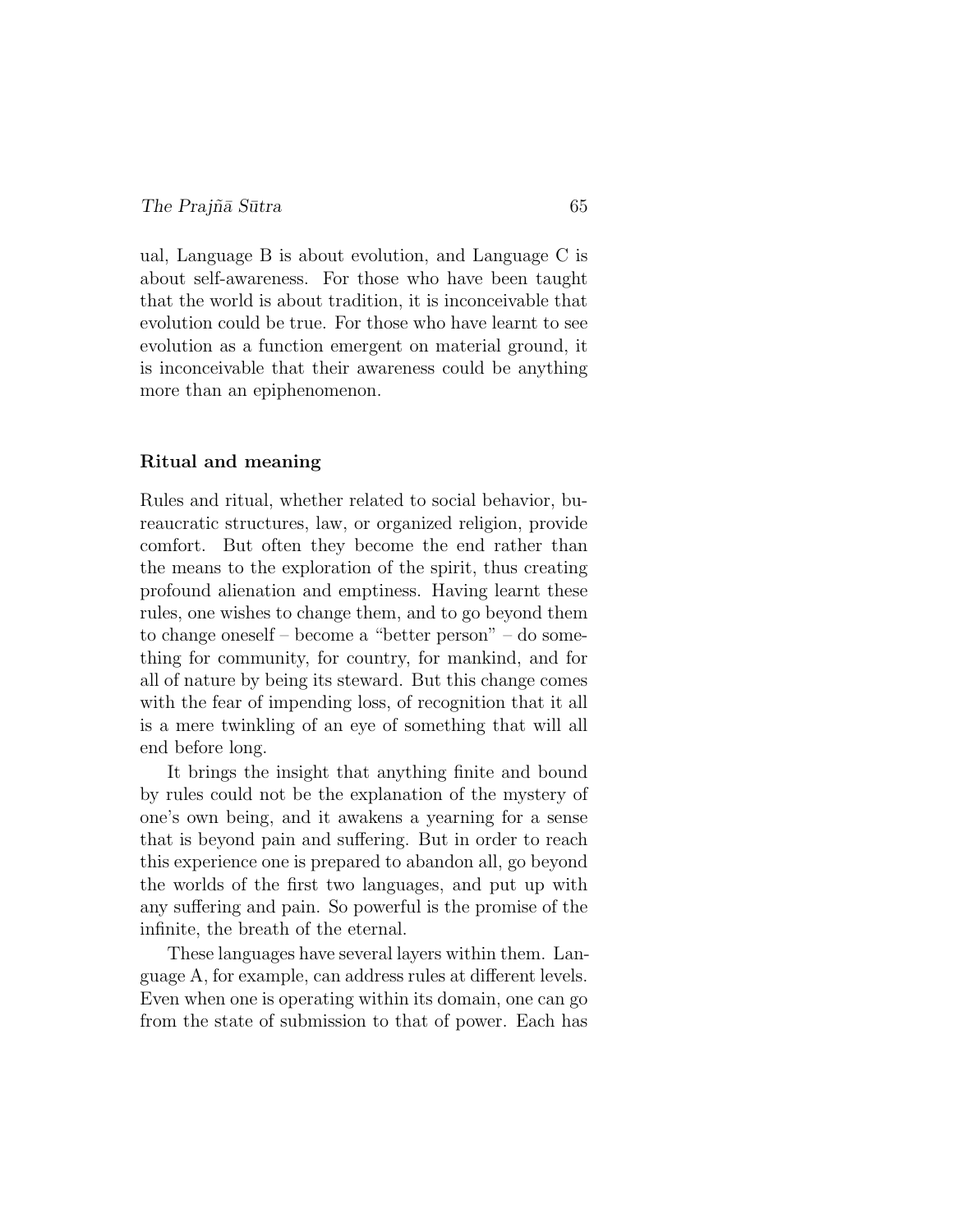ual, Language B is about evolution, and Language C is about self-awareness. For those who have been taught that the world is about tradition, it is inconceivable that evolution could be true. For those who have learnt to see evolution as a function emergent on material ground, it is inconceivable that their awareness could be anything more than an epiphenomenon.

### Ritual and meaning

Rules and ritual, whether related to social behavior, bureaucratic structures, law, or organized religion, provide comfort. But often they become the end rather than the means to the exploration of the spirit, thus creating profound alienation and emptiness. Having learnt these rules, one wishes to change them, and to go beyond them to change oneself – become a "better person" – do something for community, for country, for mankind, and for all of nature by being its steward. But this change comes with the fear of impending loss, of recognition that it all is a mere twinkling of an eye of something that will all end before long.

It brings the insight that anything finite and bound by rules could not be the explanation of the mystery of one's own being, and it awakens a yearning for a sense that is beyond pain and suffering. But in order to reach this experience one is prepared to abandon all, go beyond the worlds of the first two languages, and put up with any suffering and pain. So powerful is the promise of the infinite, the breath of the eternal.

These languages have several layers within them. Language A, for example, can address rules at different levels. Even when one is operating within its domain, one can go from the state of submission to that of power. Each has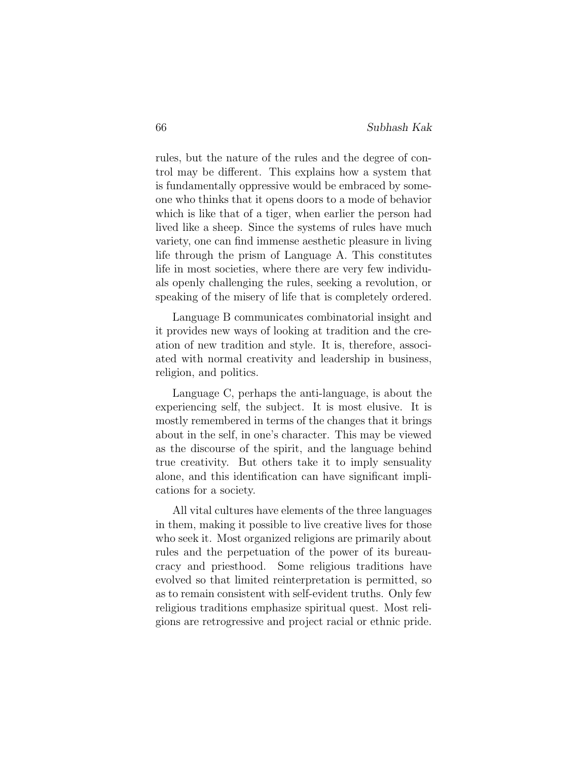rules, but the nature of the rules and the degree of control may be different. This explains how a system that is fundamentally oppressive would be embraced by someone who thinks that it opens doors to a mode of behavior which is like that of a tiger, when earlier the person had lived like a sheep. Since the systems of rules have much variety, one can find immense aesthetic pleasure in living life through the prism of Language A. This constitutes life in most societies, where there are very few individuals openly challenging the rules, seeking a revolution, or speaking of the misery of life that is completely ordered.

Language B communicates combinatorial insight and it provides new ways of looking at tradition and the creation of new tradition and style. It is, therefore, associated with normal creativity and leadership in business, religion, and politics.

Language C, perhaps the anti-language, is about the experiencing self, the subject. It is most elusive. It is mostly remembered in terms of the changes that it brings about in the self, in one's character. This may be viewed as the discourse of the spirit, and the language behind true creativity. But others take it to imply sensuality alone, and this identification can have significant implications for a society.

All vital cultures have elements of the three languages in them, making it possible to live creative lives for those who seek it. Most organized religions are primarily about rules and the perpetuation of the power of its bureaucracy and priesthood. Some religious traditions have evolved so that limited reinterpretation is permitted, so as to remain consistent with self-evident truths. Only few religious traditions emphasize spiritual quest. Most religions are retrogressive and project racial or ethnic pride.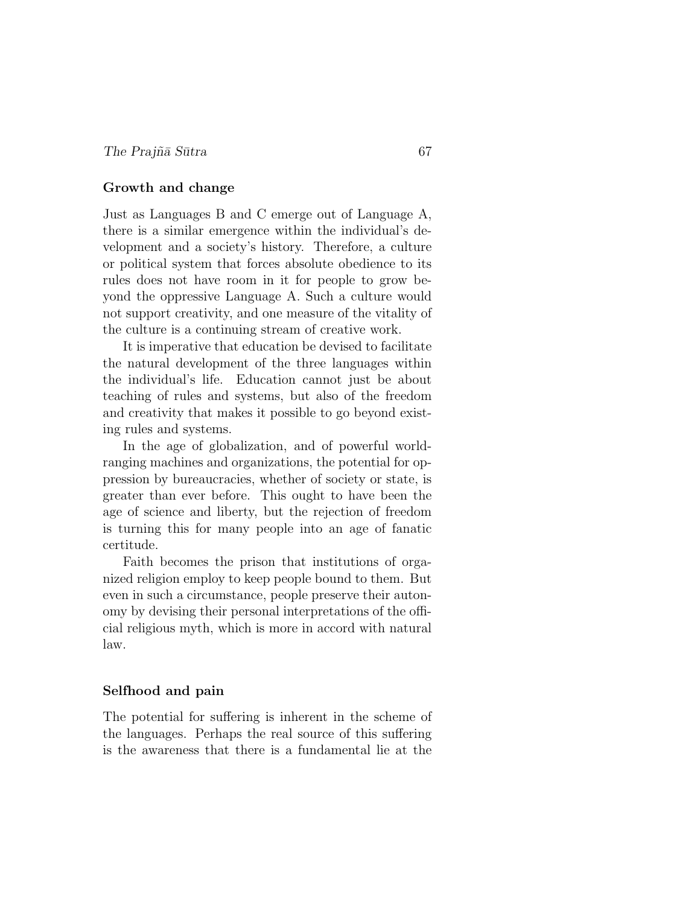## Growth and change

Just as Languages B and C emerge out of Language A, there is a similar emergence within the individual's development and a society's history. Therefore, a culture or political system that forces absolute obedience to its rules does not have room in it for people to grow beyond the oppressive Language A. Such a culture would not support creativity, and one measure of the vitality of the culture is a continuing stream of creative work.

It is imperative that education be devised to facilitate the natural development of the three languages within the individual's life. Education cannot just be about teaching of rules and systems, but also of the freedom and creativity that makes it possible to go beyond existing rules and systems.

In the age of globalization, and of powerful world-ranging machines and organizations, the potential for oppression by bureaucracies, whether of society or state, is greater than ever before. This ought to have been the age of science and liberty, but the rejection of freedom is turning this for many people into an age of fanatic certitude.

Faith becomes the prison that institutions of organized religion employ to keep people bound to them. But even in such a circumstance, people preserve their autonomy by devising their personal interpretations of the official religious myth, which is more in accord with natural law.

## Selfhood and pain

The potential for suffering is inherent in the scheme of the languages. Perhaps the real source of this suffering is the awareness that there is a fundamental lie at the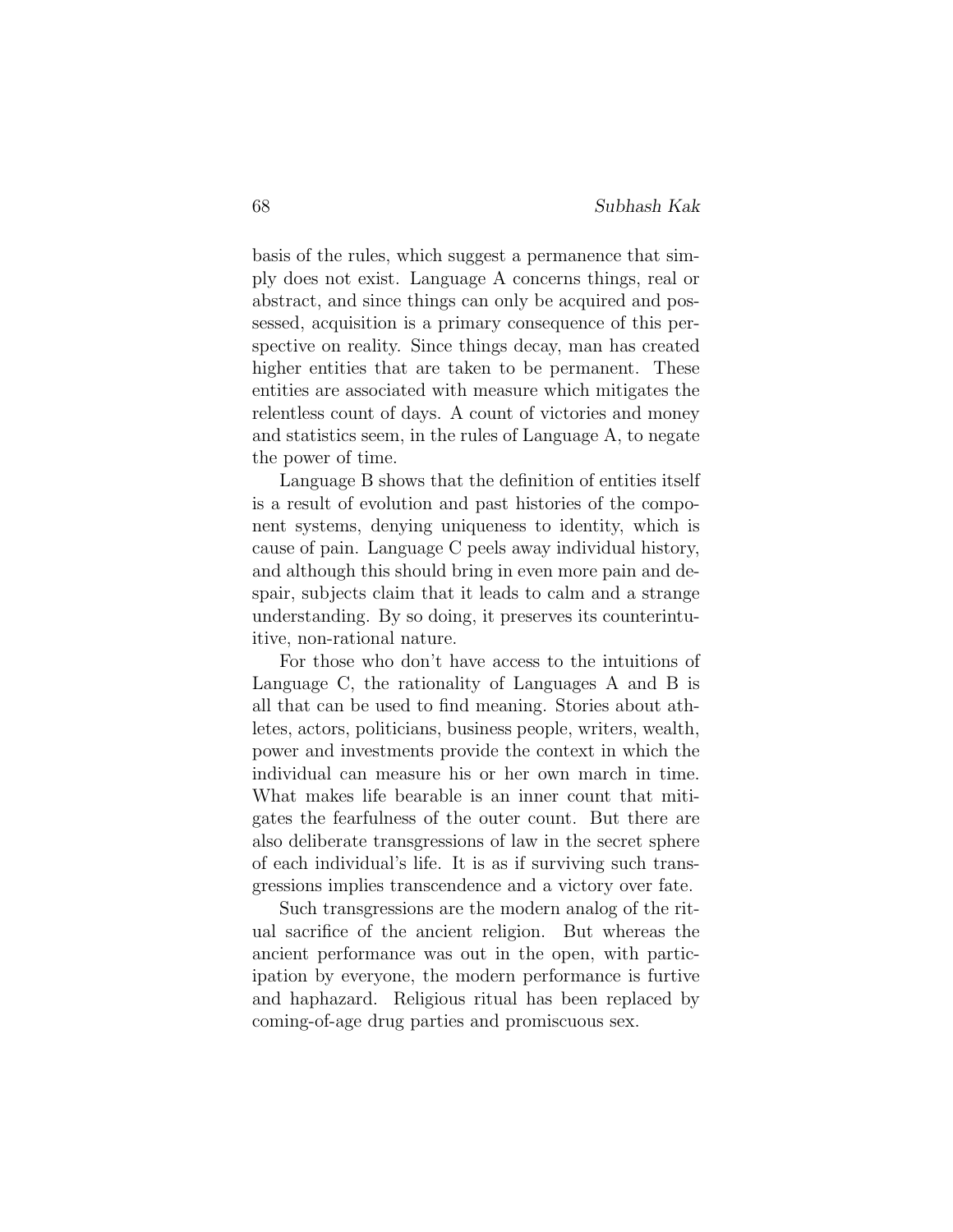basis of the rules, which suggest a permanence that simply does not exist. Language A concerns things, real or abstract, and since things can only be acquired and possessed, acquisition is a primary consequence of this perspective on reality. Since things decay, man has created higher entities that are taken to be permanent. These entities are associated with measure which mitigates the relentless count of days. A count of victories and money and statistics seem, in the rules of Language A, to negate the power of time.

Language B shows that the definition of entities itself is a result of evolution and past histories of the component systems, denying uniqueness to identity, which is cause of pain. Language C peels away individual history, and although this should bring in even more pain and despair, subjects claim that it leads to calm and a strange understanding. By so doing, it preserves its counterintuitive, non-rational nature.

For those who don't have access to the intuitions of Language C, the rationality of Languages A and B is all that can be used to find meaning. Stories about athletes, actors, politicians, business people, writers, wealth, power and investments provide the context in which the individual can measure his or her own march in time. What makes life bearable is an inner count that mitigates the fearfulness of the outer count. But there are also deliberate transgressions of law in the secret sphere of each individual's life. It is as if surviving such transgressions implies transcendence and a victory over fate.

Such transgressions are the modern analog of the ritual sacrifice of the ancient religion. But whereas the ancient performance was out in the open, with participation by everyone, the modern performance is furtive and haphazard. Religious ritual has been replaced by coming-of-age drug parties and promiscuous sex.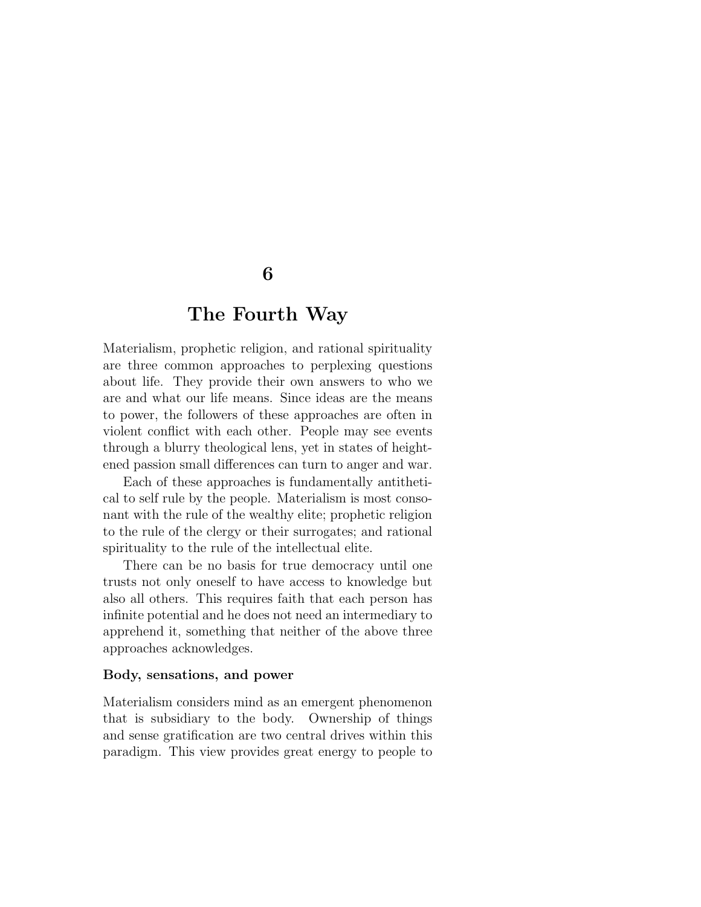# 6

# The Fourth Way

Materialism, prophetic religion, and rational spirituality are three common approaches to perplexing questions about life. They provide their own answers to who we are and what our life means. Since ideas are the means to power, the followers of these approaches are often in violent conflict with each other. People may see events through a blurry theological lens, yet in states of heightened passion small differences can turn to anger and war.

Each of these approaches is fundamentally antithetical to self rule by the people. Materialism is most consonant with the rule of the wealthy elite; prophetic religion to the rule of the clergy or their surrogates; and rational spirituality to the rule of the intellectual elite.

There can be no basis for true democracy until one trusts not only oneself to have access to knowledge but also all others. This requires faith that each person has infinite potential and he does not need an intermediary to apprehend it, something that neither of the above three approaches acknowledges.

### Body, sensations, and power

Materialism considers mind as an emergent phenomenon that is subsidiary to the body. Ownership of things and sense gratification are two central drives within this paradigm. This view provides great energy to people to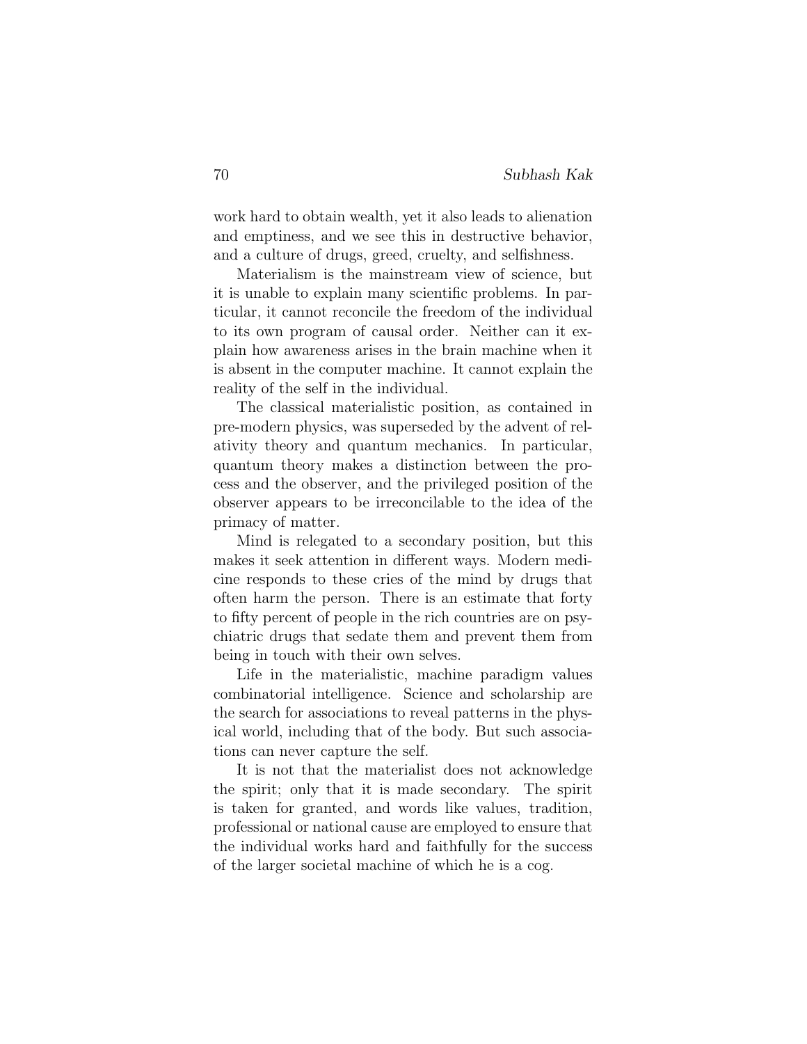work hard to obtain wealth, yet it also leads to alienation and emptiness, and we see this in destructive behavior, and a culture of drugs, greed, cruelty, and selfishness.

Materialism is the mainstream view of science, but it is unable to explain many scientific problems. In particular, it cannot reconcile the freedom of the individual to its own program of causal order. Neither can it explain how awareness arises in the brain machine when it is absent in the computer machine. It cannot explain the reality of the self in the individual.

The classical materialistic position, as contained in pre-modern physics, was superseded by the advent of relativity theory and quantum mechanics. In particular, quantum theory makes a distinction between the process and the observer, and the privileged position of the observer appears to be irreconcilable to the idea of the primacy of matter.

Mind is relegated to a secondary position, but this makes it seek attention in different ways. Modern medicine responds to these cries of the mind by drugs that often harm the person. There is an estimate that forty to fifty percent of people in the rich countries are on psychiatric drugs that sedate them and prevent them from being in touch with their own selves.

Life in the materialistic, machine paradigm values combinatorial intelligence. Science and scholarship are the search for associations to reveal patterns in the physical world, including that of the body. But such associations can never capture the self.

It is not that the materialist does not acknowledge the spirit; only that it is made secondary. The spirit is taken for granted, and words like values, tradition, professional or national cause are employed to ensure that the individual works hard and faithfully for the success of the larger societal machine of which he is a cog.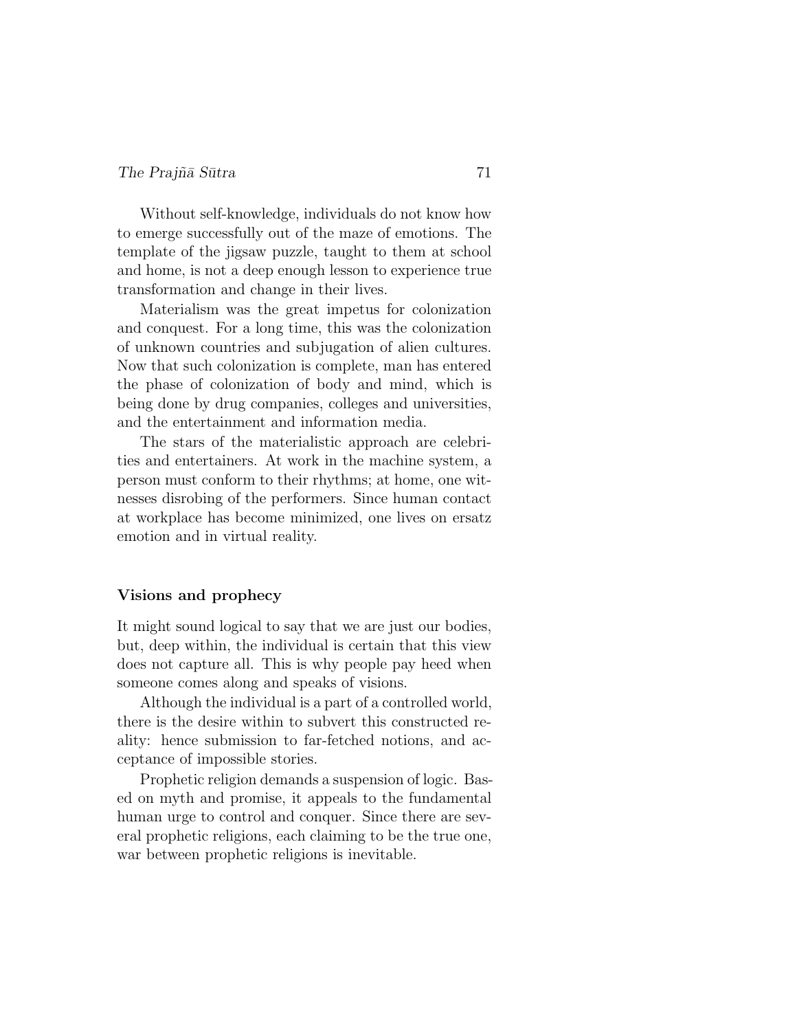Without self-knowledge, individuals do not know how to emerge successfully out of the maze of emotions. The template of the jigsaw puzzle, taught to them at school and home, is not a deep enough lesson to experience true transformation and change in their lives.

Materialism was the great impetus for colonization and conquest. For a long time, this was the colonization of unknown countries and subjugation of alien cultures. Now that such colonization is complete, man has entered the phase of colonization of body and mind, which is being done by drug companies, colleges and universities, and the entertainment and information media.

The stars of the materialistic approach are celebrities and entertainers. At work in the machine system, a person must conform to their rhythms; at home, one witnesses disrobing of the performers. Since human contact at workplace has become minimized, one lives on ersatz emotion and in virtual reality.

### Visions and prophecy

It might sound logical to say that we are just our bodies, but, deep within, the individual is certain that this view does not capture all. This is why people pay heed when someone comes along and speaks of visions.

Although the individual is a part of a controlled world, there is the desire within to subvert this constructed reality: hence submission to far-fetched notions, and acceptance of impossible stories.

Prophetic religion demands a suspension of logic. Based on myth and promise, it appeals to the fundamental human urge to control and conquer. Since there are several prophetic religions, each claiming to be the true one, war between prophetic religions is inevitable.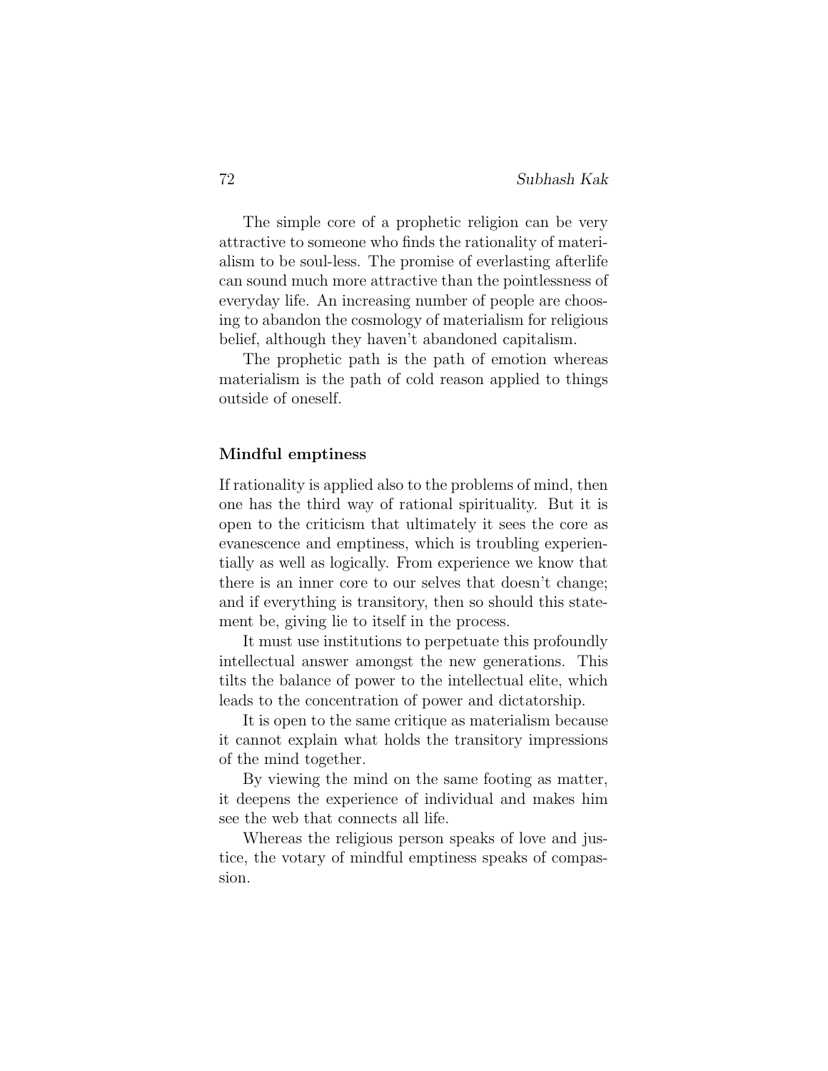The simple core of a prophetic religion can be very attractive to someone who finds the rationality of materialism to be soul-less. The promise of everlasting afterlife can sound much more attractive than the pointlessness of everyday life. An increasing number of people are choosing to abandon the cosmology of materialism for religious belief, although they haven't abandoned capitalism.

The prophetic path is the path of emotion whereas materialism is the path of cold reason applied to things outside of oneself.

**Mindful emptiness**

If rationality is applied also to the problems of mind, then one has the third way of rational spirituality. But it is open to the criticism that ultimately it sees the core as evanescence and emptiness, which is troubling experientially as well as logically. From experience we know that there is an inner core to our selves that doesn't change; and if everything is transitory, then so should this statement be, giving lie to itself in the process.

It must use institutions to perpetuate this profoundly intellectual answer amongst the new generations. This tilts the balance of power to the intellectual elite, which leads to the concentration of power and dictatorship.

It is open to the same critique as materialism because it cannot explain what holds the transitory impressions of the mind together.

By viewing the mind on the same footing as matter, it deepens the experience of individual and makes him see the web that connects all life.

Whereas the religious person speaks of love and justice, the votary of mindful emptiness speaks of compassion.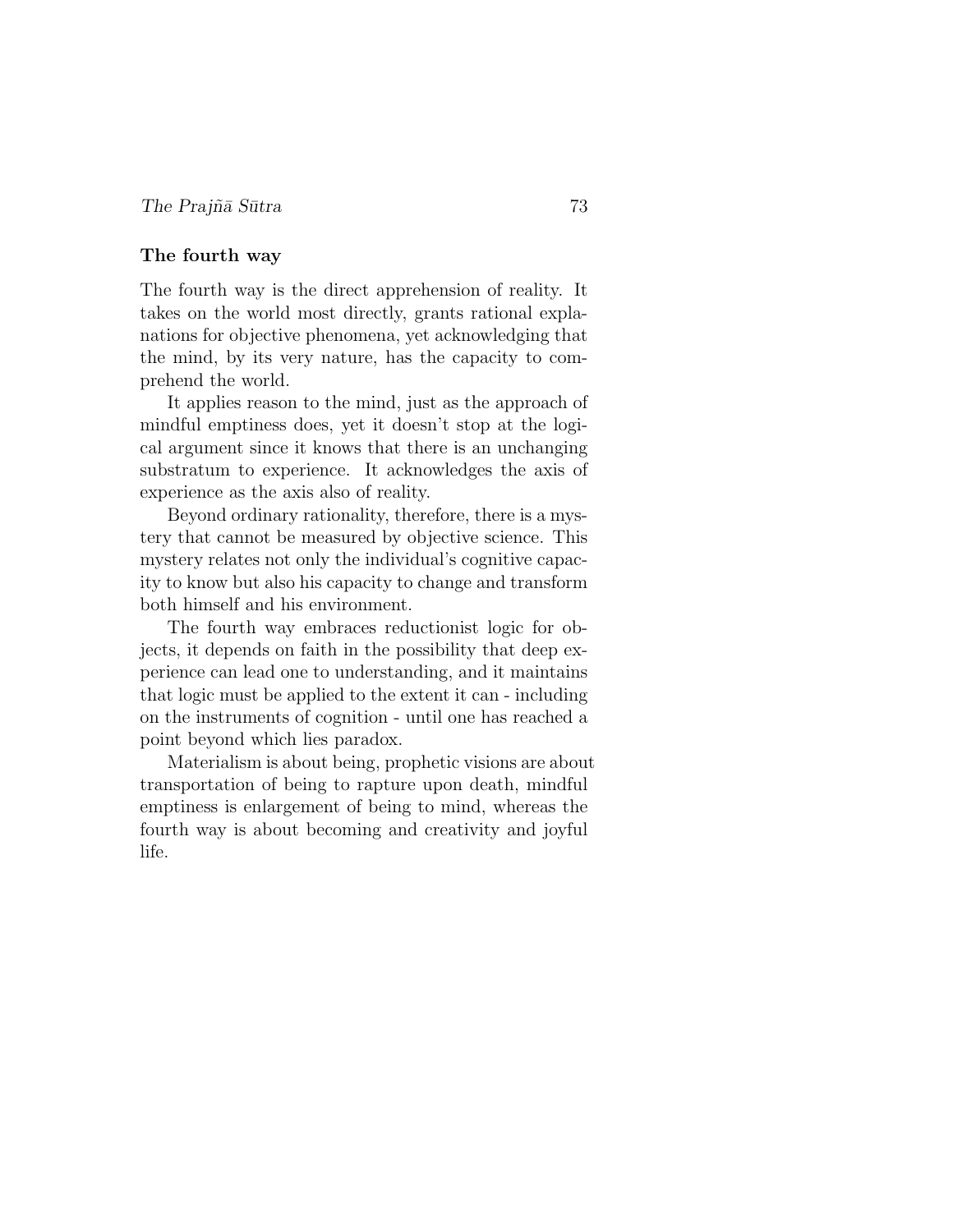### The fourth way

The fourth way is the direct apprehension of reality. It takes on the world most directly, grants rational explanations for objective phenomena, yet acknowledging that the mind, by its very nature, has the capacity to comprehend the world.

It applies reason to the mind, just as the approach of mindful emptiness does, yet it doesn't stop at the logical argument since it knows that there is an unchanging substratum to experience. It acknowledges the axis of experience as the axis also of reality.

Beyond ordinary rationality, therefore, there is a mystery that cannot be measured by objective science. This mystery relates not only the individual's cognitive capacity to know but also his capacity to change and transform both himself and his environment.

The fourth way embraces reductionist logic for objects, it depends on faith in the possibility that deep experience can lead one to understanding, and it maintains that logic must be applied to the extent it can - including on the instruments of cognition - until one has reached a point beyond which lies paradox.

Materialism is about being, prophetic visions are about transportation of being to rapture upon death, mindful emptiness is enlargement of being to mind, whereas the fourth way is about becoming and creativity and joyful life.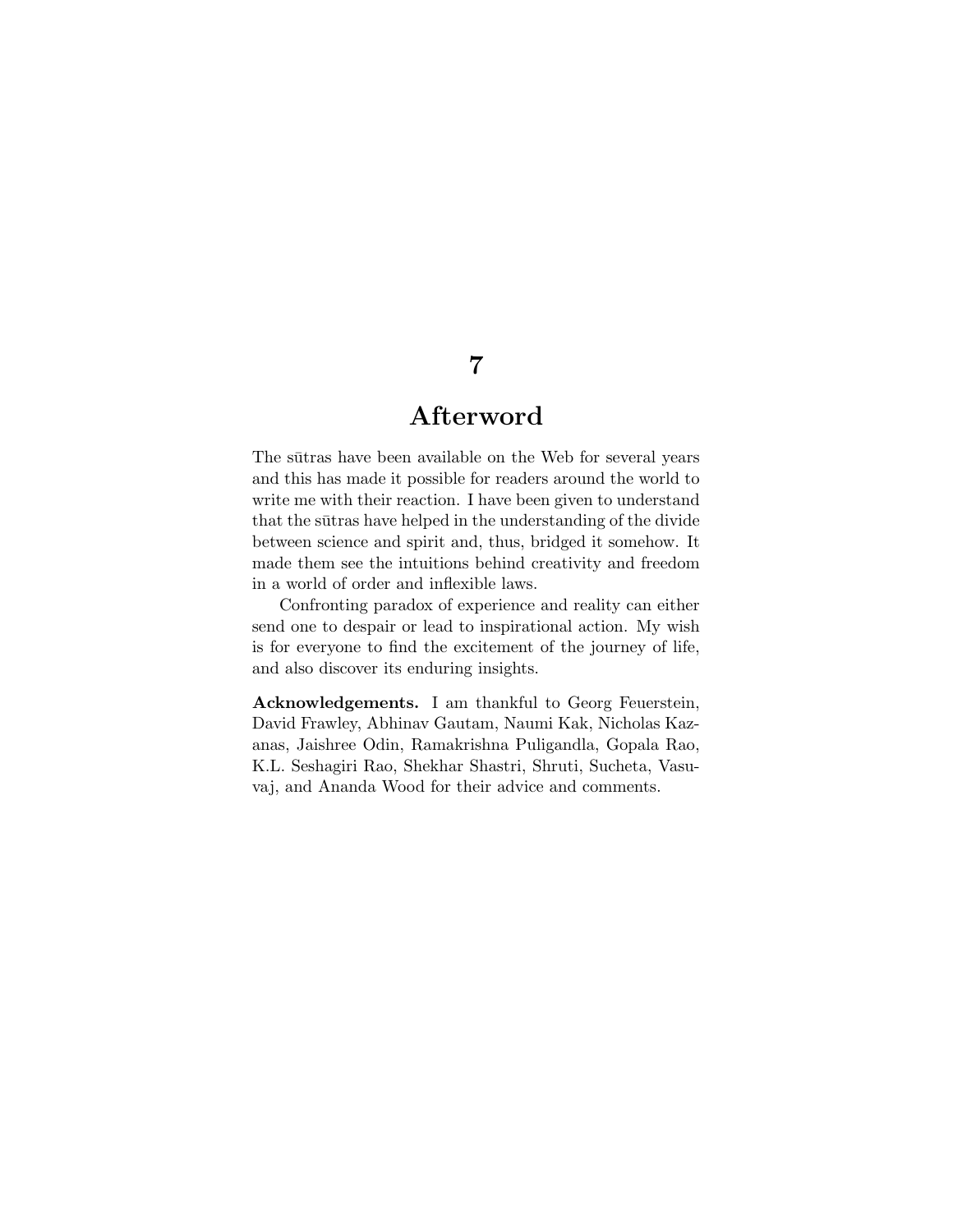# 7

# Afterword

The sūtras have been available on the Web for several years and this has made it possible for readers around the world to write me with their reaction. I have been given to understand that the sūtras have helped in the understanding of the divide between science and spirit and, thus, bridged it somehow. It made them see the intuitions behind creativity and freedom in a world of order and inflexible laws.

Confronting paradox of experience and reality can either send one to despair or lead to inspirational action. My wish is for everyone to find the excitement of the journey of life, and also discover its enduring insights.

**Acknowledgements.** I am thankful to Georg Feuerstein, David Frawley, Abhinav Gautam, Naumi Kak, Nicholas Kazanas, Jaishree Odin, Ramakrishna Puligandla, Gopala Rao, K.L. Seshagiri Rao, Shekhar Shastri, Shruti, Sucheta, Vasuvaj, and Ananda Wood for their advice and comments.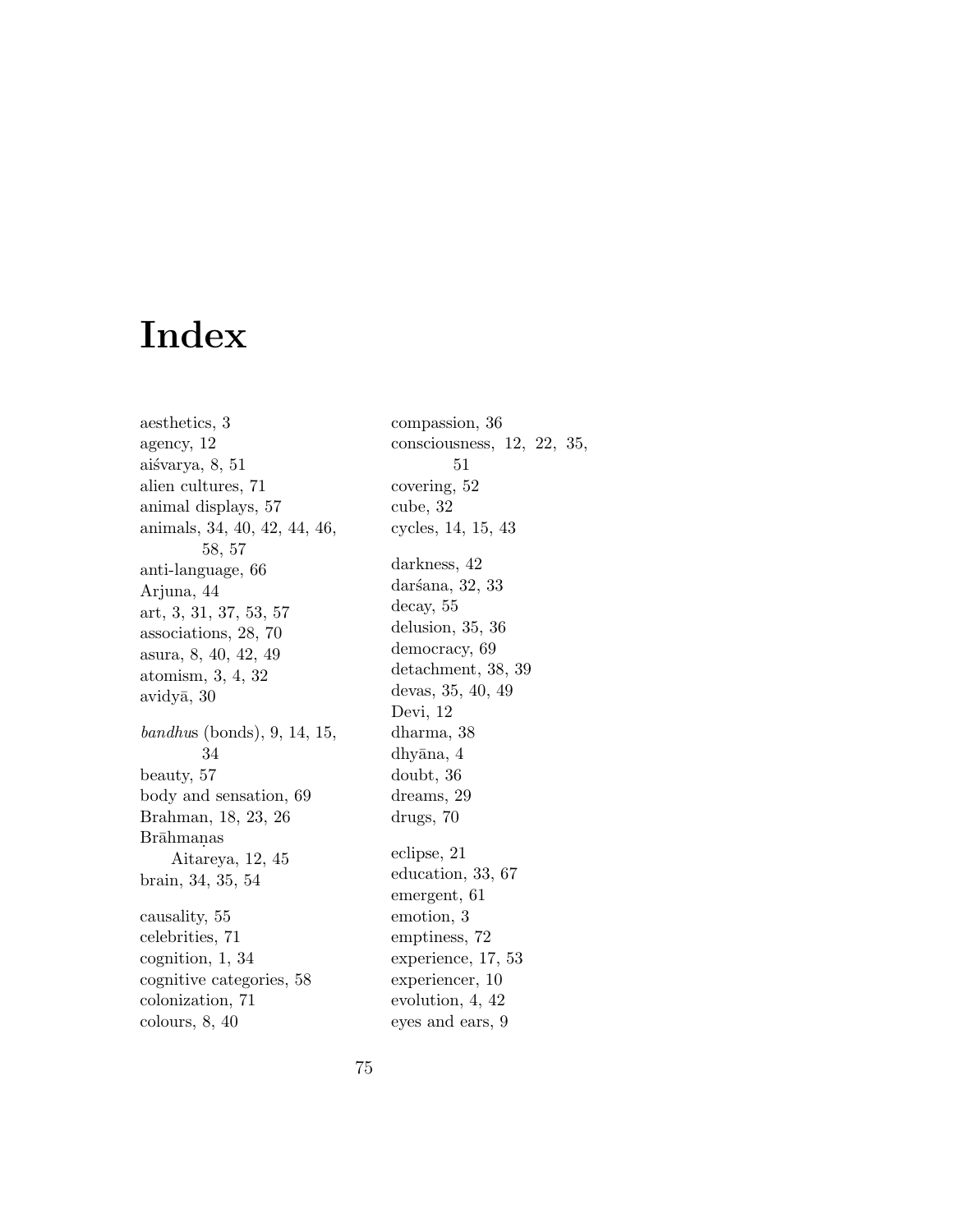# Index

aesthetics, 3
agency, 12
aiśvarya, 8, 51
alien cultures, 71
animal displays, 57
animals, 34, 40, 42, 44, 46, 58, 57
anti-language, 66
Arjuna, 44
art, 3, 31, 37, 53, 57
associations, 28, 70
asura, 8, 40, 42, 49
atomism, 3, 4, 32
avidyā, 30

*bandhus* (bonds), 9, 14, 15, 34
beauty, 57
body and sensation, 69
Brahman, 18, 23, 26
Brāhmaṇas
  Aitareya, 12, 45
brain, 34, 35, 54

causality, 55
celebrities, 71
cognition, 1, 34
cognitive categories, 58
colonization, 71
colours, 8, 40
compassion, 36
consciousness, 12, 22, 35, 51
covering, 52
cube, 32
cycles, 14, 15, 43

darkness, 42
darśana, 32, 33
decay, 55
delusion, 35, 36
democracy, 69
detachment, 38, 39
devas, 35, 40, 49
Devi, 12
dharma, 38
dhyāna, 4
doubt, 36
dreams, 29
drugs, 70

eclipse, 21
education, 33, 67
emergent, 61
emotion, 3
emptiness, 72
experience, 17, 53
experiencer, 10
evolution, 4, 42
eyes and ears, 9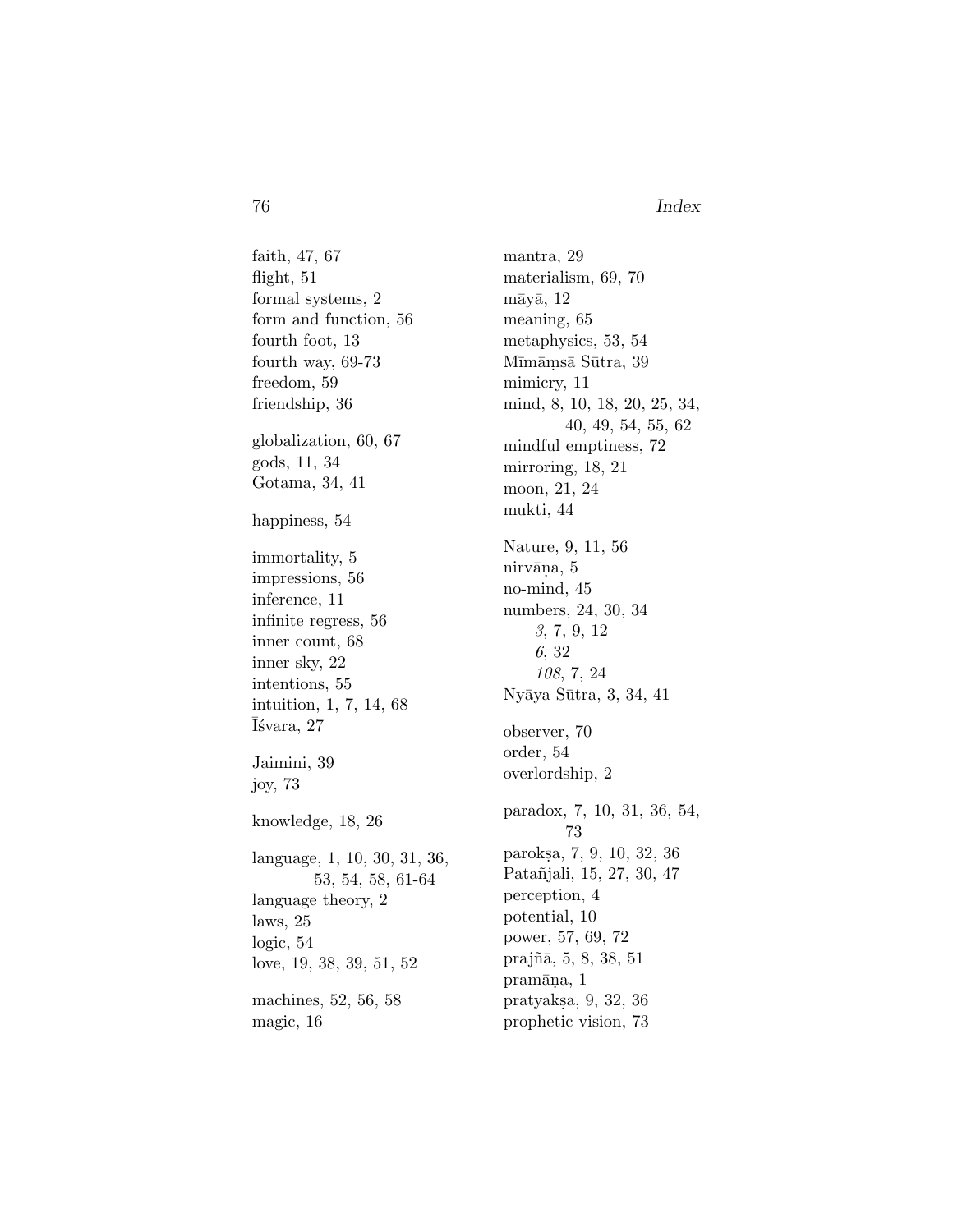faith, 47, 67
flight, 51
formal systems, 2
form and function, 56
fourth foot, 13
fourth way, 69-73
freedom, 59
friendship, 36

globalization, 60, 67
gods, 11, 34
Gotama, 34, 41

happiness, 54

immortality, 5
impressions, 56
inference, 11
infinite regress, 56
inner count, 68
inner sky, 22
intentions, 55
intuition, 1, 7, 14, 68
Īśvara, 27

Jaimini, 39
joy, 73

knowledge, 18, 26

language, 1, 10, 30, 31, 36, 53, 54, 58, 61-64
language theory, 2
laws, 25
logic, 54
love, 19, 38, 39, 51, 52

machines, 52, 56, 58
magic, 16
mantra, 29
materialism, 69, 70
māyā, 12
meaning, 65
metaphysics, 53, 54
Mīmāṃsā Sūtra, 39
mimicry, 11
mind, 8, 10, 18, 20, 25, 34, 40, 49, 54, 55, 62
mindful emptiness, 72
mirroring, 18, 21
moon, 21, 24
mukti, 44

Nature, 9, 11, 56
nirvāṇa, 5
no-mind, 45
numbers, 24, 30, 34
- *3*, 7, 9, 12
- *6*, 32
- *108*, 7, 24

Nyāya Sūtra, 3, 34, 41

observer, 70
order, 54
overlordship, 2

paradox, 7, 10, 31, 36, 54, 73
parokṣa, 7, 9, 10, 32, 36
Patañjali, 15, 27, 30, 47
perception, 4
potential, 10
power, 57, 69, 72
prajñā, 5, 8, 38, 51
pramāṇa, 1
pratyakṣa, 9, 32, 36
prophetic vision, 73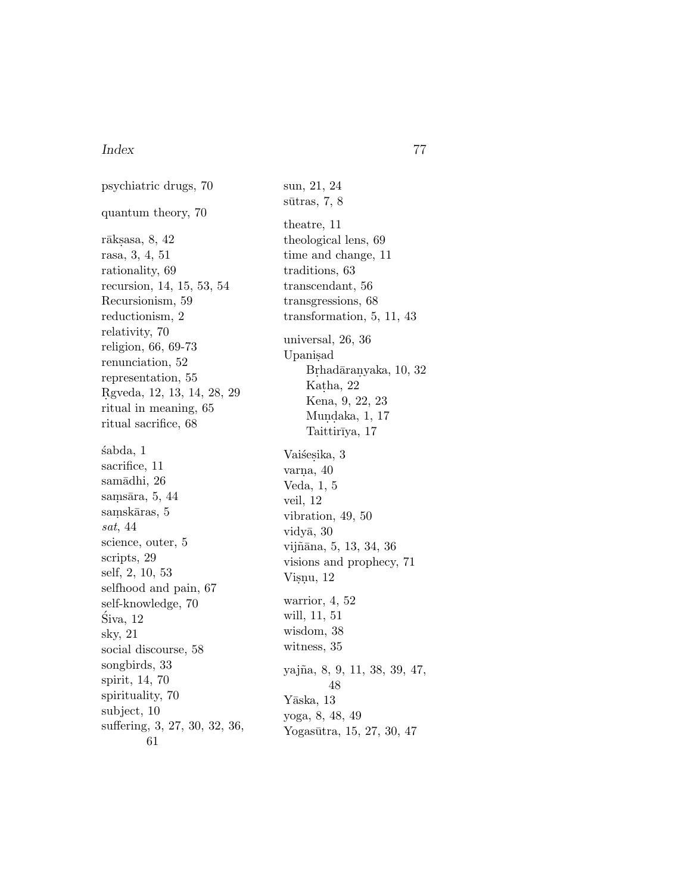psychiatric drugs, 70

quantum theory, 70

rākṣasa, 8, 42
rasa, 3, 4, 51
rationality, 69
recursion, 14, 15, 53, 54
Recursionism, 59
reductionism, 2
relativity, 70
religion, 66, 69-73
renunciation, 52
representation, 55
Ṛgveda, 12, 13, 14, 28, 29
ritual in meaning, 65
ritual sacrifice, 68

śabda, 1
sacrifice, 11
samādhi, 26
saṃsāra, 5, 44
saṃskāras, 5
*sat*, 44
science, outer, 5
scripts, 29
self, 2, 10, 53
selfhood and pain, 67
self-knowledge, 70
Śiva, 12
sky, 21
social discourse, 58
songbirds, 33
spirit, 14, 70
spirituality, 70
subject, 10
suffering, 3, 27, 30, 32, 36, 61
sun, 21, 24
sūtras, 7, 8

theatre, 11
theological lens, 69
time and change, 11
traditions, 63
transcendant, 56
transgressions, 68
transformation, 5, 11, 43

universal, 26, 36
Upaniṣad
- Bṛhadāraṇyaka, 10, 32
- Kaṭha, 22
- Kena, 9, 22, 23
- Muṇḍaka, 1, 17
- Taittirīya, 17

Vaiśeṣika, 3
varṇa, 40
Veda, 1, 5
veil, 12
vibration, 49, 50
vidyā, 30
vijñāna, 5, 13, 34, 36
visions and prophecy, 71
Viṣṇu, 12

warrior, 4, 52
will, 11, 51
wisdom, 38
witness, 35

yajña, 8, 9, 11, 38, 39, 47, 48
Yāska, 13
yoga, 8, 48, 49
Yogasūtra, 15, 27, 30, 47